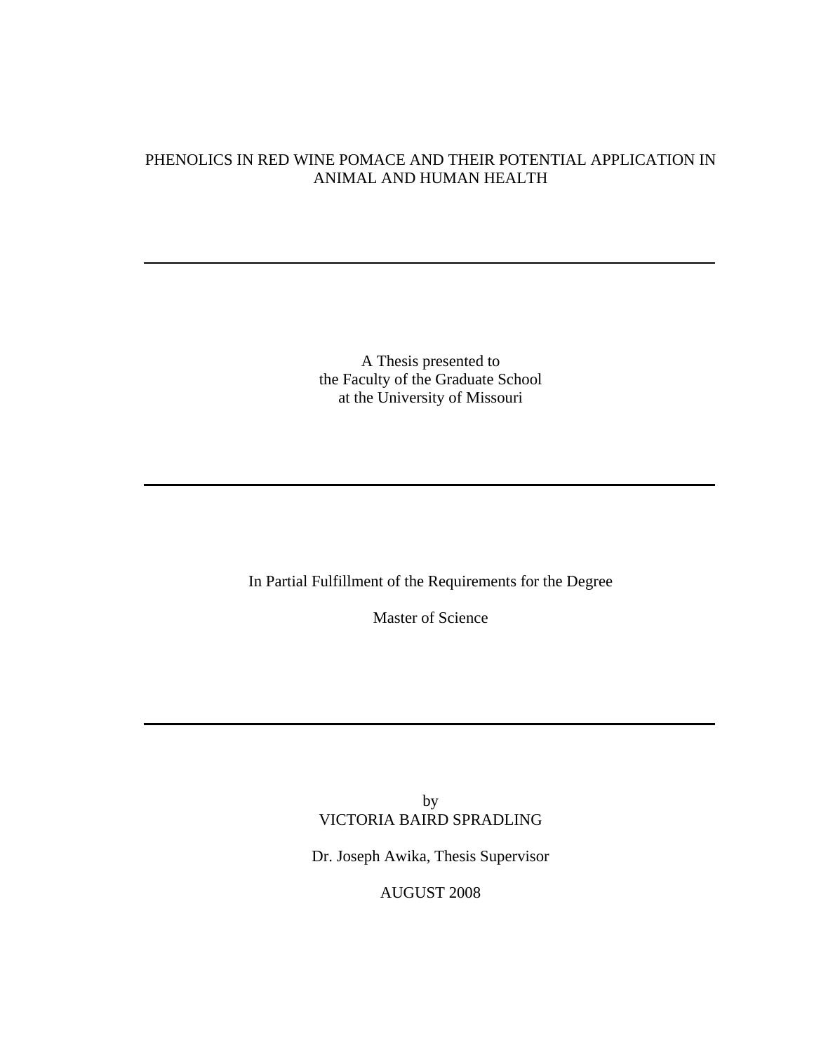# PHENOLICS IN RED WINE POMACE AND THEIR POTENTIAL APPLICATION IN ANIMAL AND HUMAN HEALTH

---

A Thesis presented to
the Faculty of the Graduate School
at the University of Missouri

---

In Partial Fulfillment of the Requirements for the Degree

Master of Science

---

by
VICTORIA BAIRD SPRADLING

Dr. Joseph Awika, Thesis Supervisor

AUGUST 2008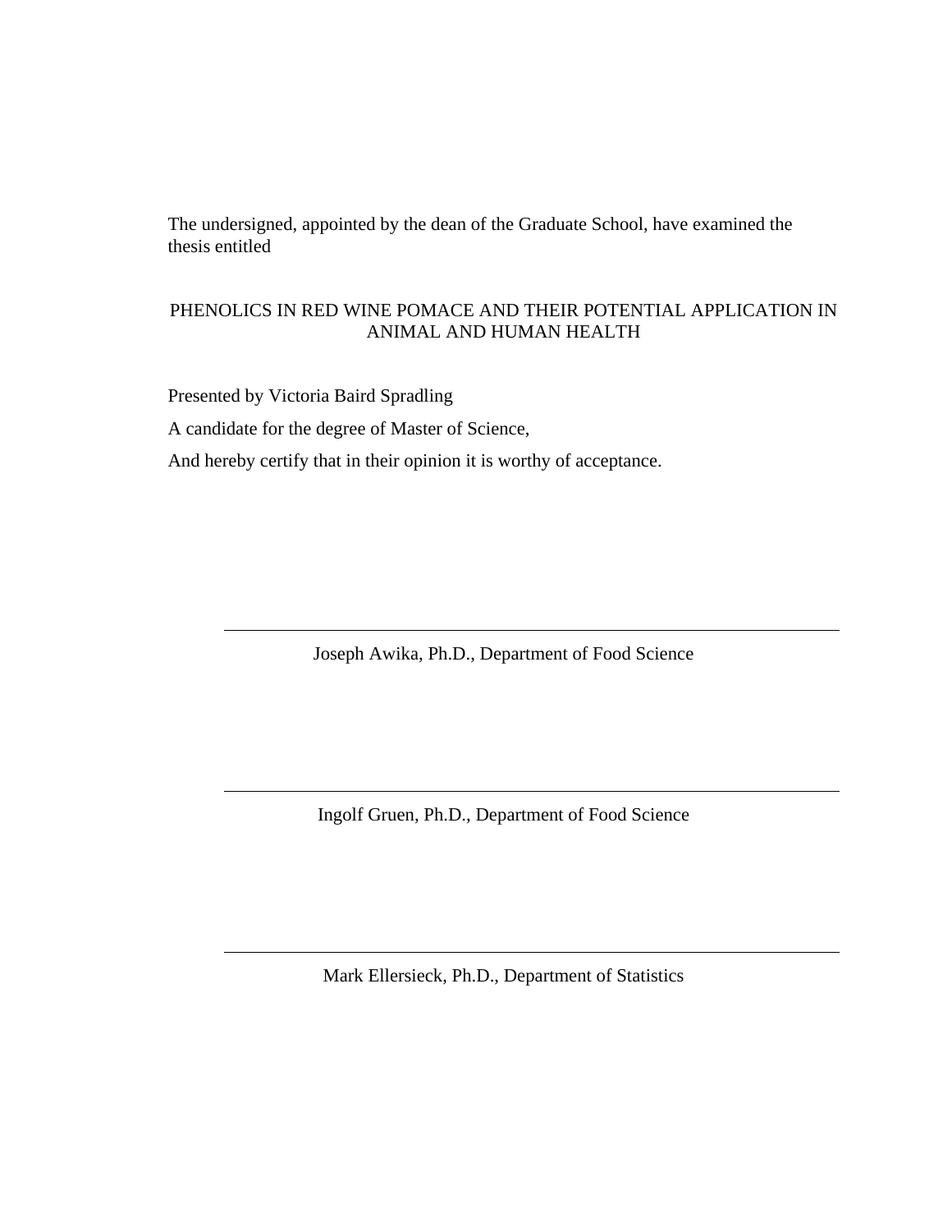The undersigned, appointed by the dean of the Graduate School, have examined the thesis entitled

PHENOLICS IN RED WINE POMACE AND THEIR POTENTIAL APPLICATION IN ANIMAL AND HUMAN HEALTH

Presented by Victoria Baird Spradling

A candidate for the degree of Master of Science,

And hereby certify that in their opinion it is worthy of acceptance.

---

Joseph Awika, Ph.D., Department of Food Science

---

Ingolf Gruen, Ph.D., Department of Food Science

---

Mark Ellersieck, Ph.D., Department of Statistics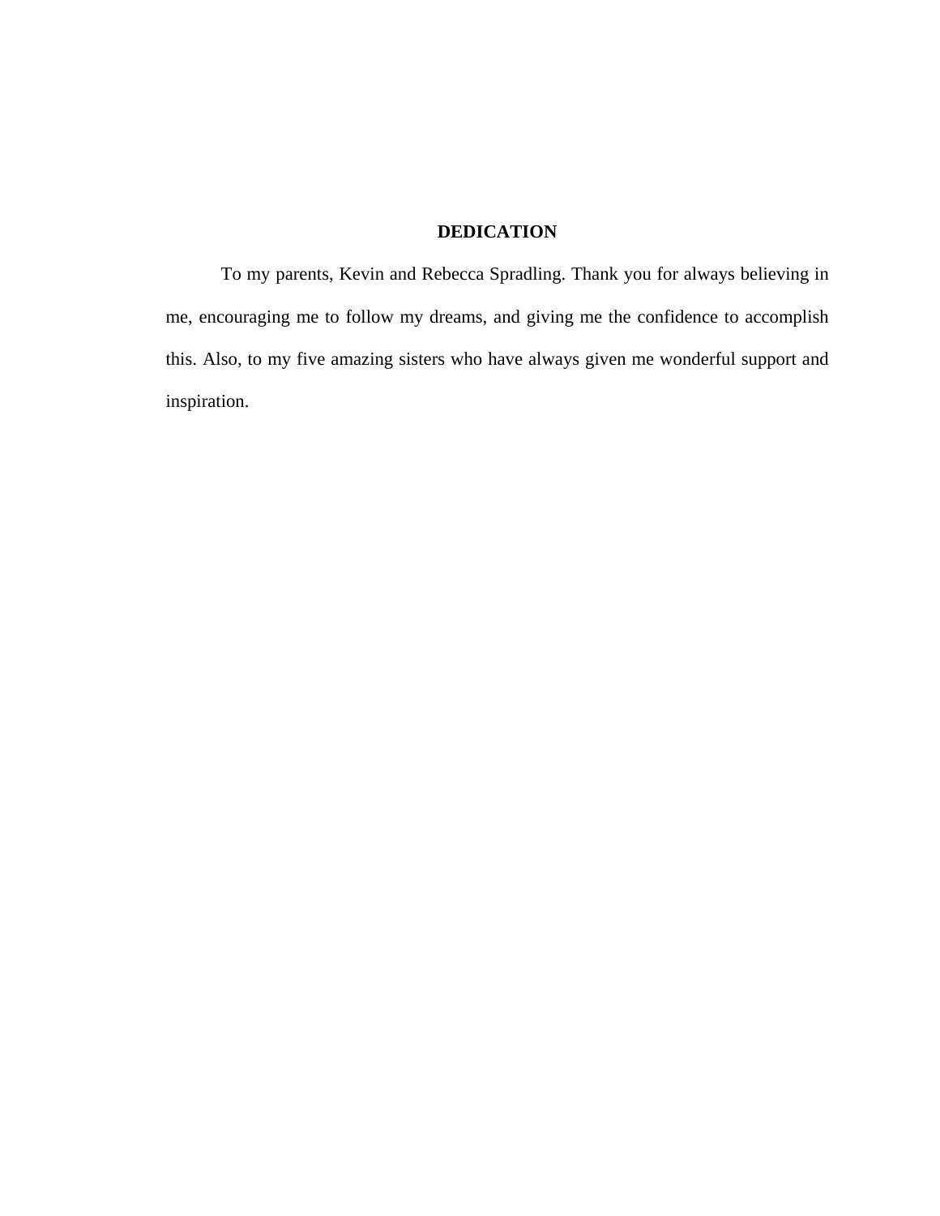# DEDICATION

To my parents, Kevin and Rebecca Spradling. Thank you for always believing in me, encouraging me to follow my dreams, and giving me the confidence to accomplish this. Also, to my five amazing sisters who have always given me wonderful support and inspiration.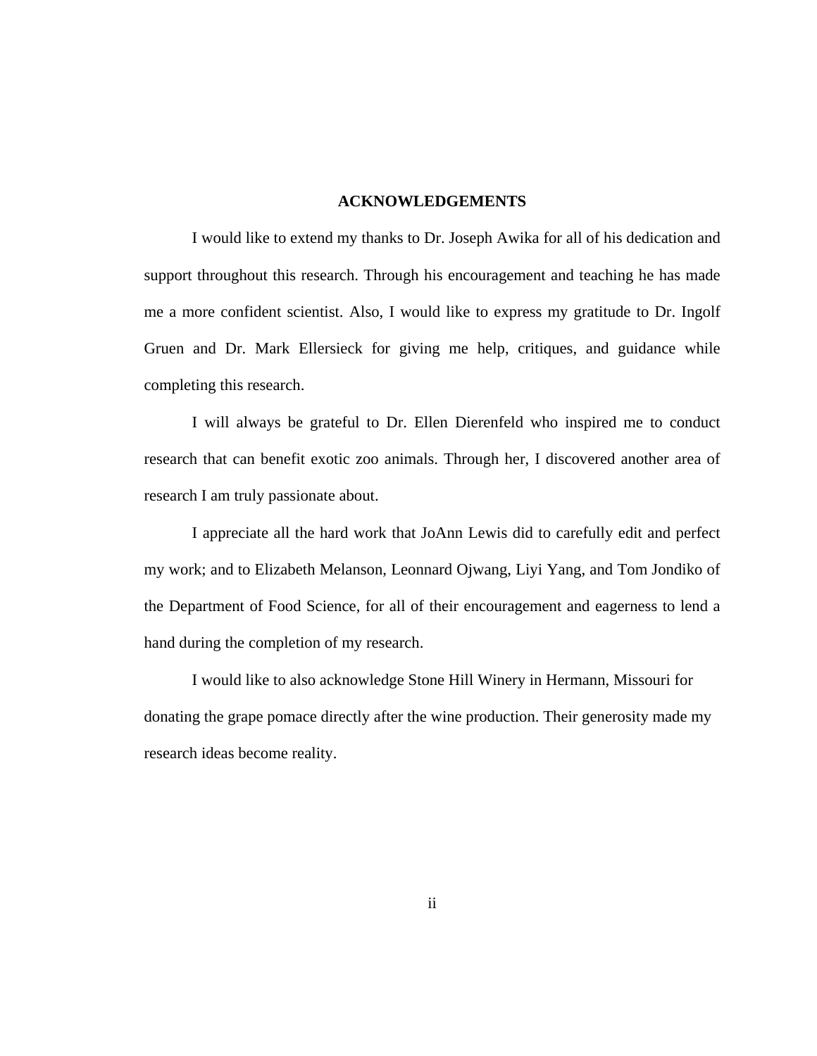# ACKNOWLEDGEMENTS

I would like to extend my thanks to Dr. Joseph Awika for all of his dedication and support throughout this research. Through his encouragement and teaching he has made me a more confident scientist. Also, I would like to express my gratitude to Dr. Ingolf Gruen and Dr. Mark Ellersieck for giving me help, critiques, and guidance while completing this research.

I will always be grateful to Dr. Ellen Dierenfeld who inspired me to conduct research that can benefit exotic zoo animals. Through her, I discovered another area of research I am truly passionate about.

I appreciate all the hard work that JoAnn Lewis did to carefully edit and perfect my work; and to Elizabeth Melanson, Leonnard Ojwang, Liyi Yang, and Tom Jondiko of the Department of Food Science, for all of their encouragement and eagerness to lend a hand during the completion of my research.

I would like to also acknowledge Stone Hill Winery in Hermann, Missouri for donating the grape pomace directly after the wine production. Their generosity made my research ideas become reality.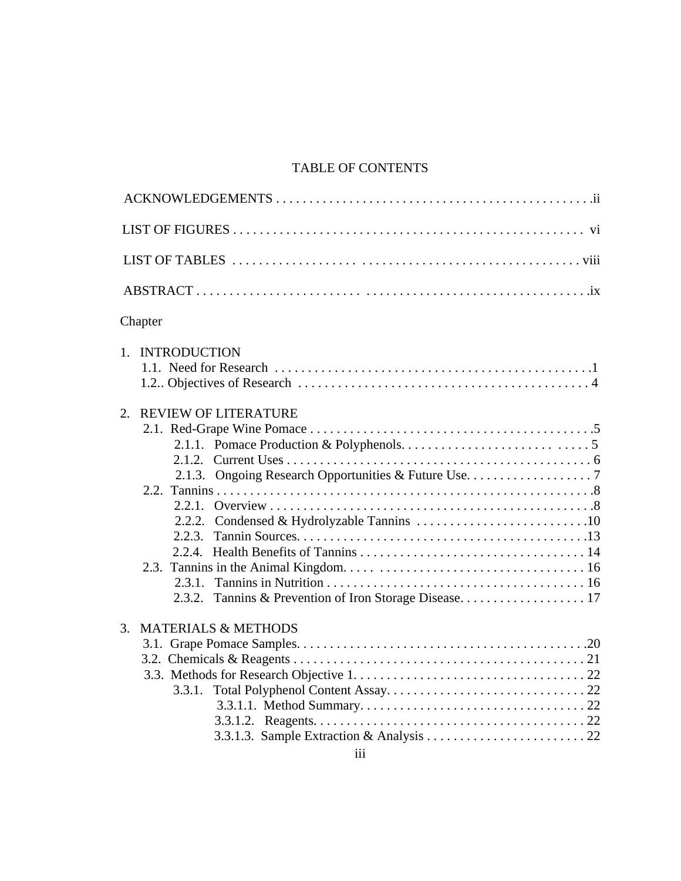# TABLE OF CONTENTS

ACKNOWLEDGEMENTS . . . . . . . . . . . . . . . . . . . . . . . . . . . . . . . . . . . . . . . . . . . . . . .ii

LIST OF FIGURES . . . . . . . . . . . . . . . . . . . . . . . . . . . . . . . . . . . . . . . . . . . . . . . . . . . . vi

LIST OF TABLES . . . . . . . . . . . . . . . . . . . . . . . . . . . . . . . . . . . . . . . . . . . . . . . . . . . viii

ABSTRACT . . . . . . . . . . . . . . . . . . . . . . . . . . . . . . . . . . . . . . . . . . . . . . . . . . . . . . . . .ix

Chapter

1. INTRODUCTION
   - 1.1. Need for Research . . . . . . . . . . . . . . . . . . . . . . . . . . . . . . . . . . . . . . . . . . . . . . .1
   - 1.2.. Objectives of Research . . . . . . . . . . . . . . . . . . . . . . . . . . . . . . . . . . . . . . . . . . . 4

2. REVIEW OF LITERATURE
   - 2.1. Red-Grape Wine Pomace . . . . . . . . . . . . . . . . . . . . . . . . . . . . . . . . . . . . . . . . . .5
     - 2.1.1. Pomace Production & Polyphenols. . . . . . . . . . . . . . . . . . . . . . . . . . . . . . . . 5
     - 2.1.2. Current Uses . . . . . . . . . . . . . . . . . . . . . . . . . . . . . . . . . . . . . . . . . . . . . . . 6
     - 2.1.3. Ongoing Research Opportunities & Future Use. . . . . . . . . . . . . . . . . . . 7
   - 2.2. Tannins . . . . . . . . . . . . . . . . . . . . . . . . . . . . . . . . . . . . . . . . . . . . . . . . . . . . . . . .8
     - 2.2.1. Overview . . . . . . . . . . . . . . . . . . . . . . . . . . . . . . . . . . . . . . . . . . . . . . . . . .8
     - 2.2.2. Condensed & Hydrolyzable Tannins . . . . . . . . . . . . . . . . . . . . . . . . . .10
     - 2.2.3. Tannin Sources. . . . . . . . . . . . . . . . . . . . . . . . . . . . . . . . . . . . . . . . . . . .13
     - 2.2.4. Health Benefits of Tannins . . . . . . . . . . . . . . . . . . . . . . . . . . . . . . . . . . 14
   - 2.3. Tannins in the Animal Kingdom. . . . . . . . . . . . . . . . . . . . . . . . . . . . . . . . . . . . 16
     - 2.3.1. Tannins in Nutrition . . . . . . . . . . . . . . . . . . . . . . . . . . . . . . . . . . . . . . . . 16
     - 2.3.2. Tannins & Prevention of Iron Storage Disease. . . . . . . . . . . . . . . . . . . 17

3. MATERIALS & METHODS
   - 3.1. Grape Pomace Samples. . . . . . . . . . . . . . . . . . . . . . . . . . . . . . . . . . . . . . . . . . . .20
   - 3.2. Chemicals & Reagents . . . . . . . . . . . . . . . . . . . . . . . . . . . . . . . . . . . . . . . . . . . . 21
   - 3.3. Methods for Research Objective 1. . . . . . . . . . . . . . . . . . . . . . . . . . . . . . . . . . . 22
     - 3.3.1. Total Polyphenol Content Assay. . . . . . . . . . . . . . . . . . . . . . . . . . . . . . . 22
       - 3.3.1.1. Method Summary. . . . . . . . . . . . . . . . . . . . . . . . . . . . . . . . . . . 22
       - 3.3.1.2. Reagents. . . . . . . . . . . . . . . . . . . . . . . . . . . . . . . . . . . . . . . . . 22
       - 3.3.1.3. Sample Extraction & Analysis . . . . . . . . . . . . . . . . . . . . . . . . 22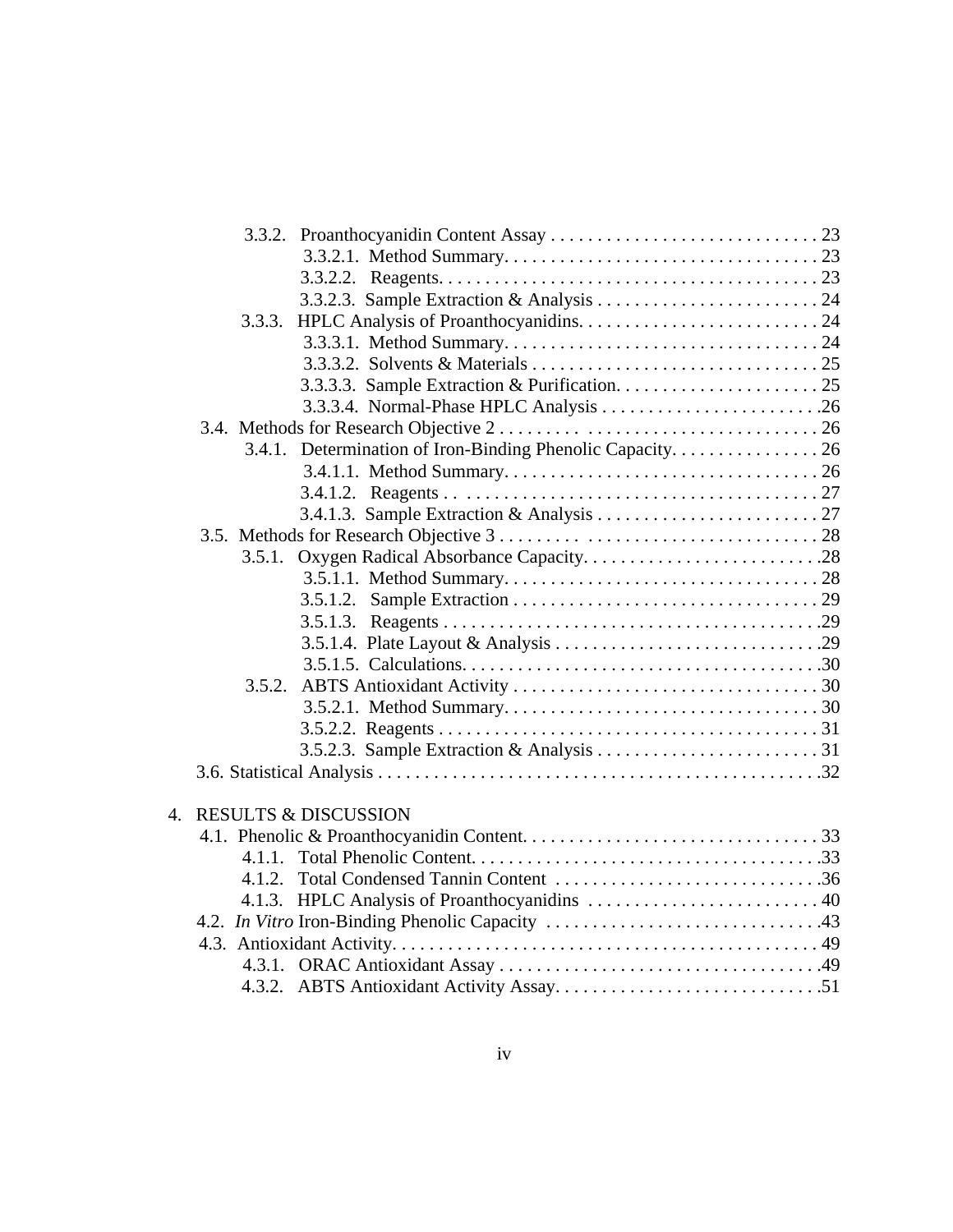- 3.3.2. Proanthocyanidin Content Assay . . . . . . . . . . . . . . . . . . . . . . . . . . . . . 23
  - 3.3.2.1. Method Summary. . . . . . . . . . . . . . . . . . . . . . . . . . . . . . . . . . 23
  - 3.3.2.2. Reagents. . . . . . . . . . . . . . . . . . . . . . . . . . . . . . . . . . . . . . . . 23
  - 3.3.2.3. Sample Extraction & Analysis . . . . . . . . . . . . . . . . . . . . . . . . 24
- 3.3.3. HPLC Analysis of Proanthocyanidins. . . . . . . . . . . . . . . . . . . . . . . . . . 24
  - 3.3.3.1. Method Summary. . . . . . . . . . . . . . . . . . . . . . . . . . . . . . . . . . 24
  - 3.3.3.2. Solvents & Materials . . . . . . . . . . . . . . . . . . . . . . . . . . . . . . . 25
  - 3.3.3.3. Sample Extraction & Purification. . . . . . . . . . . . . . . . . . . . . . 25
  - 3.3.3.4. Normal-Phase HPLC Analysis . . . . . . . . . . . . . . . . . . . . . . . .26

3.4. Methods for Research Objective 2 . . . . . . . . . . . . . . . . . . . . . . . . . . . . . . . . 26

- 3.4.1. Determination of Iron-Binding Phenolic Capacity. . . . . . . . . . . . . . . . 26
  - 3.4.1.1. Method Summary. . . . . . . . . . . . . . . . . . . . . . . . . . . . . . . . . . 26
  - 3.4.1.2. Reagents . . . . . . . . . . . . . . . . . . . . . . . . . . . . . . . . . . . . . . . 27
  - 3.4.1.3. Sample Extraction & Analysis . . . . . . . . . . . . . . . . . . . . . . . . 27

3.5. Methods for Research Objective 3 . . . . . . . . . . . . . . . . . . . . . . . . . . . . . . . . 28

- 3.5.1. Oxygen Radical Absorbance Capacity. . . . . . . . . . . . . . . . . . . . . . . . . .28
  - 3.5.1.1. Method Summary. . . . . . . . . . . . . . . . . . . . . . . . . . . . . . . . . . 28
  - 3.5.1.2. Sample Extraction . . . . . . . . . . . . . . . . . . . . . . . . . . . . . . . . . 29
  - 3.5.1.3. Reagents . . . . . . . . . . . . . . . . . . . . . . . . . . . . . . . . . . . . . . . . .29
  - 3.5.1.4. Plate Layout & Analysis . . . . . . . . . . . . . . . . . . . . . . . . . . . . .29
  - 3.5.1.5. Calculations. . . . . . . . . . . . . . . . . . . . . . . . . . . . . . . . . . . . . .30
- 3.5.2. ABTS Antioxidant Activity . . . . . . . . . . . . . . . . . . . . . . . . . . . . . . . . . 30
  - 3.5.2.1. Method Summary. . . . . . . . . . . . . . . . . . . . . . . . . . . . . . . . . . 30
  - 3.5.2.2. Reagents . . . . . . . . . . . . . . . . . . . . . . . . . . . . . . . . . . . . . . . . 31
  - 3.5.2.3. Sample Extraction & Analysis . . . . . . . . . . . . . . . . . . . . . . . . 31

3.6. Statistical Analysis . . . . . . . . . . . . . . . . . . . . . . . . . . . . . . . . . . . . . . . . . . . . . . . .32

4. RESULTS & DISCUSSION

4.1. Phenolic & Proanthocyanidin Content. . . . . . . . . . . . . . . . . . . . . . . . . . . . . . . 33

- 4.1.1. Total Phenolic Content. . . . . . . . . . . . . . . . . . . . . . . . . . . . . . . . . . . . . .33
- 4.1.2. Total Condensed Tannin Content . . . . . . . . . . . . . . . . . . . . . . . . . . . . .36
- 4.1.3. HPLC Analysis of Proanthocyanidins . . . . . . . . . . . . . . . . . . . . . . . . . 40

4.2. *In Vitro* Iron-Binding Phenolic Capacity . . . . . . . . . . . . . . . . . . . . . . . . . . . . .43

4.3. Antioxidant Activity. . . . . . . . . . . . . . . . . . . . . . . . . . . . . . . . . . . . . . . . . . . . . 49

- 4.3.1. ORAC Antioxidant Assay . . . . . . . . . . . . . . . . . . . . . . . . . . . . . . . . . . .49
- 4.3.2. ABTS Antioxidant Activity Assay. . . . . . . . . . . . . . . . . . . . . . . . . . . . .51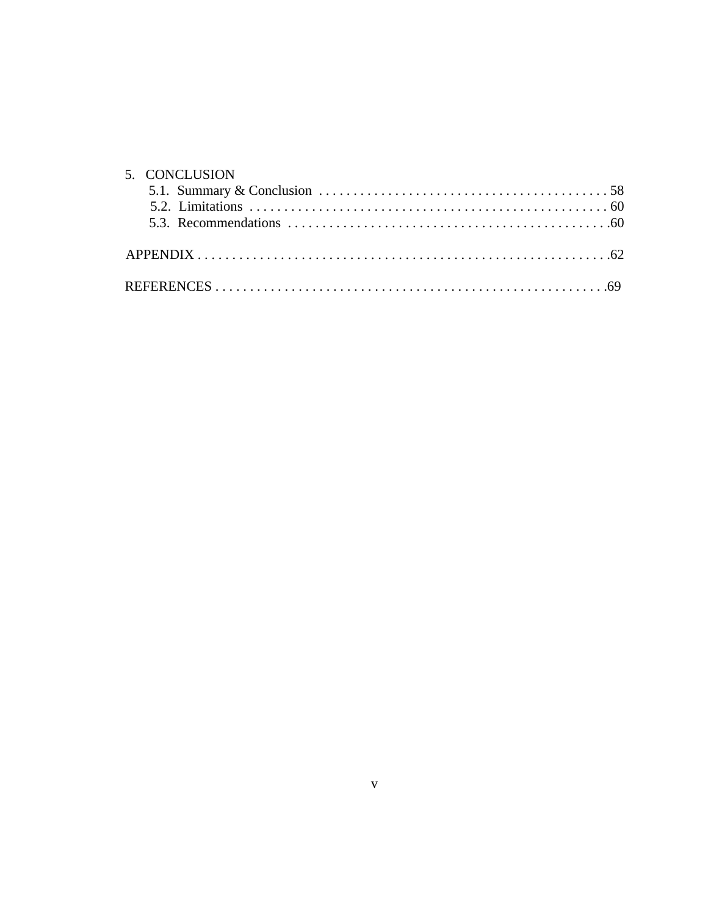5. CONCLUSION
   - 5.1. Summary & Conclusion . . . . . . . . . . . . . . . . . . . . . . . . . . . . . . . . . . . . . . . . . . 58
   - 5.2. Limitations . . . . . . . . . . . . . . . . . . . . . . . . . . . . . . . . . . . . . . . . . . . . . . . . . . . . 60
   - 5.3. Recommendations . . . . . . . . . . . . . . . . . . . . . . . . . . . . . . . . . . . . . . . . . . . . . .60

APPENDIX . . . . . . . . . . . . . . . . . . . . . . . . . . . . . . . . . . . . . . . . . . . . . . . . . . . . . . . . . . . . .62

REFERENCES . . . . . . . . . . . . . . . . . . . . . . . . . . . . . . . . . . . . . . . . . . . . . . . . . . . . . . . . .69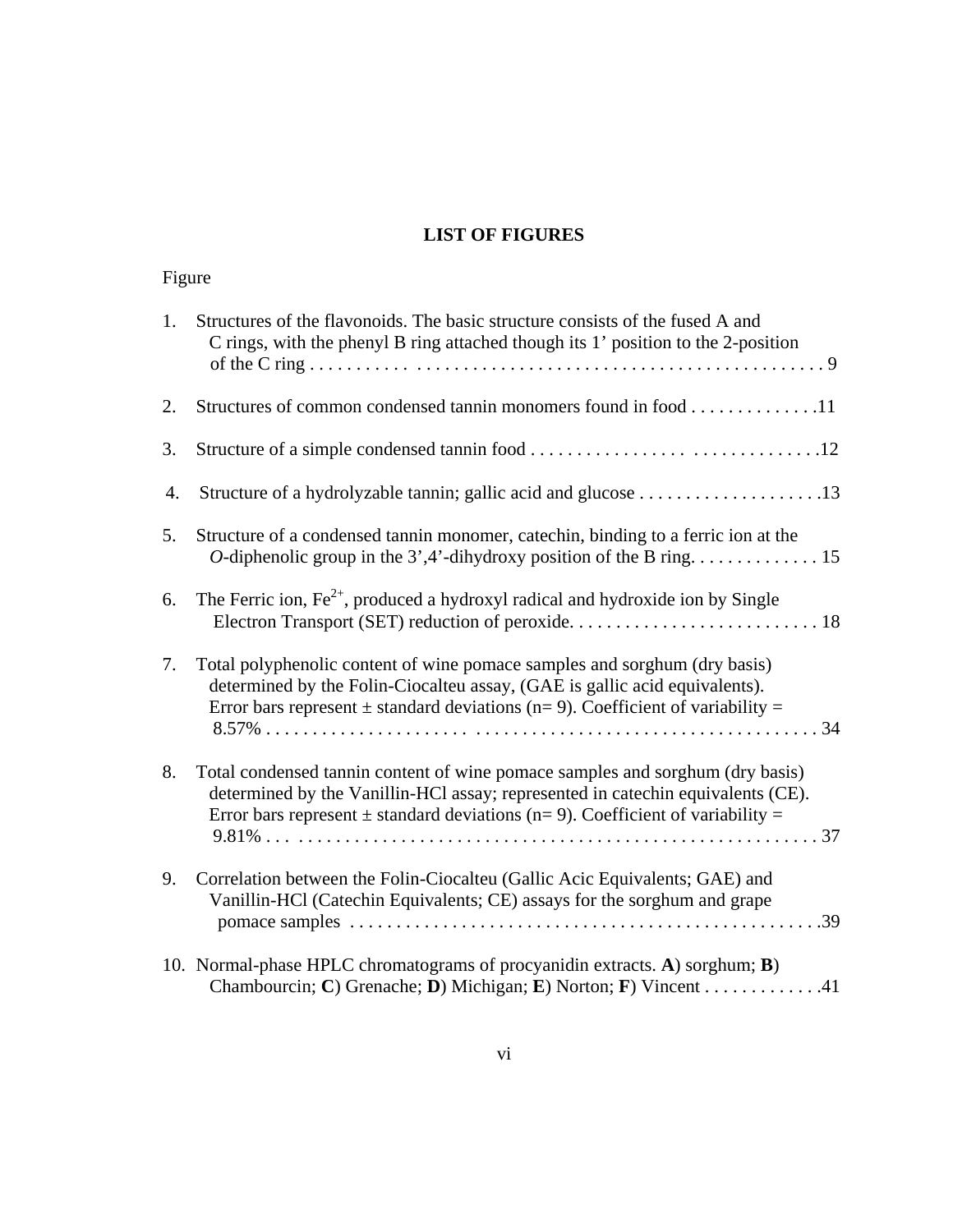## LIST OF FIGURES

Figure

1. Structures of the flavonoids. The basic structure consists of the fused A and C rings, with the phenyl B ring attached though its 1' position to the 2-position of the C ring . . . . . . . . . . . . . . . . . . . . . . . . . . . . . . . . . . . . . . . . . . . . . . . . . . . . . . . 9

2. Structures of common condensed tannin monomers found in food . . . . . . . . . . . . . .11

3. Structure of a simple condensed tannin food . . . . . . . . . . . . . . . . . . . . . . . . . . . . . . .12

4. Structure of a hydrolyzable tannin; gallic acid and glucose . . . . . . . . . . . . . . . . . . . . .13

5. Structure of a condensed tannin monomer, catechin, binding to a ferric ion at the *O*-diphenolic group in the 3',4'-dihydroxy position of the B ring. . . . . . . . . . . . . . 15

6. The Ferric ion, $Fe^{2+}$, produced a hydroxyl radical and hydroxide ion by Single Electron Transport (SET) reduction of peroxide. . . . . . . . . . . . . . . . . . . . . . . . . . . . 18

7. Total polyphenolic content of wine pomace samples and sorghum (dry basis) determined by the Folin-Ciocalteu assay, (GAE is gallic acid equivalents). Error bars represent ± standard deviations (n= 9). Coefficient of variability = 8.57% . . . . . . . . . . . . . . . . . . . . . . . . . . . . . . . . . . . . . . . . . . . . . . . . . . . . . . . . . . . 34

8. Total condensed tannin content of wine pomace samples and sorghum (dry basis) determined by the Vanillin-HCl assay; represented in catechin equivalents (CE). Error bars represent ± standard deviations (n= 9). Coefficient of variability = 9.81% . . . . . . . . . . . . . . . . . . . . . . . . . . . . . . . . . . . . . . . . . . . . . . . . . . . . . . . . . . . 37

9. Correlation between the Folin-Ciocalteu (Gallic Acic Equivalents; GAE) and Vanillin-HCl (Catechin Equivalents; CE) assays for the sorghum and grape pomace samples . . . . . . . . . . . . . . . . . . . . . . . . . . . . . . . . . . . . . . . . . . . . . . . . . .39

10. Normal-phase HPLC chromatograms of procyanidin extracts. **A**) sorghum; **B**) Chambourcin; **C**) Grenache; **D**) Michigan; **E**) Norton; **F**) Vincent . . . . . . . . . . . . .41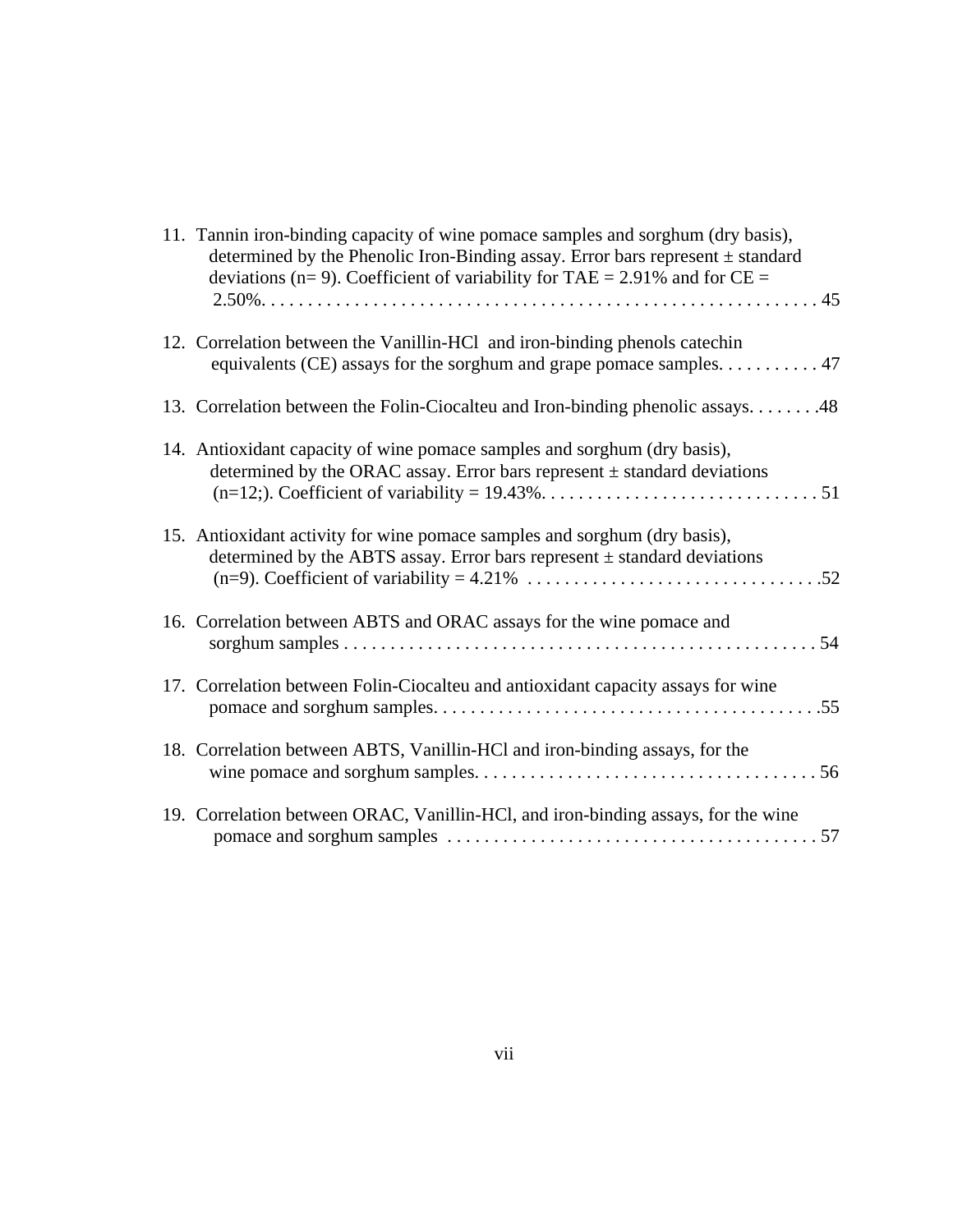11. Tannin iron-binding capacity of wine pomace samples and sorghum (dry basis), determined by the Phenolic Iron-Binding assay. Error bars represent ± standard deviations (n= 9). Coefficient of variability for TAE = 2.91% and for CE = 2.50%. . . . . . . . . . . . . . . . . . . . . . . . . . . . . . . . . . . . . . . . . . . . . . . . . . . . . . . . . . . 45

12. Correlation between the Vanillin-HCl and iron-binding phenols catechin equivalents (CE) assays for the sorghum and grape pomace samples. . . . . . . . . . . 47

13. Correlation between the Folin-Ciocalteu and Iron-binding phenolic assays. . . . . . . .48

14. Antioxidant capacity of wine pomace samples and sorghum (dry basis), determined by the ORAC assay. Error bars represent ± standard deviations (n=12;). Coefficient of variability = 19.43%. . . . . . . . . . . . . . . . . . . . . . . . . . . . . . 51

15. Antioxidant activity for wine pomace samples and sorghum (dry basis), determined by the ABTS assay. Error bars represent ± standard deviations (n=9). Coefficient of variability = 4.21% . . . . . . . . . . . . . . . . . . . . . . . . . . . . . . . .52

16. Correlation between ABTS and ORAC assays for the wine pomace and sorghum samples . . . . . . . . . . . . . . . . . . . . . . . . . . . . . . . . . . . . . . . . . . . . . . . . . . . 54

17. Correlation between Folin-Ciocalteu and antioxidant capacity assays for wine pomace and sorghum samples. . . . . . . . . . . . . . . . . . . . . . . . . . . . . . . . . . . . . . . . . .55

18. Correlation between ABTS, Vanillin-HCl and iron-binding assays, for the wine pomace and sorghum samples. . . . . . . . . . . . . . . . . . . . . . . . . . . . . . . . . . . . . 56

19. Correlation between ORAC, Vanillin-HCl, and iron-binding assays, for the wine pomace and sorghum samples . . . . . . . . . . . . . . . . . . . . . . . . . . . . . . . . . . . . . . . . 57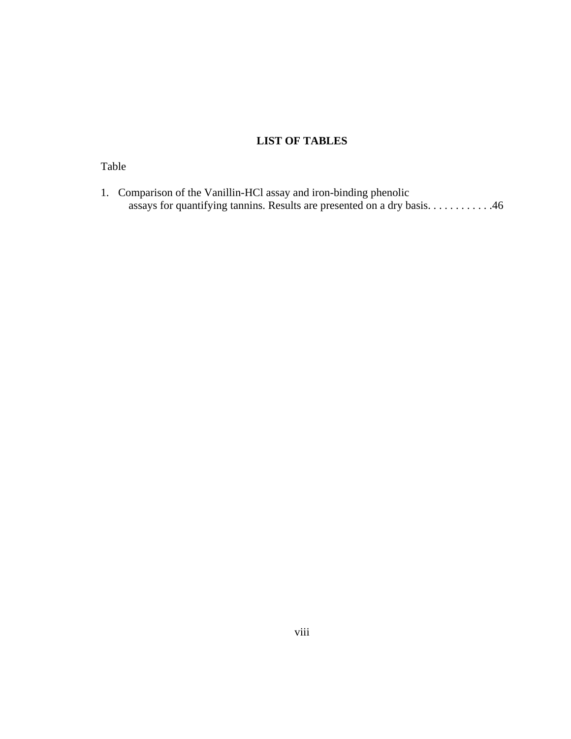# LIST OF TABLES

Table

1. Comparison of the Vanillin-HCl assay and iron-binding phenolic assays for quantifying tannins. Results are presented on a dry basis. . . . . . . . . . . .46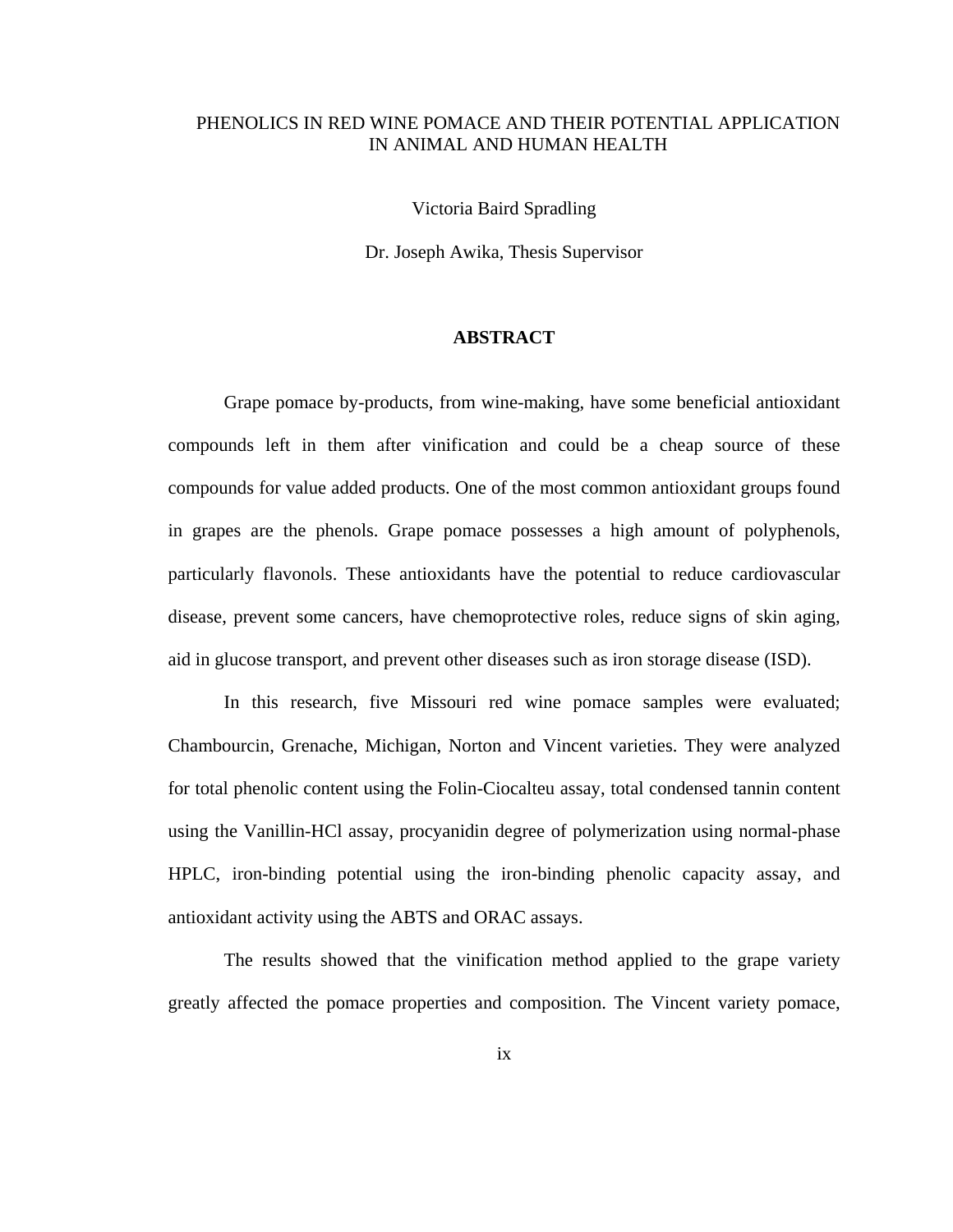# PHENOLICS IN RED WINE POMACE AND THEIR POTENTIAL APPLICATION IN ANIMAL AND HUMAN HEALTH

Victoria Baird Spradling

Dr. Joseph Awika, Thesis Supervisor

## ABSTRACT

Grape pomace by-products, from wine-making, have some beneficial antioxidant compounds left in them after vinification and could be a cheap source of these compounds for value added products. One of the most common antioxidant groups found in grapes are the phenols. Grape pomace possesses a high amount of polyphenols, particularly flavonols. These antioxidants have the potential to reduce cardiovascular disease, prevent some cancers, have chemoprotective roles, reduce signs of skin aging, aid in glucose transport, and prevent other diseases such as iron storage disease (ISD).

In this research, five Missouri red wine pomace samples were evaluated; Chambourcin, Grenache, Michigan, Norton and Vincent varieties. They were analyzed for total phenolic content using the Folin-Ciocalteu assay, total condensed tannin content using the Vanillin-HCl assay, procyanidin degree of polymerization using normal-phase HPLC, iron-binding potential using the iron-binding phenolic capacity assay, and antioxidant activity using the ABTS and ORAC assays.

The results showed that the vinification method applied to the grape variety greatly affected the pomace properties and composition. The Vincent variety pomace,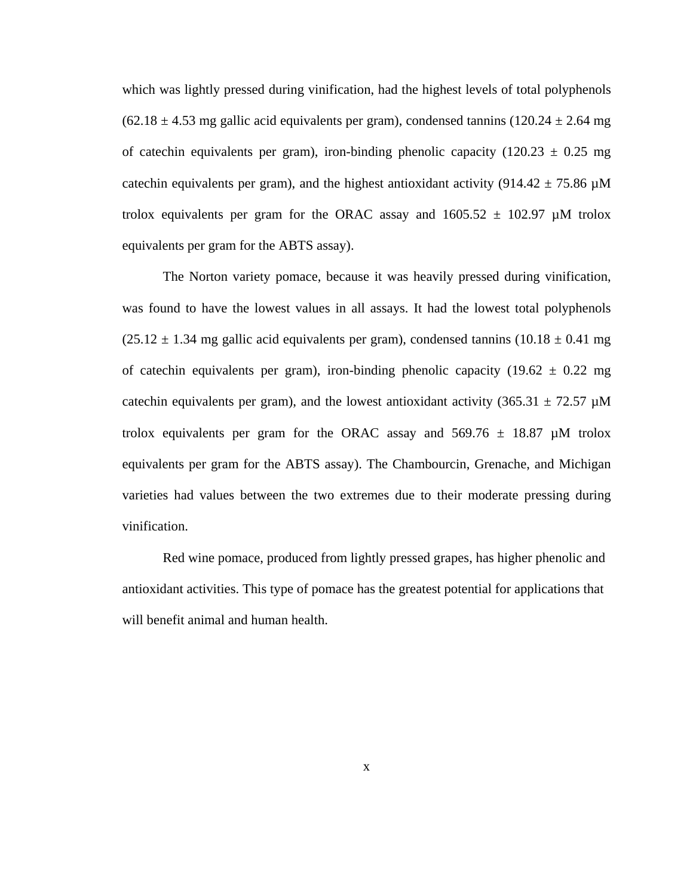which was lightly pressed during vinification, had the highest levels of total polyphenols (62.18 ± 4.53 mg gallic acid equivalents per gram), condensed tannins (120.24 ± 2.64 mg of catechin equivalents per gram), iron-binding phenolic capacity (120.23 ± 0.25 mg catechin equivalents per gram), and the highest antioxidant activity (914.42 ± 75.86 µM trolox equivalents per gram for the ORAC assay and 1605.52 ± 102.97 µM trolox equivalents per gram for the ABTS assay).

The Norton variety pomace, because it was heavily pressed during vinification, was found to have the lowest values in all assays. It had the lowest total polyphenols (25.12 ± 1.34 mg gallic acid equivalents per gram), condensed tannins (10.18 ± 0.41 mg of catechin equivalents per gram), iron-binding phenolic capacity (19.62 ± 0.22 mg catechin equivalents per gram), and the lowest antioxidant activity (365.31 ± 72.57 µM trolox equivalents per gram for the ORAC assay and 569.76 ± 18.87 µM trolox equivalents per gram for the ABTS assay). The Chambourcin, Grenache, and Michigan varieties had values between the two extremes due to their moderate pressing during vinification.

Red wine pomace, produced from lightly pressed grapes, has higher phenolic and antioxidant activities. This type of pomace has the greatest potential for applications that will benefit animal and human health.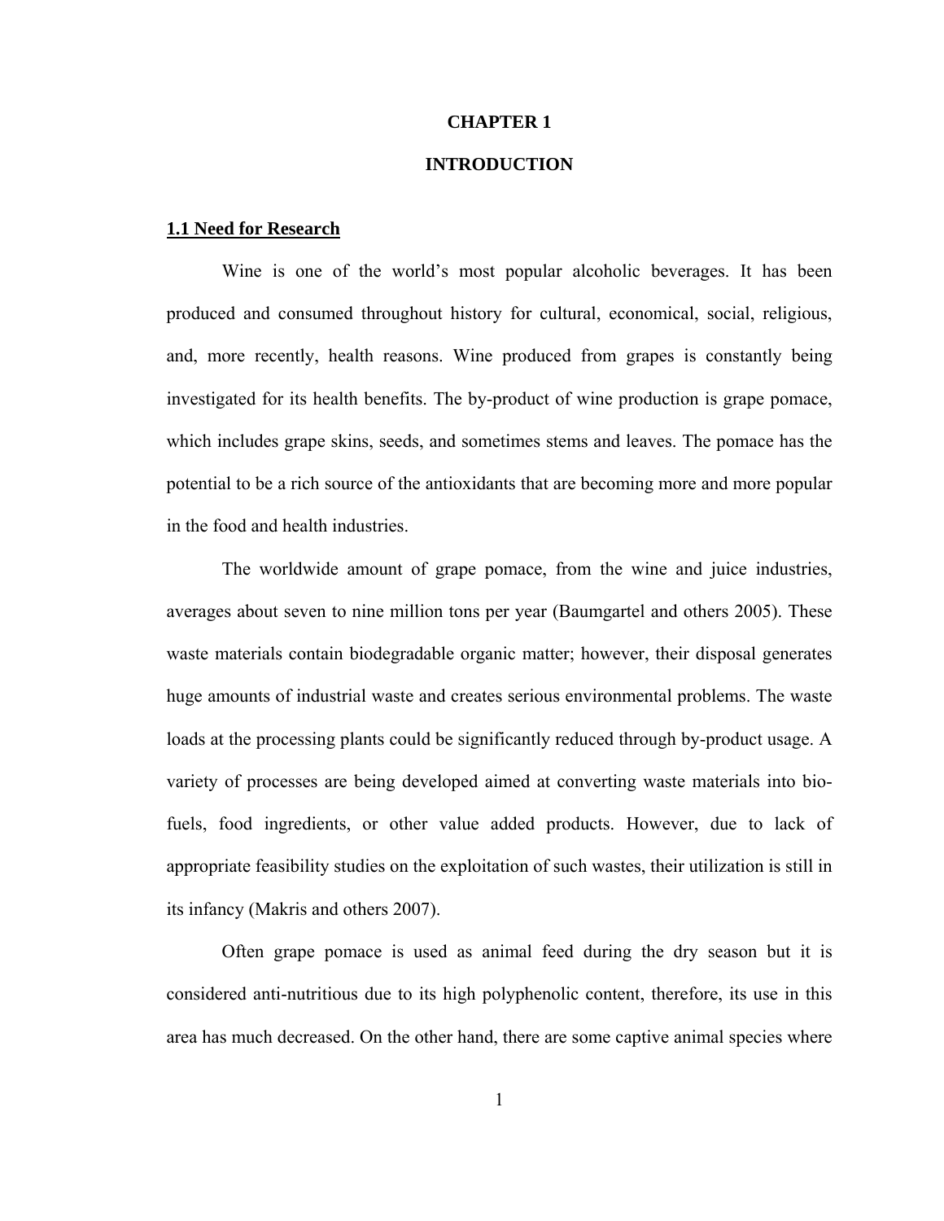# CHAPTER 1

# INTRODUCTION

## 1.1 Need for Research

Wine is one of the world's most popular alcoholic beverages. It has been produced and consumed throughout history for cultural, economical, social, religious, and, more recently, health reasons. Wine produced from grapes is constantly being investigated for its health benefits. The by-product of wine production is grape pomace, which includes grape skins, seeds, and sometimes stems and leaves. The pomace has the potential to be a rich source of the antioxidants that are becoming more and more popular in the food and health industries.

The worldwide amount of grape pomace, from the wine and juice industries, averages about seven to nine million tons per year (Baumgartel and others 2005). These waste materials contain biodegradable organic matter; however, their disposal generates huge amounts of industrial waste and creates serious environmental problems. The waste loads at the processing plants could be significantly reduced through by-product usage. A variety of processes are being developed aimed at converting waste materials into bio-fuels, food ingredients, or other value added products. However, due to lack of appropriate feasibility studies on the exploitation of such wastes, their utilization is still in its infancy (Makris and others 2007).

Often grape pomace is used as animal feed during the dry season but it is considered anti-nutritious due to its high polyphenolic content, therefore, its use in this area has much decreased. On the other hand, there are some captive animal species where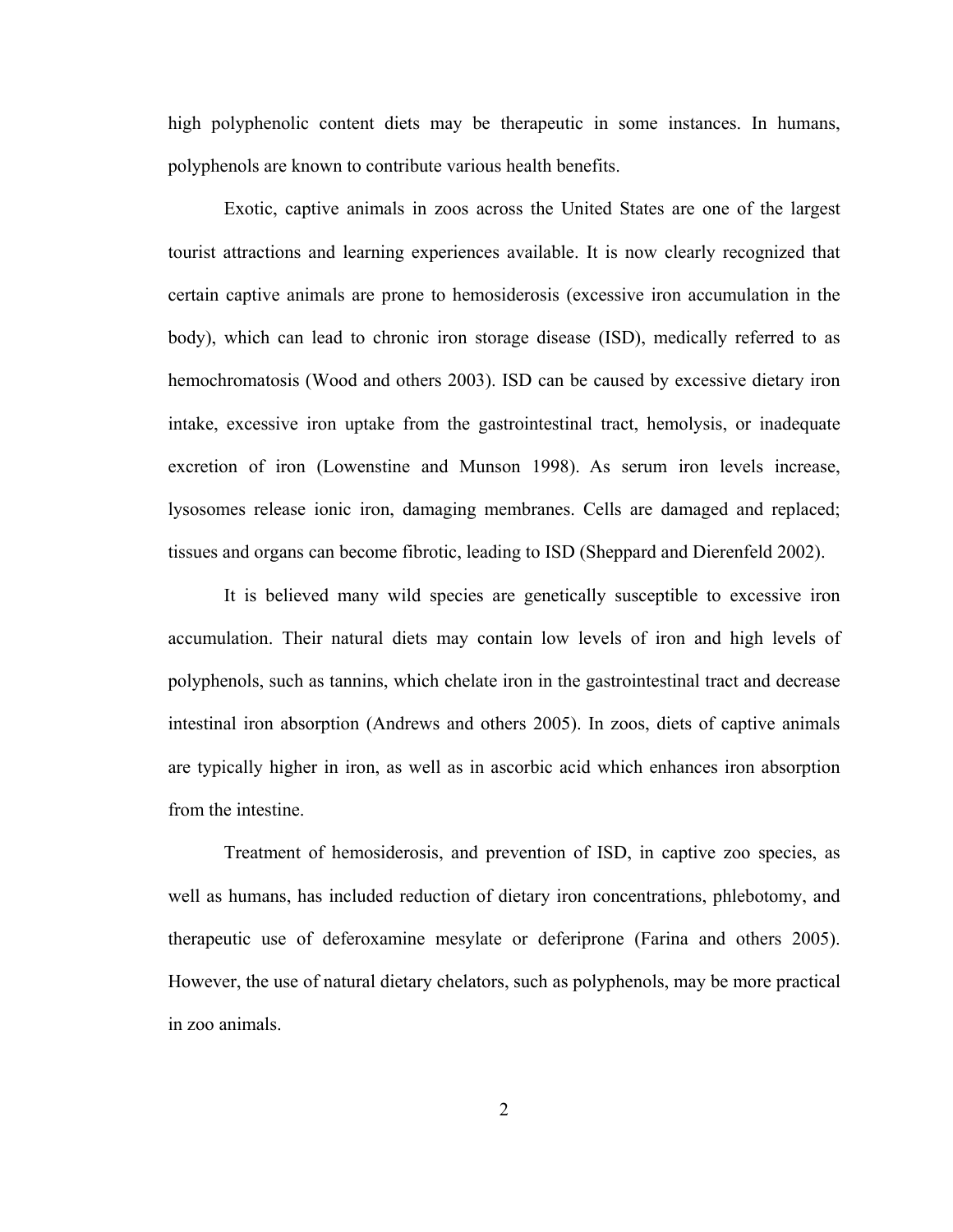high polyphenolic content diets may be therapeutic in some instances. In humans, polyphenols are known to contribute various health benefits.

Exotic, captive animals in zoos across the United States are one of the largest tourist attractions and learning experiences available. It is now clearly recognized that certain captive animals are prone to hemosiderosis (excessive iron accumulation in the body), which can lead to chronic iron storage disease (ISD), medically referred to as hemochromatosis (Wood and others 2003). ISD can be caused by excessive dietary iron intake, excessive iron uptake from the gastrointestinal tract, hemolysis, or inadequate excretion of iron (Lowenstine and Munson 1998). As serum iron levels increase, lysosomes release ionic iron, damaging membranes. Cells are damaged and replaced; tissues and organs can become fibrotic, leading to ISD (Sheppard and Dierenfeld 2002).

It is believed many wild species are genetically susceptible to excessive iron accumulation. Their natural diets may contain low levels of iron and high levels of polyphenols, such as tannins, which chelate iron in the gastrointestinal tract and decrease intestinal iron absorption (Andrews and others 2005). In zoos, diets of captive animals are typically higher in iron, as well as in ascorbic acid which enhances iron absorption from the intestine.

Treatment of hemosiderosis, and prevention of ISD, in captive zoo species, as well as humans, has included reduction of dietary iron concentrations, phlebotomy, and therapeutic use of deferoxamine mesylate or deferiprone (Farina and others 2005). However, the use of natural dietary chelators, such as polyphenols, may be more practical in zoo animals.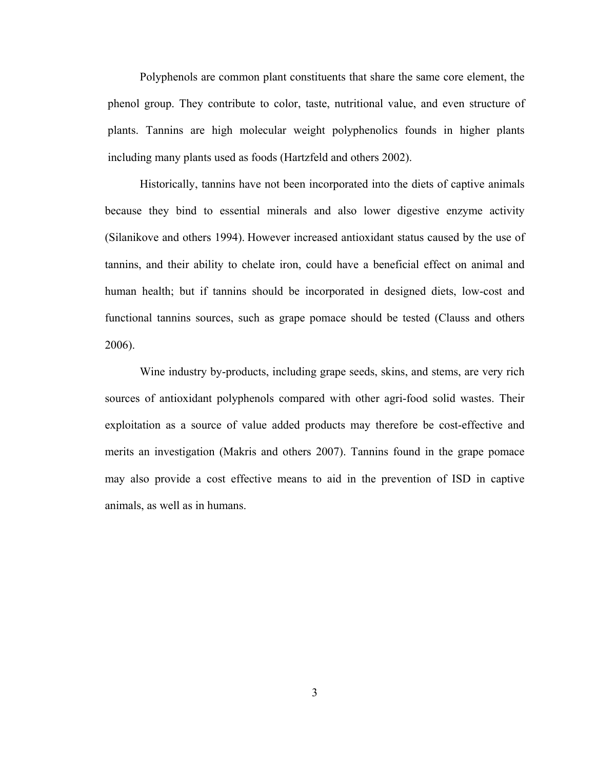Polyphenols are common plant constituents that share the same core element, the phenol group. They contribute to color, taste, nutritional value, and even structure of plants. Tannins are high molecular weight polyphenolics founds in higher plants including many plants used as foods (Hartzfeld and others 2002).

Historically, tannins have not been incorporated into the diets of captive animals because they bind to essential minerals and also lower digestive enzyme activity (Silanikove and others 1994). However increased antioxidant status caused by the use of tannins, and their ability to chelate iron, could have a beneficial effect on animal and human health; but if tannins should be incorporated in designed diets, low-cost and functional tannins sources, such as grape pomace should be tested (Clauss and others 2006).

Wine industry by-products, including grape seeds, skins, and stems, are very rich sources of antioxidant polyphenols compared with other agri-food solid wastes. Their exploitation as a source of value added products may therefore be cost-effective and merits an investigation (Makris and others 2007). Tannins found in the grape pomace may also provide a cost effective means to aid in the prevention of ISD in captive animals, as well as in humans.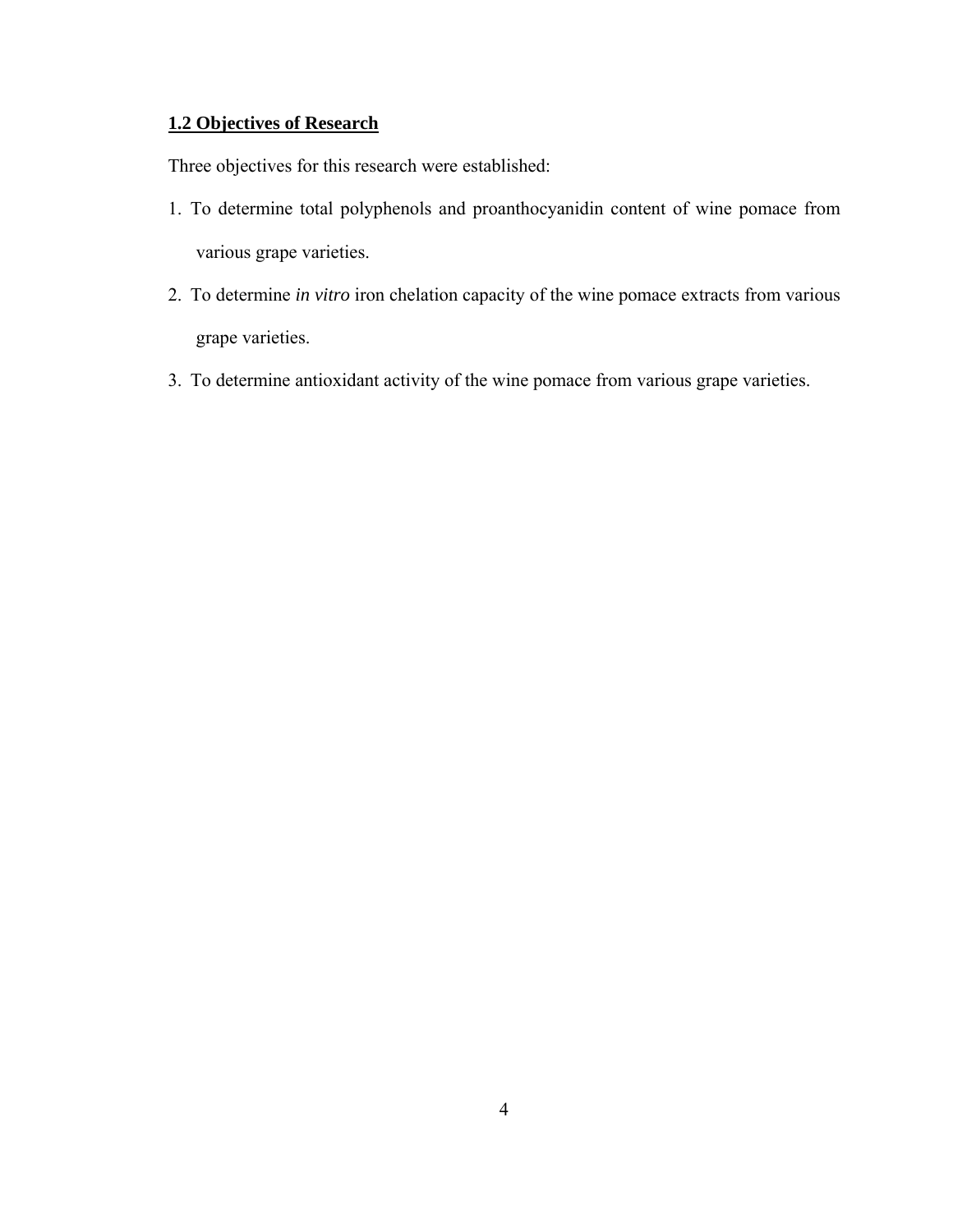## **1.2 Objectives of Research**

Three objectives for this research were established:

1. To determine total polyphenols and proanthocyanidin content of wine pomace from various grape varieties.
2. To determine *in vitro* iron chelation capacity of the wine pomace extracts from various grape varieties.
3. To determine antioxidant activity of the wine pomace from various grape varieties.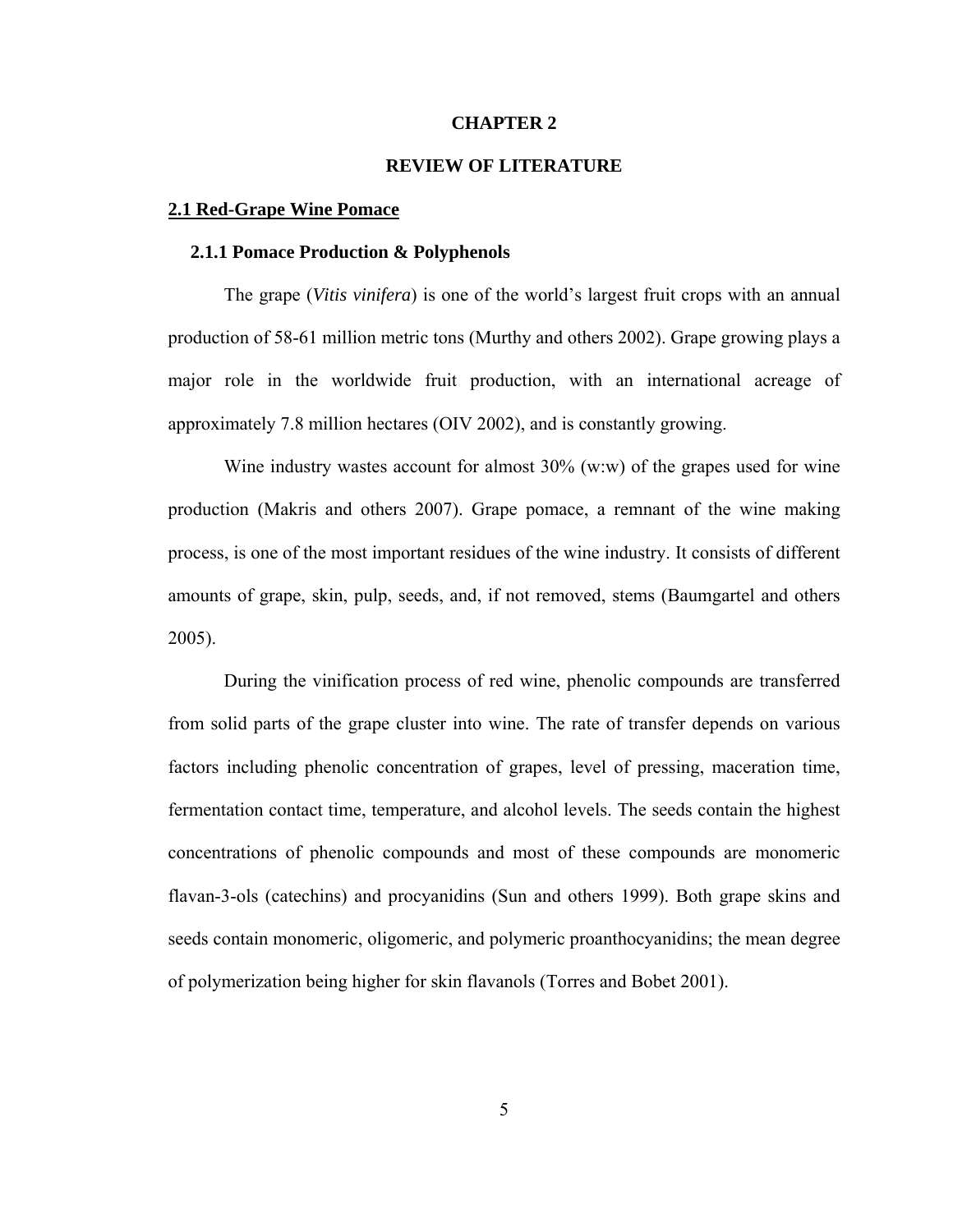# CHAPTER 2

# REVIEW OF LITERATURE

## 2.1 Red-Grape Wine Pomace

### 2.1.1 Pomace Production & Polyphenols

The grape (*Vitis vinifera*) is one of the world's largest fruit crops with an annual production of 58-61 million metric tons (Murthy and others 2002). Grape growing plays a major role in the worldwide fruit production, with an international acreage of approximately 7.8 million hectares (OIV 2002), and is constantly growing.

Wine industry wastes account for almost 30% (w:w) of the grapes used for wine production (Makris and others 2007). Grape pomace, a remnant of the wine making process, is one of the most important residues of the wine industry. It consists of different amounts of grape, skin, pulp, seeds, and, if not removed, stems (Baumgartel and others 2005).

During the vinification process of red wine, phenolic compounds are transferred from solid parts of the grape cluster into wine. The rate of transfer depends on various factors including phenolic concentration of grapes, level of pressing, maceration time, fermentation contact time, temperature, and alcohol levels. The seeds contain the highest concentrations of phenolic compounds and most of these compounds are monomeric flavan-3-ols (catechins) and procyanidins (Sun and others 1999). Both grape skins and seeds contain monomeric, oligomeric, and polymeric proanthocyanidins; the mean degree of polymerization being higher for skin flavanols (Torres and Bobet 2001).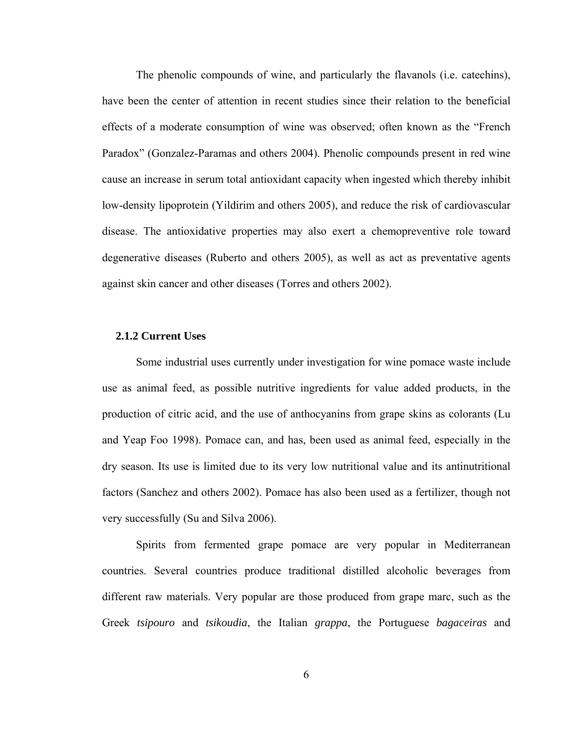The phenolic compounds of wine, and particularly the flavanols (i.e. catechins), have been the center of attention in recent studies since their relation to the beneficial effects of a moderate consumption of wine was observed; often known as the "French Paradox" (Gonzalez-Paramas and others 2004). Phenolic compounds present in red wine cause an increase in serum total antioxidant capacity when ingested which thereby inhibit low-density lipoprotein (Yildirim and others 2005), and reduce the risk of cardiovascular disease. The antioxidative properties may also exert a chemopreventive role toward degenerative diseases (Ruberto and others 2005), as well as act as preventative agents against skin cancer and other diseases (Torres and others 2002).

### 2.1.2 Current Uses

Some industrial uses currently under investigation for wine pomace waste include use as animal feed, as possible nutritive ingredients for value added products, in the production of citric acid, and the use of anthocyanins from grape skins as colorants (Lu and Yeap Foo 1998). Pomace can, and has, been used as animal feed, especially in the dry season. Its use is limited due to its very low nutritional value and its antinutritional factors (Sanchez and others 2002). Pomace has also been used as a fertilizer, though not very successfully (Su and Silva 2006).

Spirits from fermented grape pomace are very popular in Mediterranean countries. Several countries produce traditional distilled alcoholic beverages from different raw materials. Very popular are those produced from grape marc, such as the Greek *tsipouro* and *tsikoudia*, the Italian *grappa*, the Portuguese *bagaceiras* and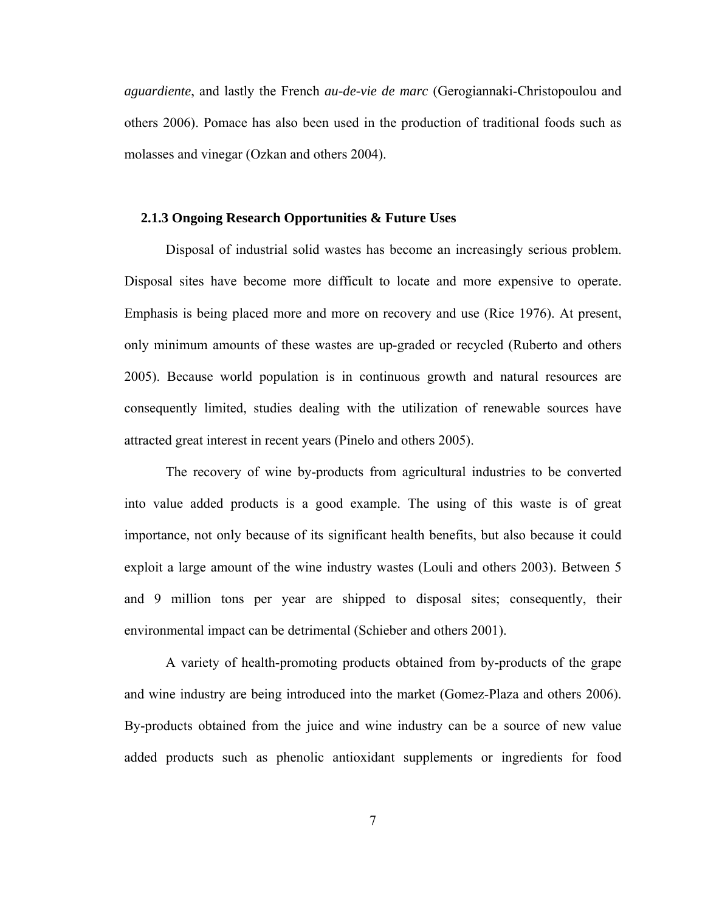*aguardiente*, and lastly the French *au-de-vie de marc* (Gerogiannaki-Christopoulou and others 2006). Pomace has also been used in the production of traditional foods such as molasses and vinegar (Ozkan and others 2004).

### 2.1.3 Ongoing Research Opportunities & Future Uses

Disposal of industrial solid wastes has become an increasingly serious problem. Disposal sites have become more difficult to locate and more expensive to operate. Emphasis is being placed more and more on recovery and use (Rice 1976). At present, only minimum amounts of these wastes are up-graded or recycled (Ruberto and others 2005). Because world population is in continuous growth and natural resources are consequently limited, studies dealing with the utilization of renewable sources have attracted great interest in recent years (Pinelo and others 2005).

The recovery of wine by-products from agricultural industries to be converted into value added products is a good example. The using of this waste is of great importance, not only because of its significant health benefits, but also because it could exploit a large amount of the wine industry wastes (Louli and others 2003). Between 5 and 9 million tons per year are shipped to disposal sites; consequently, their environmental impact can be detrimental (Schieber and others 2001).

A variety of health-promoting products obtained from by-products of the grape and wine industry are being introduced into the market (Gomez-Plaza and others 2006). By-products obtained from the juice and wine industry can be a source of new value added products such as phenolic antioxidant supplements or ingredients for food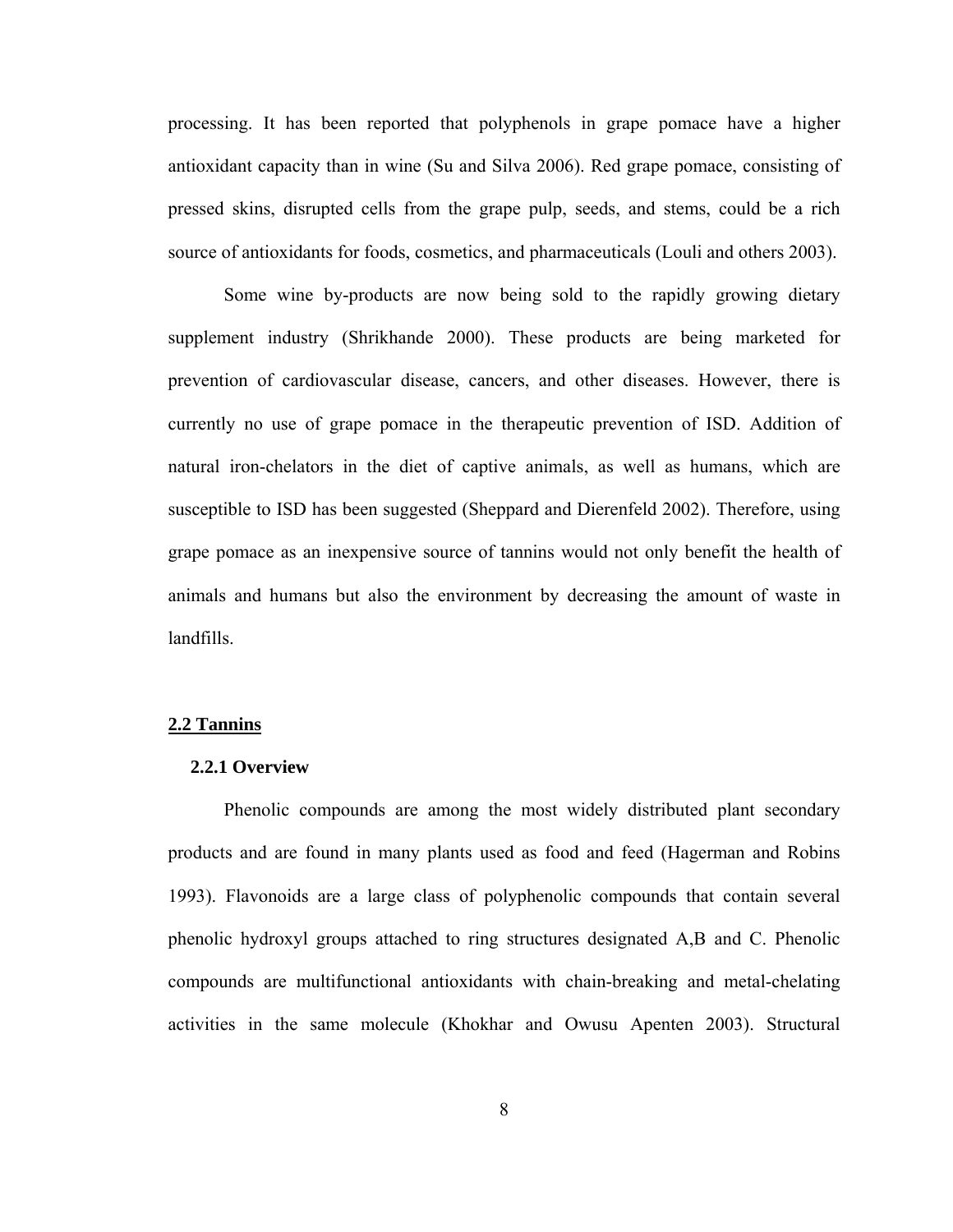processing. It has been reported that polyphenols in grape pomace have a higher antioxidant capacity than in wine (Su and Silva 2006). Red grape pomace, consisting of pressed skins, disrupted cells from the grape pulp, seeds, and stems, could be a rich source of antioxidants for foods, cosmetics, and pharmaceuticals (Louli and others 2003).

Some wine by-products are now being sold to the rapidly growing dietary supplement industry (Shrikhande 2000). These products are being marketed for prevention of cardiovascular disease, cancers, and other diseases. However, there is currently no use of grape pomace in the therapeutic prevention of ISD. Addition of natural iron-chelators in the diet of captive animals, as well as humans, which are susceptible to ISD has been suggested (Sheppard and Dierenfeld 2002). Therefore, using grape pomace as an inexpensive source of tannins would not only benefit the health of animals and humans but also the environment by decreasing the amount of waste in landfills.

## 2.2 Tannins

### 2.2.1 Overview

Phenolic compounds are among the most widely distributed plant secondary products and are found in many plants used as food and feed (Hagerman and Robins 1993). Flavonoids are a large class of polyphenolic compounds that contain several phenolic hydroxyl groups attached to ring structures designated A,B and C. Phenolic compounds are multifunctional antioxidants with chain-breaking and metal-chelating activities in the same molecule (Khokhar and Owusu Apenten 2003). Structural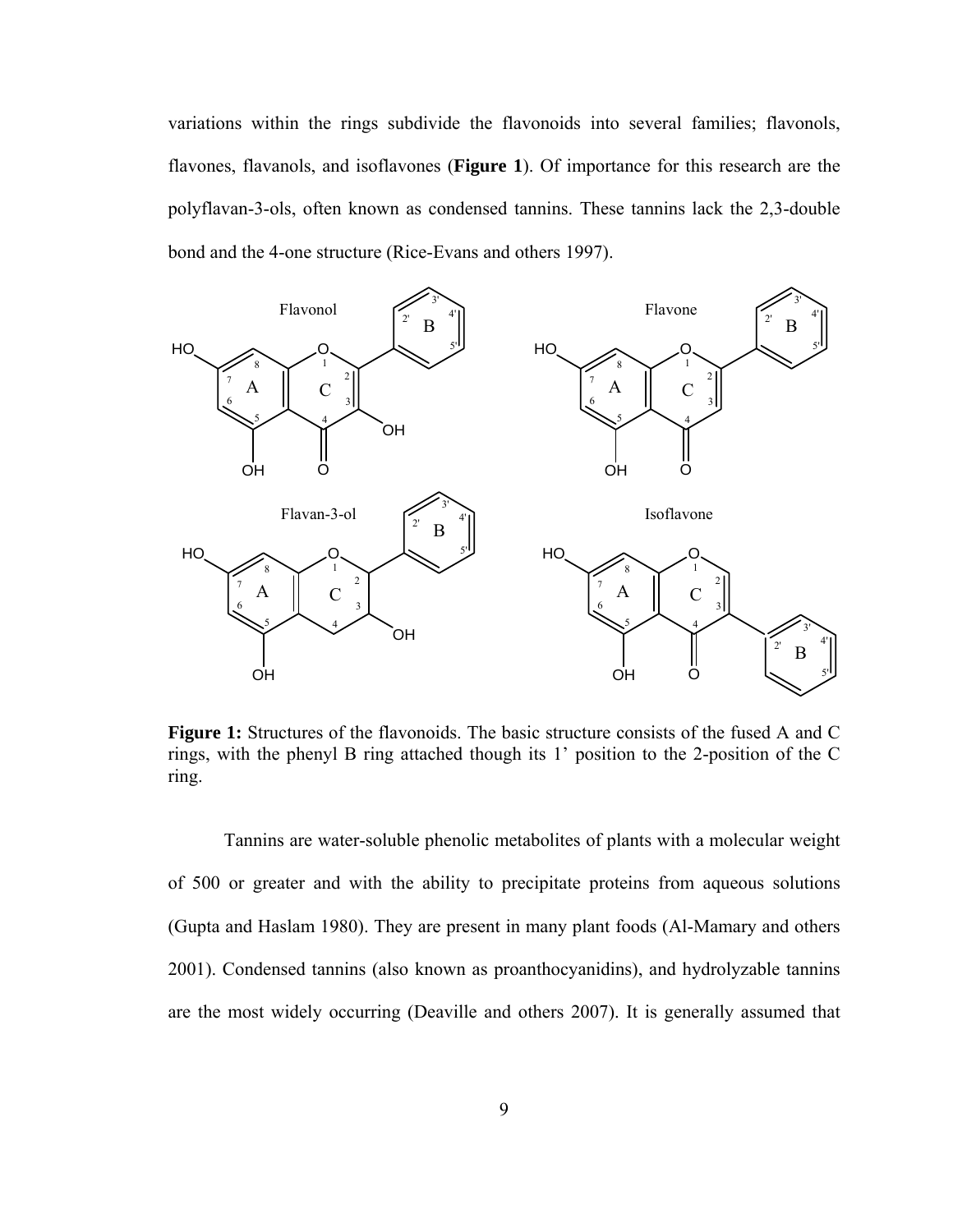variations within the rings subdivide the flavonoids into several families; flavonols, flavones, flavanols, and isoflavones (**Figure 1**). Of importance for this research are the polyflavan-3-ols, often known as condensed tannins. These tannins lack the 2,3-double bond and the 4-one structure (Rice-Evans and others 1997).

**Figure 1:** Structures of the flavonoids. The basic structure consists of the fused A and C rings, with the phenyl B ring attached though its 1' position to the 2-position of the C ring.

Tannins are water-soluble phenolic metabolites of plants with a molecular weight of 500 or greater and with the ability to precipitate proteins from aqueous solutions (Gupta and Haslam 1980). They are present in many plant foods (Al-Mamary and others 2001). Condensed tannins (also known as proanthocyanidins), and hydrolyzable tannins are the most widely occurring (Deaville and others 2007). It is generally assumed that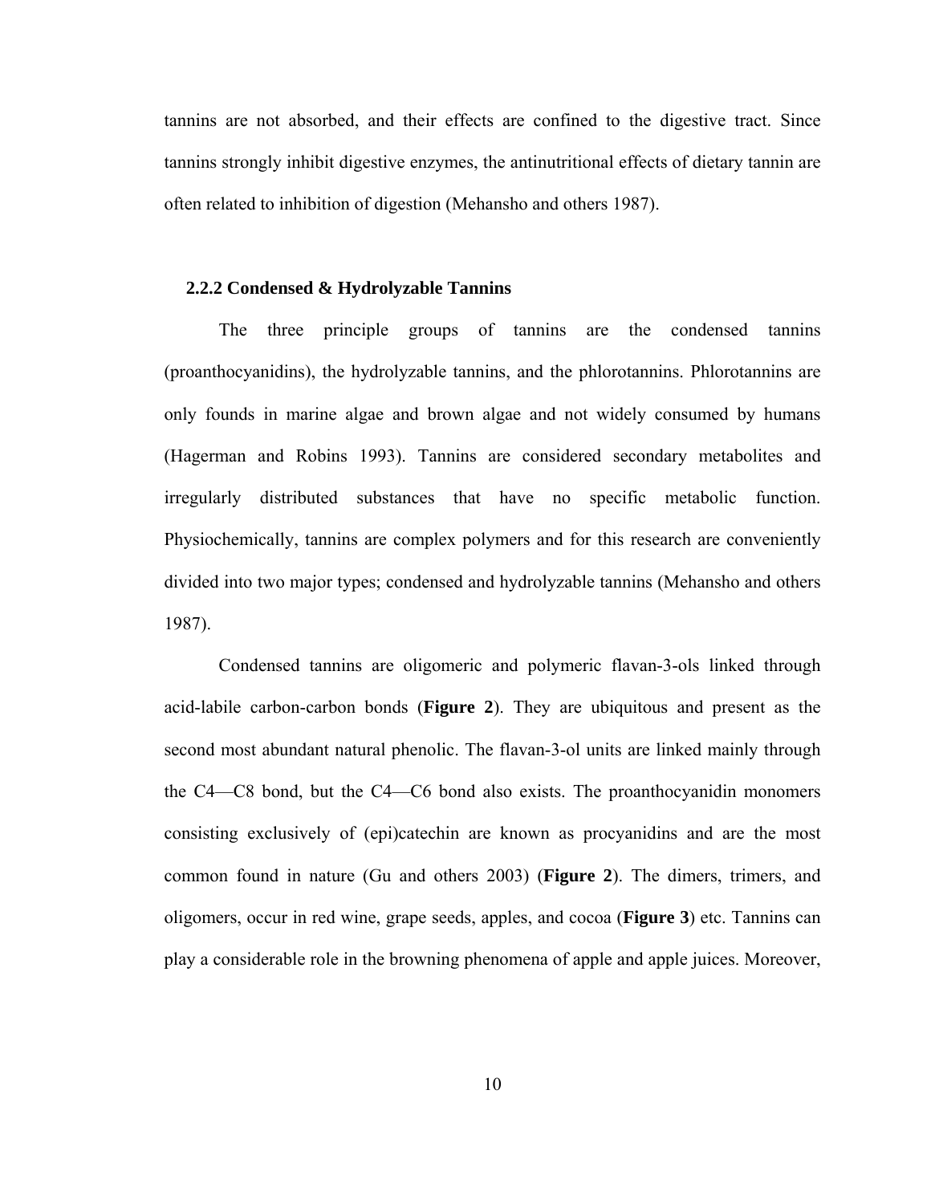tannins are not absorbed, and their effects are confined to the digestive tract. Since tannins strongly inhibit digestive enzymes, the antinutritional effects of dietary tannin are often related to inhibition of digestion (Mehansho and others 1987).

### 2.2.2 Condensed & Hydrolyzable Tannins

The three principle groups of tannins are the condensed tannins (proanthocyanidins), the hydrolyzable tannins, and the phlorotannins. Phlorotannins are only founds in marine algae and brown algae and not widely consumed by humans (Hagerman and Robins 1993). Tannins are considered secondary metabolites and irregularly distributed substances that have no specific metabolic function. Physiochemically, tannins are complex polymers and for this research are conveniently divided into two major types; condensed and hydrolyzable tannins (Mehansho and others 1987).

Condensed tannins are oligomeric and polymeric flavan-3-ols linked through acid-labile carbon-carbon bonds (**Figure 2**). They are ubiquitous and present as the second most abundant natural phenolic. The flavan-3-ol units are linked mainly through the C4—C8 bond, but the C4—C6 bond also exists. The proanthocyanidin monomers consisting exclusively of (epi)catechin are known as procyanidins and are the most common found in nature (Gu and others 2003) (**Figure 2**). The dimers, trimers, and oligomers, occur in red wine, grape seeds, apples, and cocoa (**Figure 3**) etc. Tannins can play a considerable role in the browning phenomena of apple and apple juices. Moreover,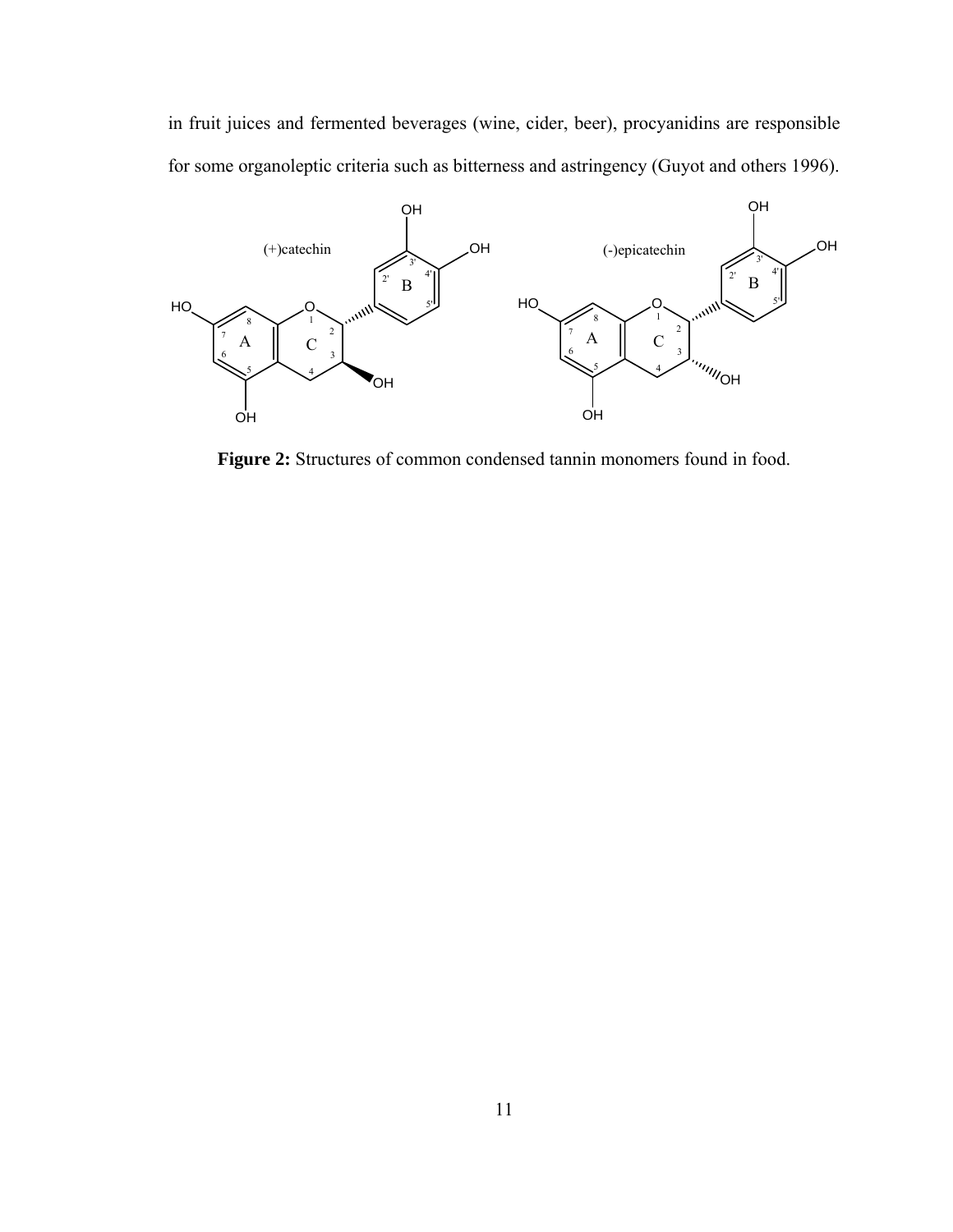in fruit juices and fermented beverages (wine, cider, beer), procyanidins are responsible for some organoleptic criteria such as bitterness and astringency (Guyot and others 1996).

**Figure 2:** Structures of common condensed tannin monomers found in food.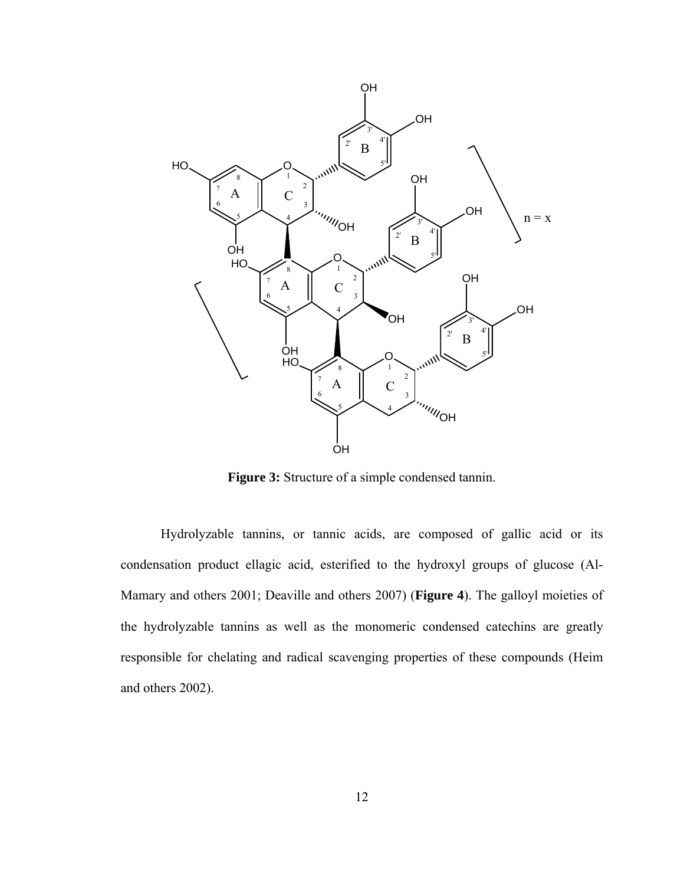**Figure 3:** Structure of a simple condensed tannin.

Hydrolyzable tannins, or tannic acids, are composed of gallic acid or its condensation product ellagic acid, esterified to the hydroxyl groups of glucose (Al-Mamary and others 2001; Deaville and others 2007) (**Figure 4**). The galloyl moieties of the hydrolyzable tannins as well as the monomeric condensed catechins are greatly responsible for chelating and radical scavenging properties of these compounds (Heim and others 2002).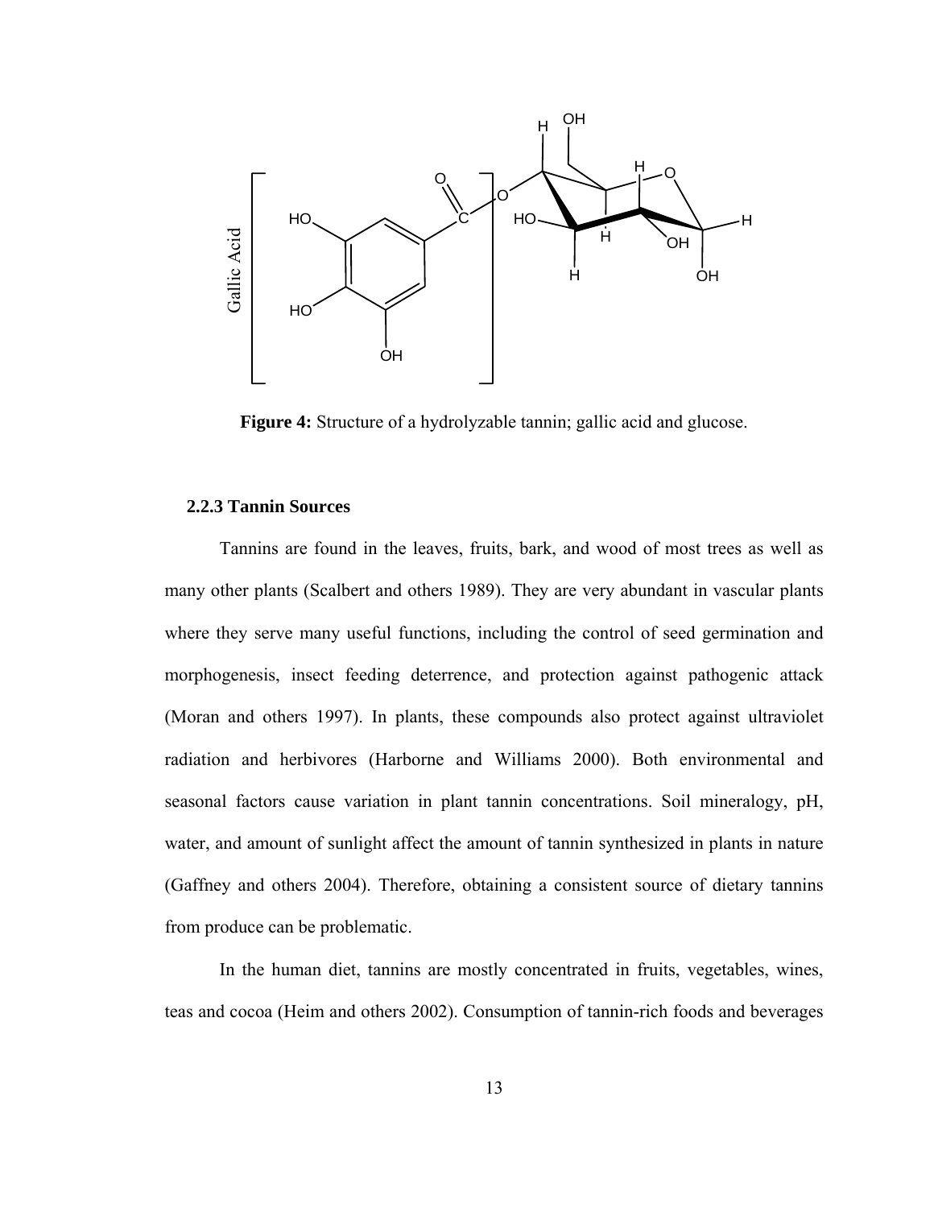**Figure 4:** Structure of a hydrolyzable tannin; gallic acid and glucose.

### 2.2.3 Tannin Sources

Tannins are found in the leaves, fruits, bark, and wood of most trees as well as many other plants (Scalbert and others 1989). They are very abundant in vascular plants where they serve many useful functions, including the control of seed germination and morphogenesis, insect feeding deterrence, and protection against pathogenic attack (Moran and others 1997). In plants, these compounds also protect against ultraviolet radiation and herbivores (Harborne and Williams 2000). Both environmental and seasonal factors cause variation in plant tannin concentrations. Soil mineralogy, pH, water, and amount of sunlight affect the amount of tannin synthesized in plants in nature (Gaffney and others 2004). Therefore, obtaining a consistent source of dietary tannins from produce can be problematic.

In the human diet, tannins are mostly concentrated in fruits, vegetables, wines, teas and cocoa (Heim and others 2002). Consumption of tannin-rich foods and beverages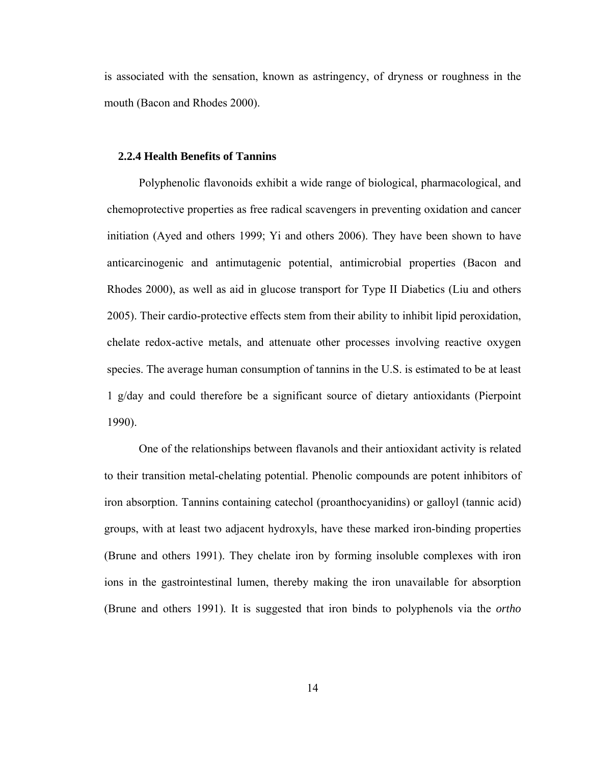is associated with the sensation, known as astringency, of dryness or roughness in the mouth (Bacon and Rhodes 2000).

### 2.2.4 Health Benefits of Tannins

Polyphenolic flavonoids exhibit a wide range of biological, pharmacological, and chemoprotective properties as free radical scavengers in preventing oxidation and cancer initiation (Ayed and others 1999; Yi and others 2006). They have been shown to have anticarcinogenic and antimutagenic potential, antimicrobial properties (Bacon and Rhodes 2000), as well as aid in glucose transport for Type II Diabetics (Liu and others 2005). Their cardio-protective effects stem from their ability to inhibit lipid peroxidation, chelate redox-active metals, and attenuate other processes involving reactive oxygen species. The average human consumption of tannins in the U.S. is estimated to be at least 1 g/day and could therefore be a significant source of dietary antioxidants (Pierpoint 1990).

One of the relationships between flavanols and their antioxidant activity is related to their transition metal-chelating potential. Phenolic compounds are potent inhibitors of iron absorption. Tannins containing catechol (proanthocyanidins) or galloyl (tannic acid) groups, with at least two adjacent hydroxyls, have these marked iron-binding properties (Brune and others 1991). They chelate iron by forming insoluble complexes with iron ions in the gastrointestinal lumen, thereby making the iron unavailable for absorption (Brune and others 1991). It is suggested that iron binds to polyphenols via the *ortho*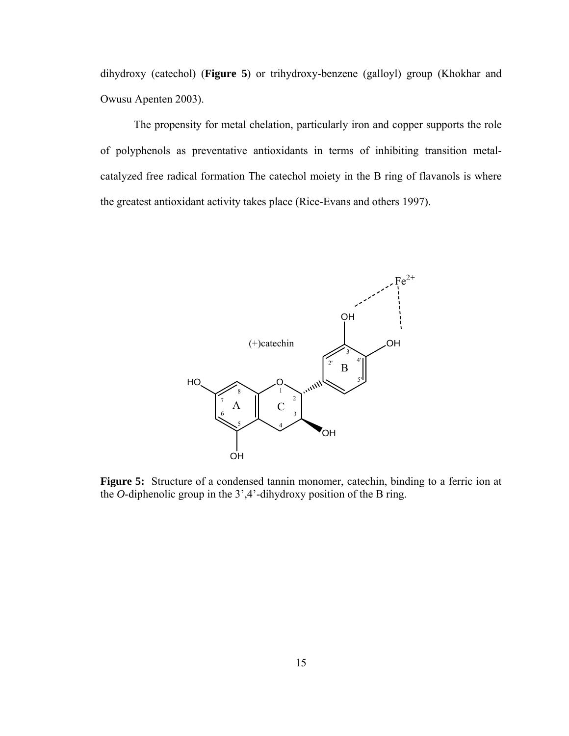dihydroxy (catechol) (**Figure 5**) or trihydroxy-benzene (galloyl) group (Khokhar and Owusu Apenten 2003).

The propensity for metal chelation, particularly iron and copper supports the role of polyphenols as preventative antioxidants in terms of inhibiting transition metal-catalyzed free radical formation The catechol moiety in the B ring of flavanols is where the greatest antioxidant activity takes place (Rice-Evans and others 1997).

**Figure 5:** Structure of a condensed tannin monomer, catechin, binding to a ferric ion at the *O*-diphenolic group in the 3',4'-dihydroxy position of the B ring.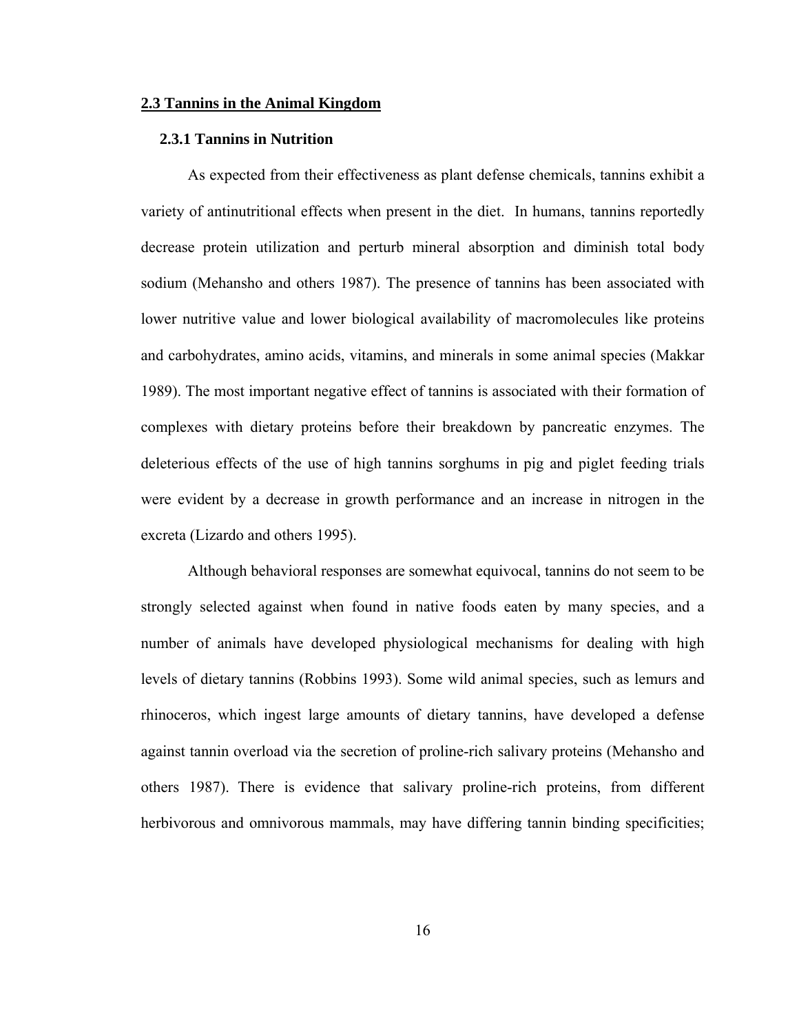## 2.3 Tannins in the Animal Kingdom

### 2.3.1 Tannins in Nutrition

As expected from their effectiveness as plant defense chemicals, tannins exhibit a variety of antinutritional effects when present in the diet. In humans, tannins reportedly decrease protein utilization and perturb mineral absorption and diminish total body sodium (Mehansho and others 1987). The presence of tannins has been associated with lower nutritive value and lower biological availability of macromolecules like proteins and carbohydrates, amino acids, vitamins, and minerals in some animal species (Makkar 1989). The most important negative effect of tannins is associated with their formation of complexes with dietary proteins before their breakdown by pancreatic enzymes. The deleterious effects of the use of high tannins sorghums in pig and piglet feeding trials were evident by a decrease in growth performance and an increase in nitrogen in the excreta (Lizardo and others 1995).

Although behavioral responses are somewhat equivocal, tannins do not seem to be strongly selected against when found in native foods eaten by many species, and a number of animals have developed physiological mechanisms for dealing with high levels of dietary tannins (Robbins 1993). Some wild animal species, such as lemurs and rhinoceros, which ingest large amounts of dietary tannins, have developed a defense against tannin overload via the secretion of proline-rich salivary proteins (Mehansho and others 1987). There is evidence that salivary proline-rich proteins, from different herbivorous and omnivorous mammals, may have differing tannin binding specificities;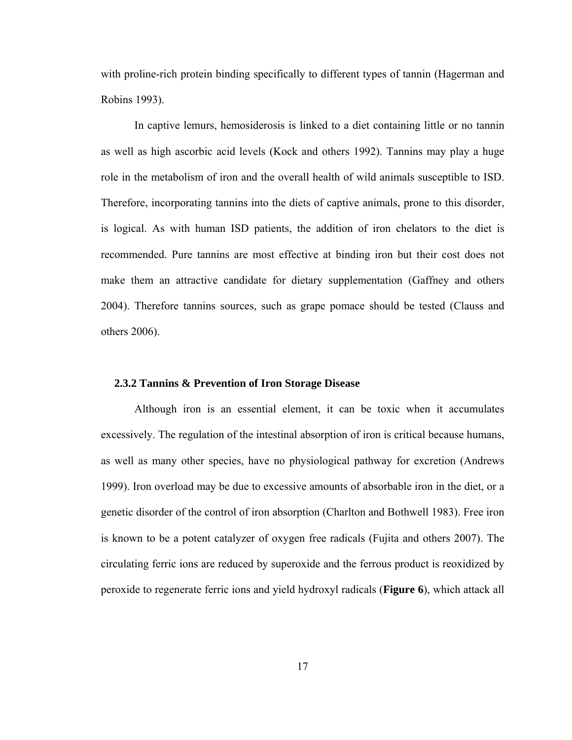with proline-rich protein binding specifically to different types of tannin (Hagerman and Robins 1993).

In captive lemurs, hemosiderosis is linked to a diet containing little or no tannin as well as high ascorbic acid levels (Kock and others 1992). Tannins may play a huge role in the metabolism of iron and the overall health of wild animals susceptible to ISD. Therefore, incorporating tannins into the diets of captive animals, prone to this disorder, is logical. As with human ISD patients, the addition of iron chelators to the diet is recommended. Pure tannins are most effective at binding iron but their cost does not make them an attractive candidate for dietary supplementation (Gaffney and others 2004). Therefore tannins sources, such as grape pomace should be tested (Clauss and others 2006).

### 2.3.2 Tannins & Prevention of Iron Storage Disease

Although iron is an essential element, it can be toxic when it accumulates excessively. The regulation of the intestinal absorption of iron is critical because humans, as well as many other species, have no physiological pathway for excretion (Andrews 1999). Iron overload may be due to excessive amounts of absorbable iron in the diet, or a genetic disorder of the control of iron absorption (Charlton and Bothwell 1983). Free iron is known to be a potent catalyzer of oxygen free radicals (Fujita and others 2007). The circulating ferric ions are reduced by superoxide and the ferrous product is reoxidized by peroxide to regenerate ferric ions and yield hydroxyl radicals (**Figure 6**), which attack all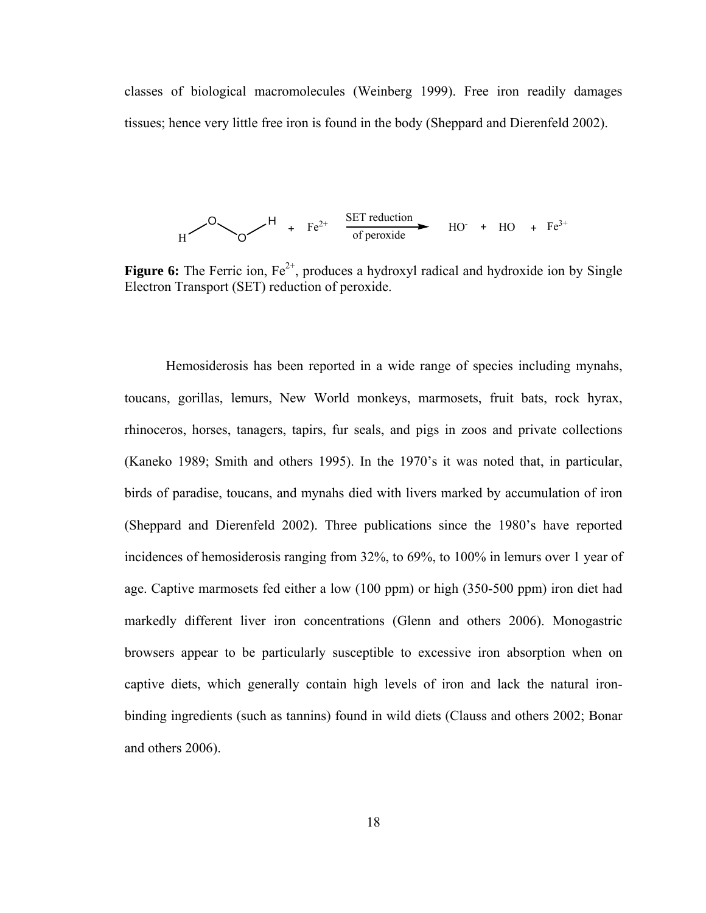classes of biological macromolecules (Weinberg 1999). Free iron readily damages tissues; hence very little free iron is found in the body (Sheppard and Dierenfeld 2002).

$$H_2O_2 + Fe^{2+} \xrightarrow[\text{of peroxide}]{\text{SET reduction}} HO^{-} + HO + Fe^{3+}$$

**Figure 6:** The Ferric ion, $Fe^{2+}$, produces a hydroxyl radical and hydroxide ion by Single Electron Transport (SET) reduction of peroxide.

Hemosiderosis has been reported in a wide range of species including mynahs, toucans, gorillas, lemurs, New World monkeys, marmosets, fruit bats, rock hyrax, rhinoceros, horses, tanagers, tapirs, fur seals, and pigs in zoos and private collections (Kaneko 1989; Smith and others 1995). In the 1970's it was noted that, in particular, birds of paradise, toucans, and mynahs died with livers marked by accumulation of iron (Sheppard and Dierenfeld 2002). Three publications since the 1980's have reported incidences of hemosiderosis ranging from 32%, to 69%, to 100% in lemurs over 1 year of age. Captive marmosets fed either a low (100 ppm) or high (350-500 ppm) iron diet had markedly different liver iron concentrations (Glenn and others 2006). Monogastric browsers appear to be particularly susceptible to excessive iron absorption when on captive diets, which generally contain high levels of iron and lack the natural iron-binding ingredients (such as tannins) found in wild diets (Clauss and others 2002; Bonar and others 2006).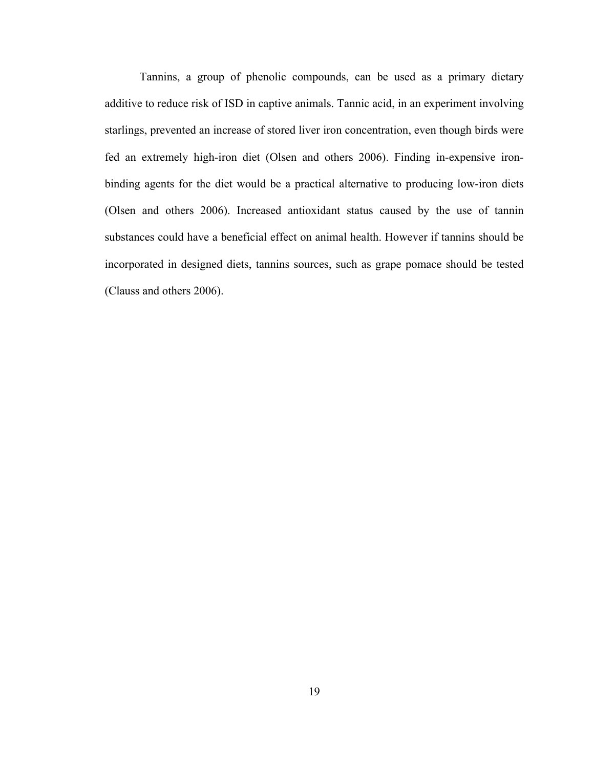Tannins, a group of phenolic compounds, can be used as a primary dietary additive to reduce risk of ISD in captive animals. Tannic acid, in an experiment involving starlings, prevented an increase of stored liver iron concentration, even though birds were fed an extremely high-iron diet (Olsen and others 2006). Finding in-expensive iron-binding agents for the diet would be a practical alternative to producing low-iron diets (Olsen and others 2006). Increased antioxidant status caused by the use of tannin substances could have a beneficial effect on animal health. However if tannins should be incorporated in designed diets, tannins sources, such as grape pomace should be tested (Clauss and others 2006).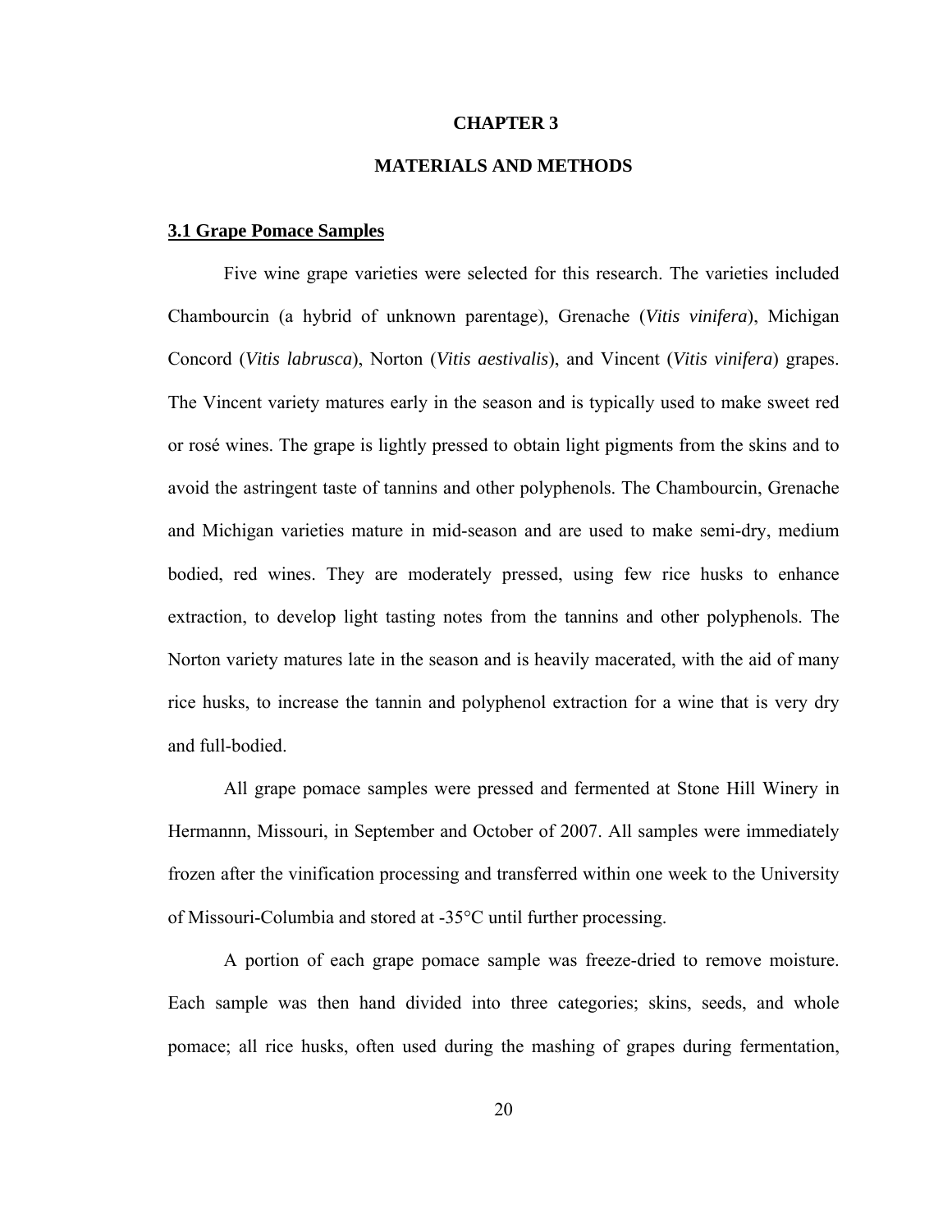# CHAPTER 3

# MATERIALS AND METHODS

## 3.1 Grape Pomace Samples

Five wine grape varieties were selected for this research. The varieties included Chambourcin (a hybrid of unknown parentage), Grenache (*Vitis vinifera*), Michigan Concord (*Vitis labrusca*), Norton (*Vitis aestivalis*), and Vincent (*Vitis vinifera*) grapes. The Vincent variety matures early in the season and is typically used to make sweet red or rosé wines. The grape is lightly pressed to obtain light pigments from the skins and to avoid the astringent taste of tannins and other polyphenols. The Chambourcin, Grenache and Michigan varieties mature in mid-season and are used to make semi-dry, medium bodied, red wines. They are moderately pressed, using few rice husks to enhance extraction, to develop light tasting notes from the tannins and other polyphenols. The Norton variety matures late in the season and is heavily macerated, with the aid of many rice husks, to increase the tannin and polyphenol extraction for a wine that is very dry and full-bodied.

All grape pomace samples were pressed and fermented at Stone Hill Winery in Hermannn, Missouri, in September and October of 2007. All samples were immediately frozen after the vinification processing and transferred within one week to the University of Missouri-Columbia and stored at -35°C until further processing.

A portion of each grape pomace sample was freeze-dried to remove moisture. Each sample was then hand divided into three categories; skins, seeds, and whole pomace; all rice husks, often used during the mashing of grapes during fermentation,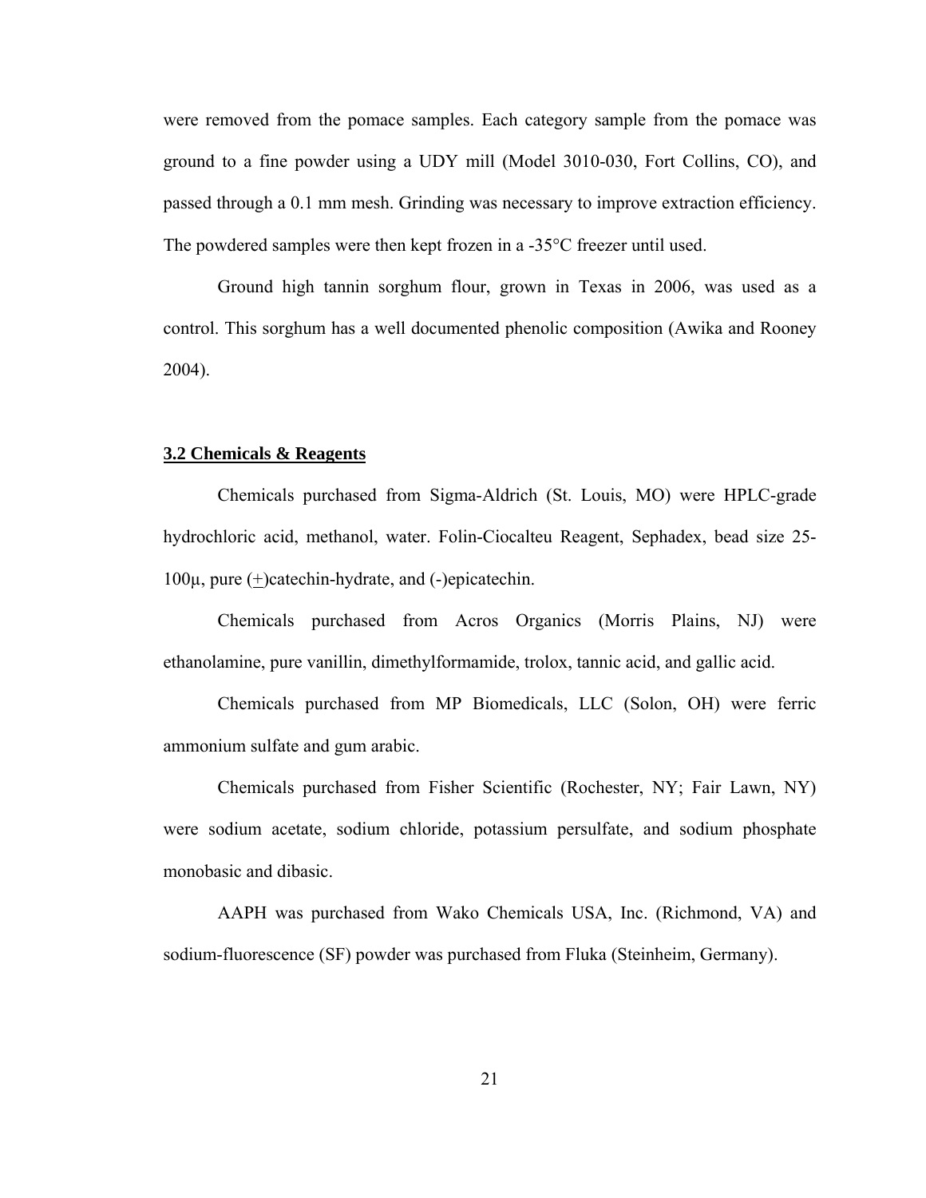were removed from the pomace samples. Each category sample from the pomace was ground to a fine powder using a UDY mill (Model 3010-030, Fort Collins, CO), and passed through a 0.1 mm mesh. Grinding was necessary to improve extraction efficiency. The powdered samples were then kept frozen in a -35°C freezer until used.

Ground high tannin sorghum flour, grown in Texas in 2006, was used as a control. This sorghum has a well documented phenolic composition (Awika and Rooney 2004).

## 3.2 Chemicals & Reagents

Chemicals purchased from Sigma-Aldrich (St. Louis, MO) were HPLC-grade hydrochloric acid, methanol, water. Folin-Ciocalteu Reagent, Sephadex, bead size 25-100μ, pure (±)catechin-hydrate, and (-)epicatechin.

Chemicals purchased from Acros Organics (Morris Plains, NJ) were ethanolamine, pure vanillin, dimethylformamide, trolox, tannic acid, and gallic acid.

Chemicals purchased from MP Biomedicals, LLC (Solon, OH) were ferric ammonium sulfate and gum arabic.

Chemicals purchased from Fisher Scientific (Rochester, NY; Fair Lawn, NY) were sodium acetate, sodium chloride, potassium persulfate, and sodium phosphate monobasic and dibasic.

AAPH was purchased from Wako Chemicals USA, Inc. (Richmond, VA) and sodium-fluorescence (SF) powder was purchased from Fluka (Steinheim, Germany).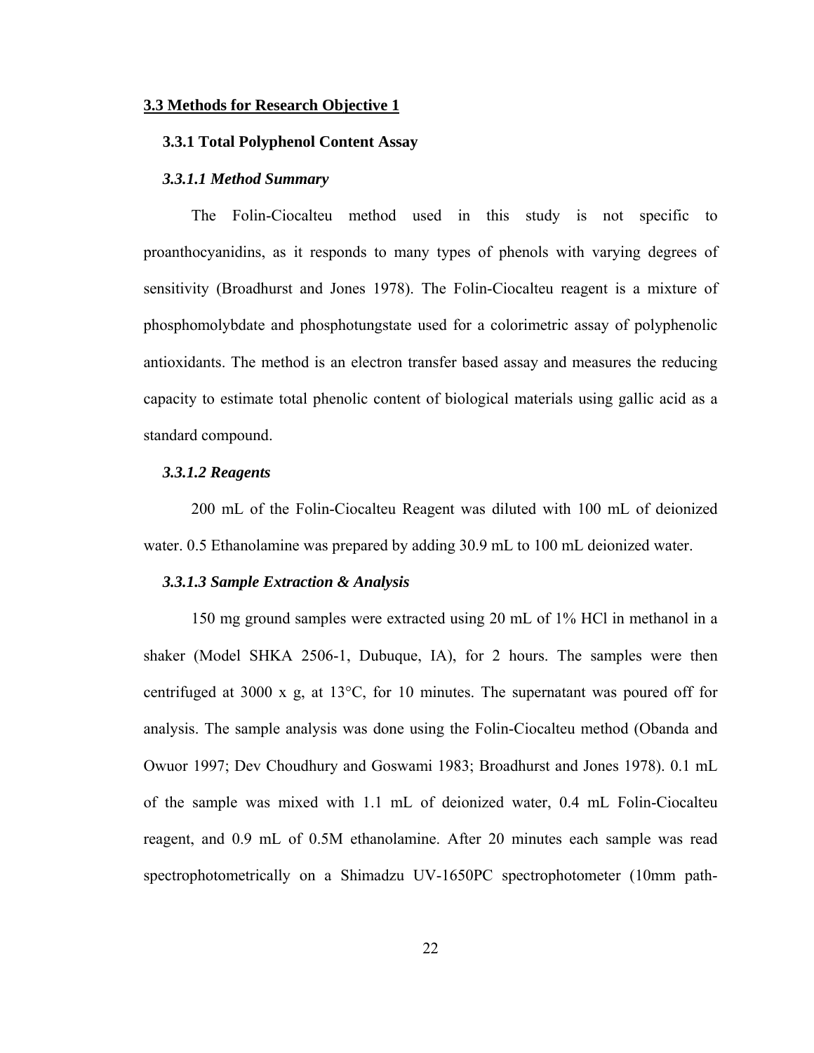## 3.3 Methods for Research Objective 1

### 3.3.1 Total Polyphenol Content Assay

#### *3.3.1.1 Method Summary*

The Folin-Ciocalteu method used in this study is not specific to proanthocyanidins, as it responds to many types of phenols with varying degrees of sensitivity (Broadhurst and Jones 1978). The Folin-Ciocalteu reagent is a mixture of phosphomolybdate and phosphotungstate used for a colorimetric assay of polyphenolic antioxidants. The method is an electron transfer based assay and measures the reducing capacity to estimate total phenolic content of biological materials using gallic acid as a standard compound.

#### *3.3.1.2 Reagents*

200 mL of the Folin-Ciocalteu Reagent was diluted with 100 mL of deionized water. 0.5 Ethanolamine was prepared by adding 30.9 mL to 100 mL deionized water.

#### *3.3.1.3 Sample Extraction & Analysis*

150 mg ground samples were extracted using 20 mL of 1% HCl in methanol in a shaker (Model SHKA 2506-1, Dubuque, IA), for 2 hours. The samples were then centrifuged at 3000 x g, at 13°C, for 10 minutes. The supernatant was poured off for analysis. The sample analysis was done using the Folin-Ciocalteu method (Obanda and Owuor 1997; Dev Choudhury and Goswami 1983; Broadhurst and Jones 1978). 0.1 mL of the sample was mixed with 1.1 mL of deionized water, 0.4 mL Folin-Ciocalteu reagent, and 0.9 mL of 0.5M ethanolamine. After 20 minutes each sample was read spectrophotometrically on a Shimadzu UV-1650PC spectrophotometer (10mm path-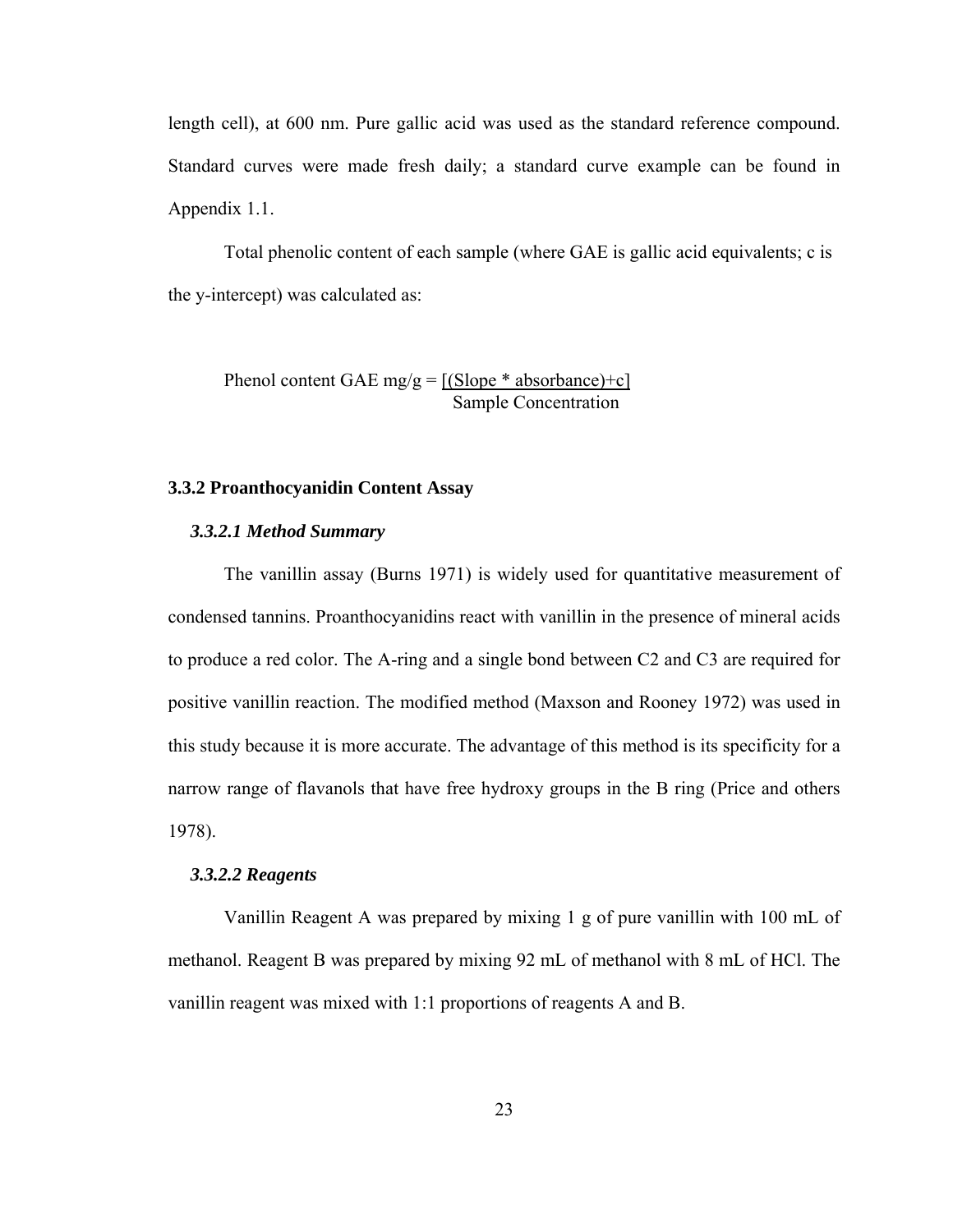length cell), at 600 nm. Pure gallic acid was used as the standard reference compound. Standard curves were made fresh daily; a standard curve example can be found in Appendix 1.1.

Total phenolic content of each sample (where GAE is gallic acid equivalents; c is the y-intercept) was calculated as:

$$\text{Phenol content GAE mg/g} = \frac{[(\text{Slope} * \text{absorbance}) + c]}{\text{Sample Concentration}}$$

### 3.3.2 Proanthocyanidin Content Assay

#### *3.3.2.1 Method Summary*

The vanillin assay (Burns 1971) is widely used for quantitative measurement of condensed tannins. Proanthocyanidins react with vanillin in the presence of mineral acids to produce a red color. The A-ring and a single bond between C2 and C3 are required for positive vanillin reaction. The modified method (Maxson and Rooney 1972) was used in this study because it is more accurate. The advantage of this method is its specificity for a narrow range of flavanols that have free hydroxy groups in the B ring (Price and others 1978).

#### *3.3.2.2 Reagents*

Vanillin Reagent A was prepared by mixing 1 g of pure vanillin with 100 mL of methanol. Reagent B was prepared by mixing 92 mL of methanol with 8 mL of HCl. The vanillin reagent was mixed with 1:1 proportions of reagents A and B.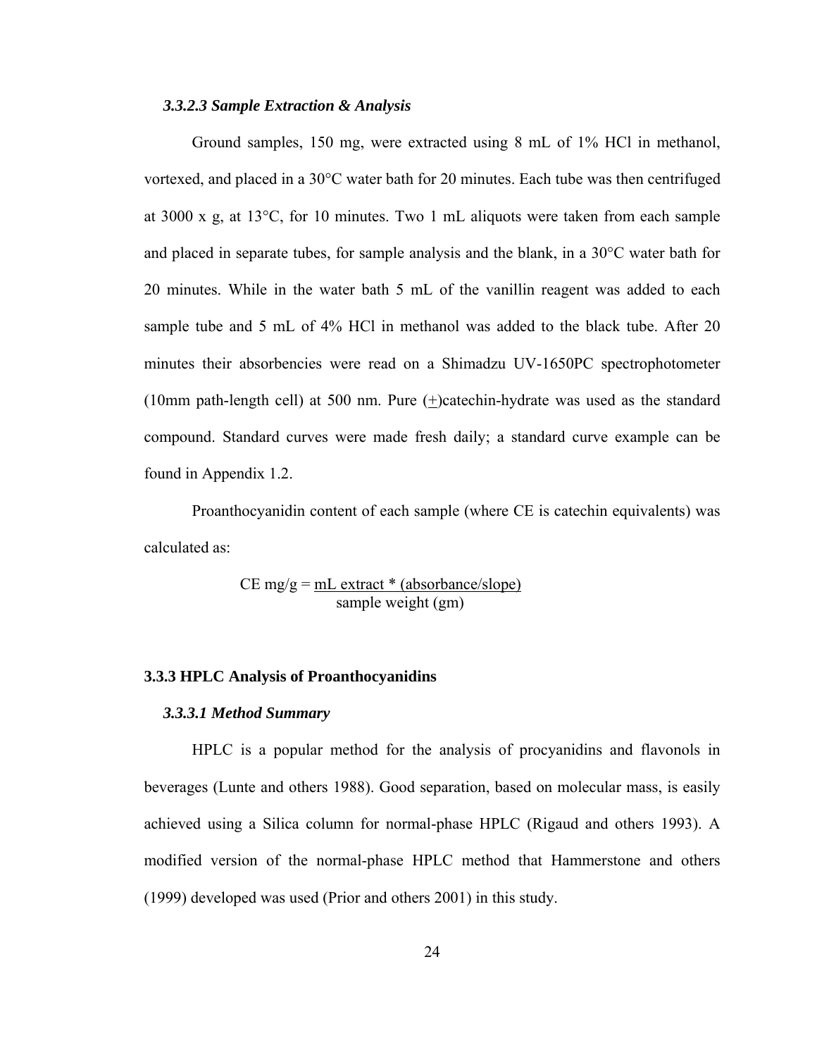### *3.3.2.3 Sample Extraction & Analysis*

Ground samples, 150 mg, were extracted using 8 mL of 1% HCl in methanol, vortexed, and placed in a 30°C water bath for 20 minutes. Each tube was then centrifuged at 3000 x g, at 13°C, for 10 minutes. Two 1 mL aliquots were taken from each sample and placed in separate tubes, for sample analysis and the blank, in a 30°C water bath for 20 minutes. While in the water bath 5 mL of the vanillin reagent was added to each sample tube and 5 mL of 4% HCl in methanol was added to the black tube. After 20 minutes their absorbencies were read on a Shimadzu UV-1650PC spectrophotometer (10mm path-length cell) at 500 nm. Pure (±)catechin-hydrate was used as the standard compound. Standard curves were made fresh daily; a standard curve example can be found in Appendix 1.2.

Proanthocyanidin content of each sample (where CE is catechin equivalents) was calculated as:

$$\text{CE mg/g} = \frac{\text{mL extract} * (\text{absorbance/slope})}{\text{sample weight (gm)}}$$

## 3.3.3 HPLC Analysis of Proanthocyanidins

### *3.3.3.1 Method Summary*

HPLC is a popular method for the analysis of procyanidins and flavonols in beverages (Lunte and others 1988). Good separation, based on molecular mass, is easily achieved using a Silica column for normal-phase HPLC (Rigaud and others 1993). A modified version of the normal-phase HPLC method that Hammerstone and others (1999) developed was used (Prior and others 2001) in this study.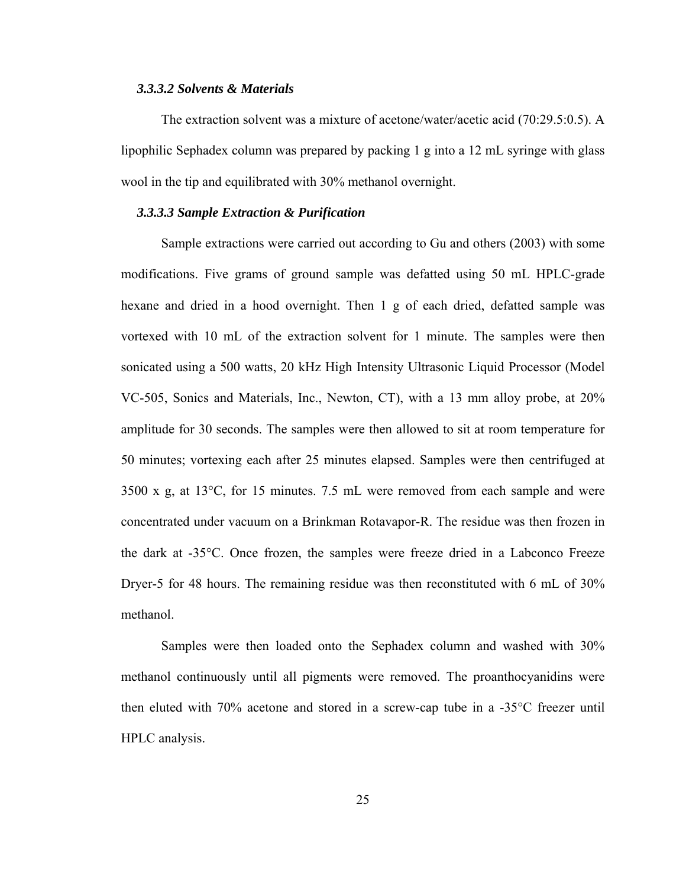#### *3.3.3.2 Solvents & Materials*

The extraction solvent was a mixture of acetone/water/acetic acid (70:29.5:0.5). A lipophilic Sephadex column was prepared by packing 1 g into a 12 mL syringe with glass wool in the tip and equilibrated with 30% methanol overnight.

#### *3.3.3.3 Sample Extraction & Purification*

Sample extractions were carried out according to Gu and others (2003) with some modifications. Five grams of ground sample was defatted using 50 mL HPLC-grade hexane and dried in a hood overnight. Then 1 g of each dried, defatted sample was vortexed with 10 mL of the extraction solvent for 1 minute. The samples were then sonicated using a 500 watts, 20 kHz High Intensity Ultrasonic Liquid Processor (Model VC-505, Sonics and Materials, Inc., Newton, CT), with a 13 mm alloy probe, at 20% amplitude for 30 seconds. The samples were then allowed to sit at room temperature for 50 minutes; vortexing each after 25 minutes elapsed. Samples were then centrifuged at 3500 x g, at 13°C, for 15 minutes. 7.5 mL were removed from each sample and were concentrated under vacuum on a Brinkman Rotavapor-R. The residue was then frozen in the dark at -35°C. Once frozen, the samples were freeze dried in a Labconco Freeze Dryer-5 for 48 hours. The remaining residue was then reconstituted with 6 mL of 30% methanol.

Samples were then loaded onto the Sephadex column and washed with 30% methanol continuously until all pigments were removed. The proanthocyanidins were then eluted with 70% acetone and stored in a screw-cap tube in a -35°C freezer until HPLC analysis.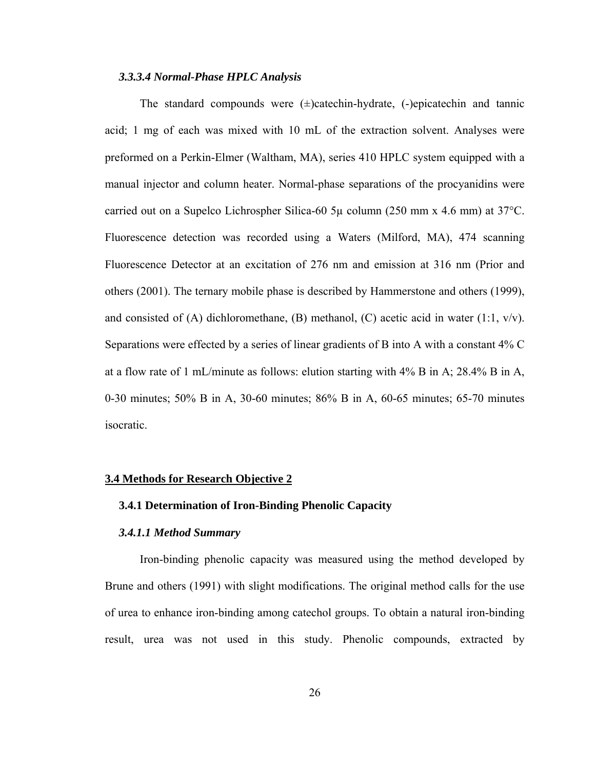#### *3.3.3.4 Normal-Phase HPLC Analysis*

The standard compounds were (±)catechin-hydrate, (-)epicatechin and tannic acid; 1 mg of each was mixed with 10 mL of the extraction solvent. Analyses were preformed on a Perkin-Elmer (Waltham, MA), series 410 HPLC system equipped with a manual injector and column heater. Normal-phase separations of the procyanidins were carried out on a Supelco Lichrospher Silica-60 5μ column (250 mm x 4.6 mm) at 37°C. Fluorescence detection was recorded using a Waters (Milford, MA), 474 scanning Fluorescence Detector at an excitation of 276 nm and emission at 316 nm (Prior and others (2001). The ternary mobile phase is described by Hammerstone and others (1999), and consisted of (A) dichloromethane, (B) methanol, (C) acetic acid in water (1:1, v/v). Separations were effected by a series of linear gradients of B into A with a constant 4% C at a flow rate of 1 mL/minute as follows: elution starting with 4% B in A; 28.4% B in A, 0-30 minutes; 50% B in A, 30-60 minutes; 86% B in A, 60-65 minutes; 65-70 minutes isocratic.

## 3.4 Methods for Research Objective 2

### 3.4.1 Determination of Iron-Binding Phenolic Capacity

#### *3.4.1.1 Method Summary*

Iron-binding phenolic capacity was measured using the method developed by Brune and others (1991) with slight modifications. The original method calls for the use of urea to enhance iron-binding among catechol groups. To obtain a natural iron-binding result, urea was not used in this study. Phenolic compounds, extracted by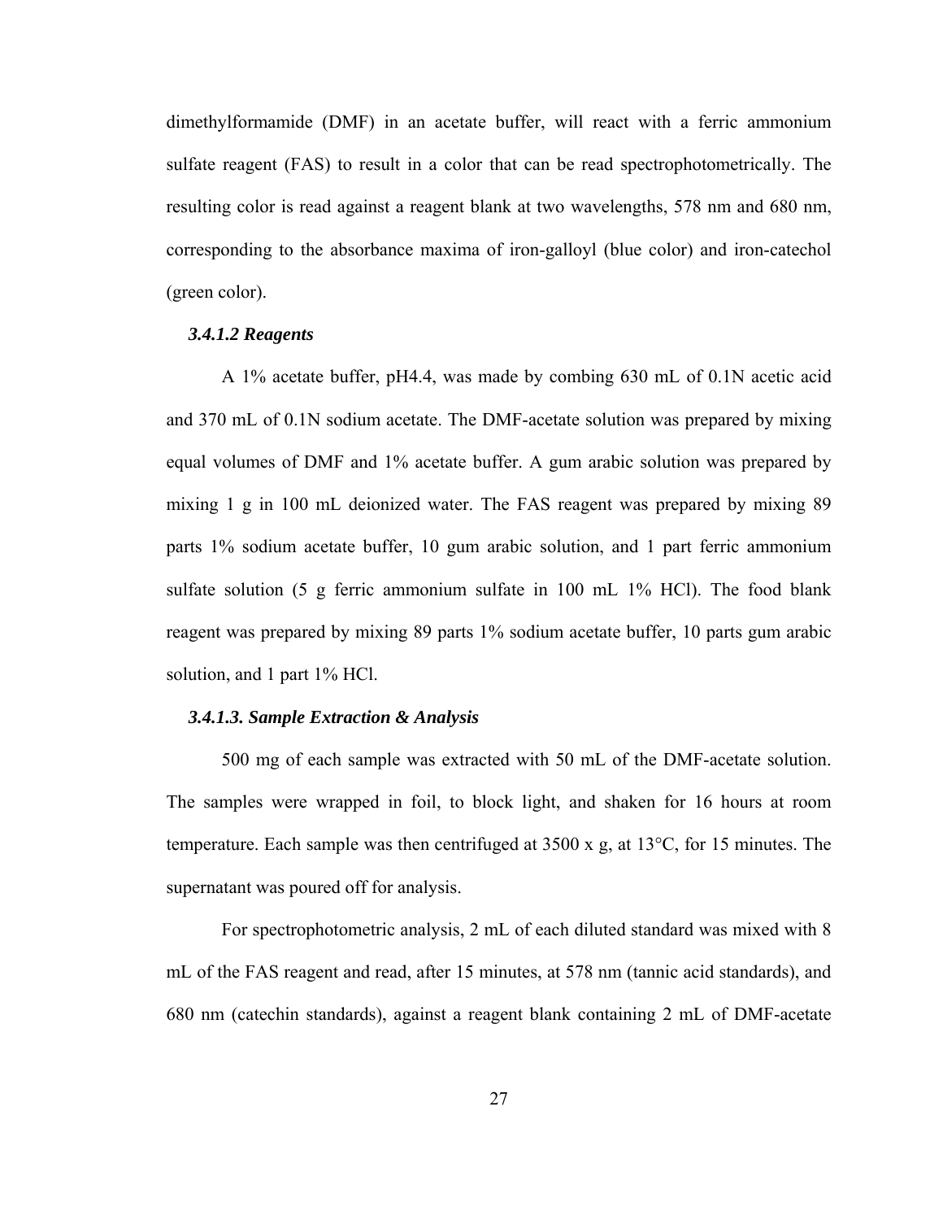dimethylformamide (DMF) in an acetate buffer, will react with a ferric ammonium sulfate reagent (FAS) to result in a color that can be read spectrophotometrically. The resulting color is read against a reagent blank at two wavelengths, 578 nm and 680 nm, corresponding to the absorbance maxima of iron-galloyl (blue color) and iron-catechol (green color).

#### *3.4.1.2 Reagents*

A 1% acetate buffer, pH4.4, was made by combing 630 mL of 0.1N acetic acid and 370 mL of 0.1N sodium acetate. The DMF-acetate solution was prepared by mixing equal volumes of DMF and 1% acetate buffer. A gum arabic solution was prepared by mixing 1 g in 100 mL deionized water. The FAS reagent was prepared by mixing 89 parts 1% sodium acetate buffer, 10 gum arabic solution, and 1 part ferric ammonium sulfate solution (5 g ferric ammonium sulfate in 100 mL 1% HCl). The food blank reagent was prepared by mixing 89 parts 1% sodium acetate buffer, 10 parts gum arabic solution, and 1 part 1% HCl.

#### *3.4.1.3. Sample Extraction & Analysis*

500 mg of each sample was extracted with 50 mL of the DMF-acetate solution. The samples were wrapped in foil, to block light, and shaken for 16 hours at room temperature. Each sample was then centrifuged at 3500 x g, at 13°C, for 15 minutes. The supernatant was poured off for analysis.

For spectrophotometric analysis, 2 mL of each diluted standard was mixed with 8 mL of the FAS reagent and read, after 15 minutes, at 578 nm (tannic acid standards), and 680 nm (catechin standards), against a reagent blank containing 2 mL of DMF-acetate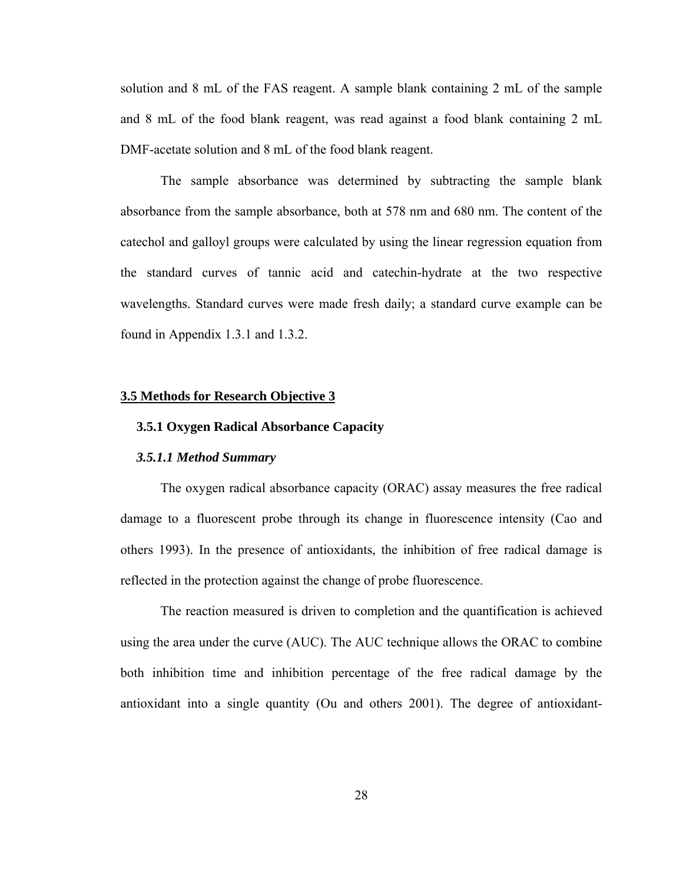solution and 8 mL of the FAS reagent. A sample blank containing 2 mL of the sample and 8 mL of the food blank reagent, was read against a food blank containing 2 mL DMF-acetate solution and 8 mL of the food blank reagent.

The sample absorbance was determined by subtracting the sample blank absorbance from the sample absorbance, both at 578 nm and 680 nm. The content of the catechol and galloyl groups were calculated by using the linear regression equation from the standard curves of tannic acid and catechin-hydrate at the two respective wavelengths. Standard curves were made fresh daily; a standard curve example can be found in Appendix 1.3.1 and 1.3.2.

## 3.5 Methods for Research Objective 3

### 3.5.1 Oxygen Radical Absorbance Capacity

#### *3.5.1.1 Method Summary*

The oxygen radical absorbance capacity (ORAC) assay measures the free radical damage to a fluorescent probe through its change in fluorescence intensity (Cao and others 1993). In the presence of antioxidants, the inhibition of free radical damage is reflected in the protection against the change of probe fluorescence.

The reaction measured is driven to completion and the quantification is achieved using the area under the curve (AUC). The AUC technique allows the ORAC to combine both inhibition time and inhibition percentage of the free radical damage by the antioxidant into a single quantity (Ou and others 2001). The degree of antioxidant-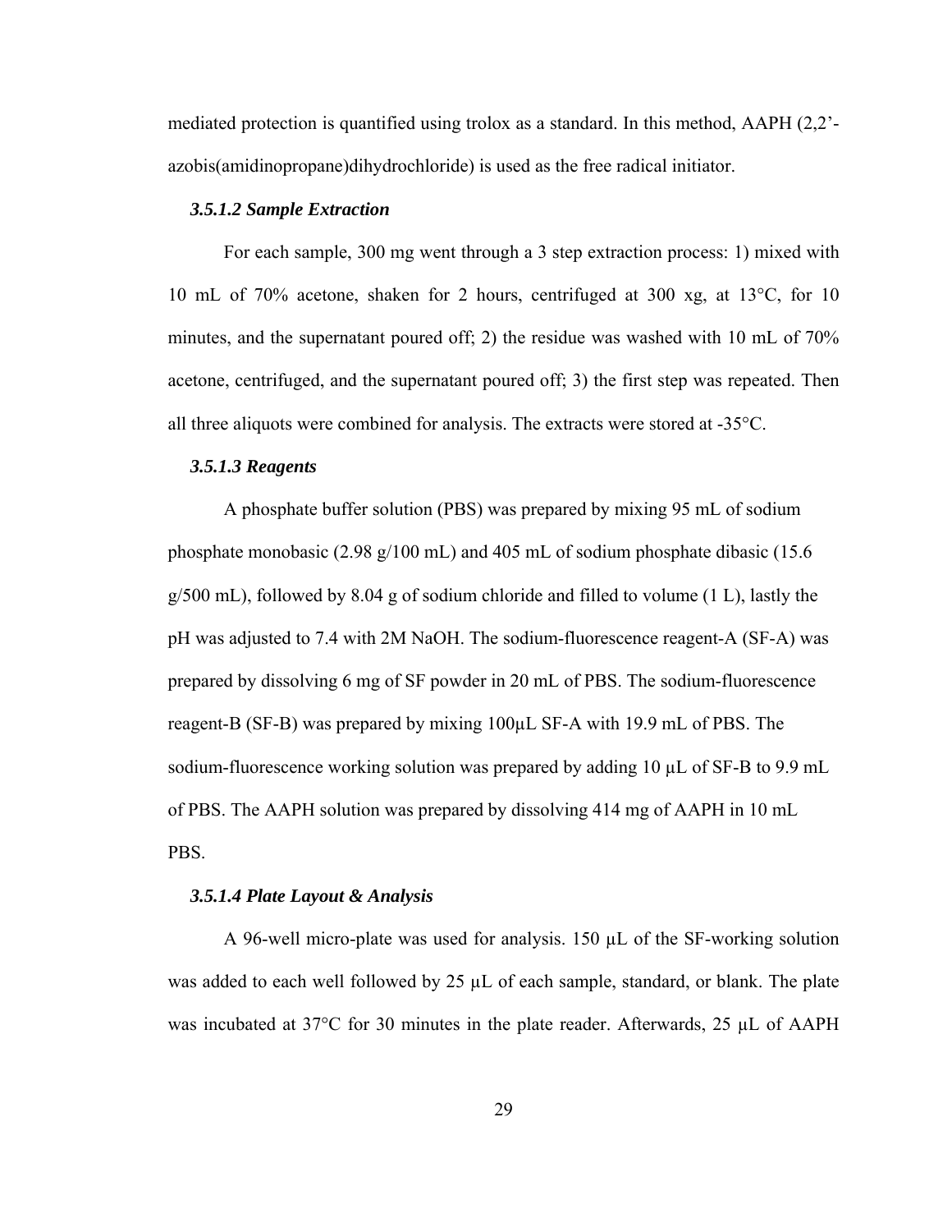mediated protection is quantified using trolox as a standard. In this method, AAPH (2,2'-azobis(amidinopropane)dihydrochloride) is used as the free radical initiator.

#### *3.5.1.2 Sample Extraction*

For each sample, 300 mg went through a 3 step extraction process: 1) mixed with 10 mL of 70% acetone, shaken for 2 hours, centrifuged at 300 xg, at 13°C, for 10 minutes, and the supernatant poured off; 2) the residue was washed with 10 mL of 70% acetone, centrifuged, and the supernatant poured off; 3) the first step was repeated. Then all three aliquots were combined for analysis. The extracts were stored at -35°C.

#### *3.5.1.3 Reagents*

A phosphate buffer solution (PBS) was prepared by mixing 95 mL of sodium phosphate monobasic (2.98 g/100 mL) and 405 mL of sodium phosphate dibasic (15.6 g/500 mL), followed by 8.04 g of sodium chloride and filled to volume (1 L), lastly the pH was adjusted to 7.4 with 2M NaOH. The sodium-fluorescence reagent-A (SF-A) was prepared by dissolving 6 mg of SF powder in 20 mL of PBS. The sodium-fluorescence reagent-B (SF-B) was prepared by mixing 100µL SF-A with 19.9 mL of PBS. The sodium-fluorescence working solution was prepared by adding 10 µL of SF-B to 9.9 mL of PBS. The AAPH solution was prepared by dissolving 414 mg of AAPH in 10 mL PBS.

#### *3.5.1.4 Plate Layout & Analysis*

A 96-well micro-plate was used for analysis. 150 µL of the SF-working solution was added to each well followed by 25 µL of each sample, standard, or blank. The plate was incubated at 37°C for 30 minutes in the plate reader. Afterwards, 25 µL of AAPH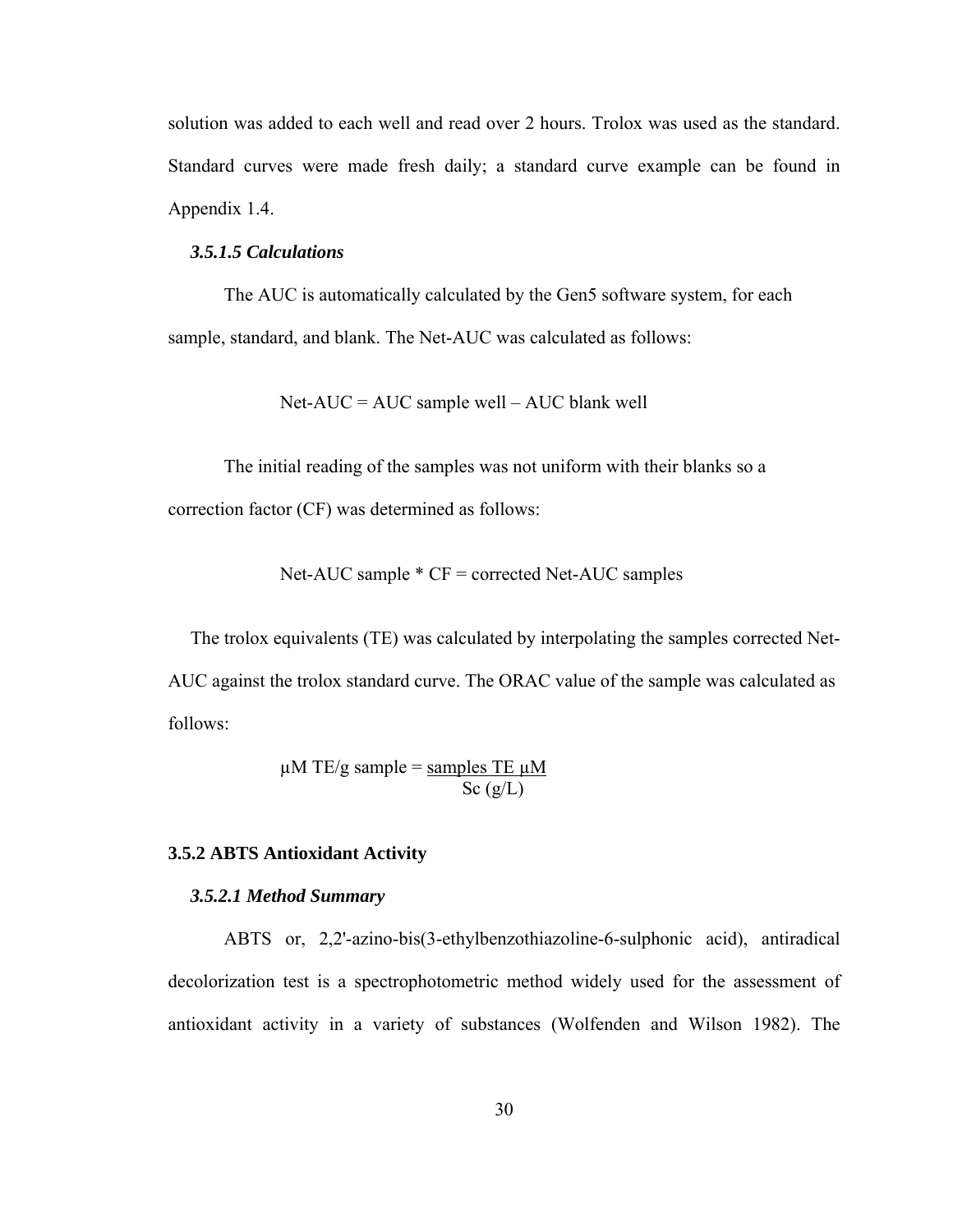solution was added to each well and read over 2 hours. Trolox was used as the standard. Standard curves were made fresh daily; a standard curve example can be found in Appendix 1.4.

#### *3.5.1.5 Calculations*

The AUC is automatically calculated by the Gen5 software system, for each sample, standard, and blank. The Net-AUC was calculated as follows:

$$\text{Net-AUC} = \text{AUC sample well} - \text{AUC blank well}$$

The initial reading of the samples was not uniform with their blanks so a correction factor (CF) was determined as follows:

$$\text{Net-AUC sample} * \text{CF} = \text{corrected Net-AUC samples}$$

The trolox equivalents (TE) was calculated by interpolating the samples corrected Net-AUC against the trolox standard curve. The ORAC value of the sample was calculated as follows:

$$\mu\text{M TE/g sample} = \frac{\text{samples TE } \mu\text{M}}{\text{Sc (g/L)}}$$

### 3.5.2 ABTS Antioxidant Activity

#### *3.5.2.1 Method Summary*

ABTS or, 2,2'-azino-bis(3-ethylbenzothiazoline-6-sulphonic acid), antiradical decolorization test is a spectrophotometric method widely used for the assessment of antioxidant activity in a variety of substances (Wolfenden and Wilson 1982). The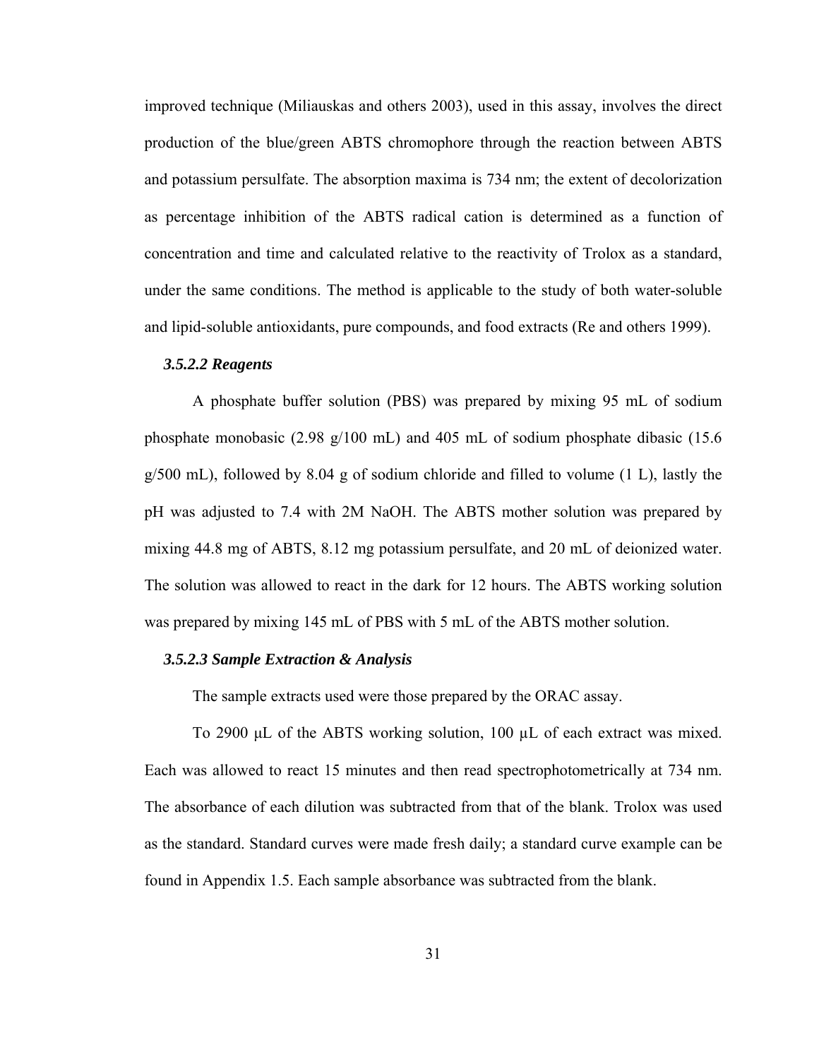improved technique (Miliauskas and others 2003), used in this assay, involves the direct production of the blue/green ABTS chromophore through the reaction between ABTS and potassium persulfate. The absorption maxima is 734 nm; the extent of decolorization as percentage inhibition of the ABTS radical cation is determined as a function of concentration and time and calculated relative to the reactivity of Trolox as a standard, under the same conditions. The method is applicable to the study of both water-soluble and lipid-soluble antioxidants, pure compounds, and food extracts (Re and others 1999).

#### *3.5.2.2 Reagents*

A phosphate buffer solution (PBS) was prepared by mixing 95 mL of sodium phosphate monobasic (2.98 g/100 mL) and 405 mL of sodium phosphate dibasic (15.6 g/500 mL), followed by 8.04 g of sodium chloride and filled to volume (1 L), lastly the pH was adjusted to 7.4 with 2M NaOH. The ABTS mother solution was prepared by mixing 44.8 mg of ABTS, 8.12 mg potassium persulfate, and 20 mL of deionized water. The solution was allowed to react in the dark for 12 hours. The ABTS working solution was prepared by mixing 145 mL of PBS with 5 mL of the ABTS mother solution.

#### *3.5.2.3 Sample Extraction & Analysis*

The sample extracts used were those prepared by the ORAC assay.

To 2900 μL of the ABTS working solution, 100 μL of each extract was mixed. Each was allowed to react 15 minutes and then read spectrophotometrically at 734 nm. The absorbance of each dilution was subtracted from that of the blank. Trolox was used as the standard. Standard curves were made fresh daily; a standard curve example can be found in Appendix 1.5. Each sample absorbance was subtracted from the blank.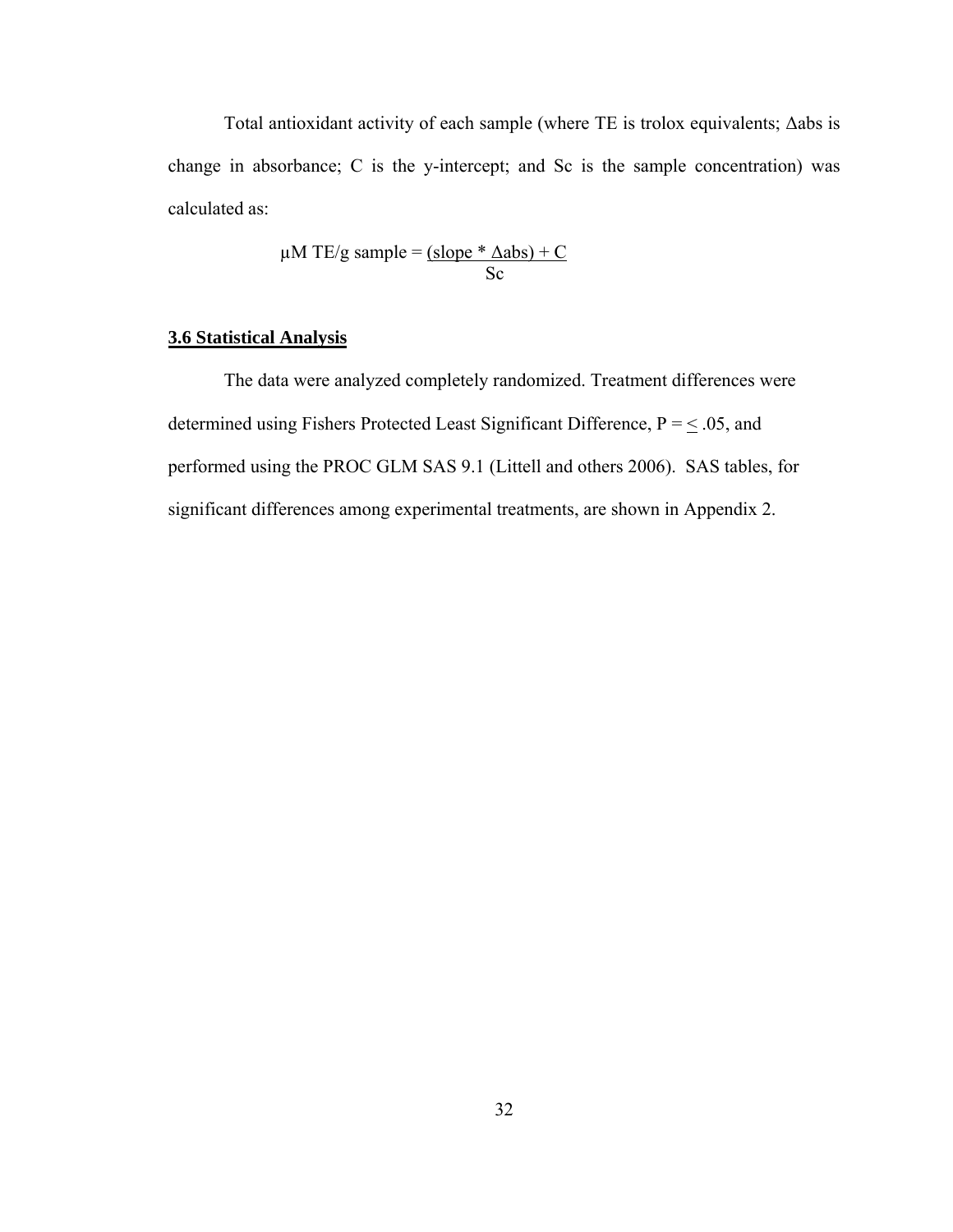Total antioxidant activity of each sample (where TE is trolox equivalents; Δabs is change in absorbance; C is the y-intercept; and Sc is the sample concentration) was calculated as:

$$\mu\text{M TE/g sample} = \frac{(\text{slope} * \Delta\text{abs}) + C}{\text{Sc}}$$

**3.6 Statistical Analysis**

The data were analyzed completely randomized. Treatment differences were determined using Fishers Protected Least Significant Difference, $P = \leq .05$, and performed using the PROC GLM SAS 9.1 (Littell and others 2006). SAS tables, for significant differences among experimental treatments, are shown in Appendix 2.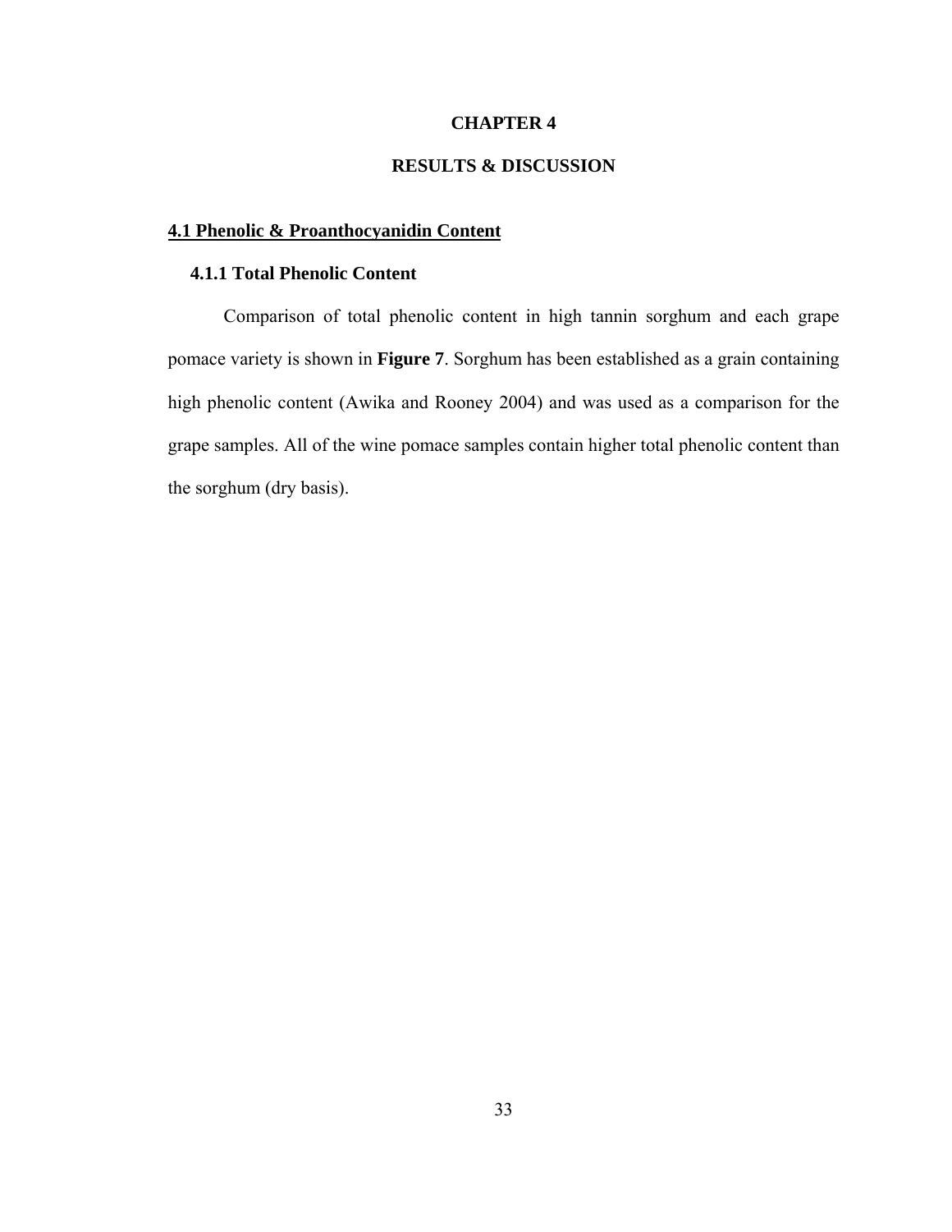# CHAPTER 4

# RESULTS & DISCUSSION

## 4.1 Phenolic & Proanthocyanidin Content

### 4.1.1 Total Phenolic Content

Comparison of total phenolic content in high tannin sorghum and each grape pomace variety is shown in **Figure 7**. Sorghum has been established as a grain containing high phenolic content (Awika and Rooney 2004) and was used as a comparison for the grape samples. All of the wine pomace samples contain higher total phenolic content than the sorghum (dry basis).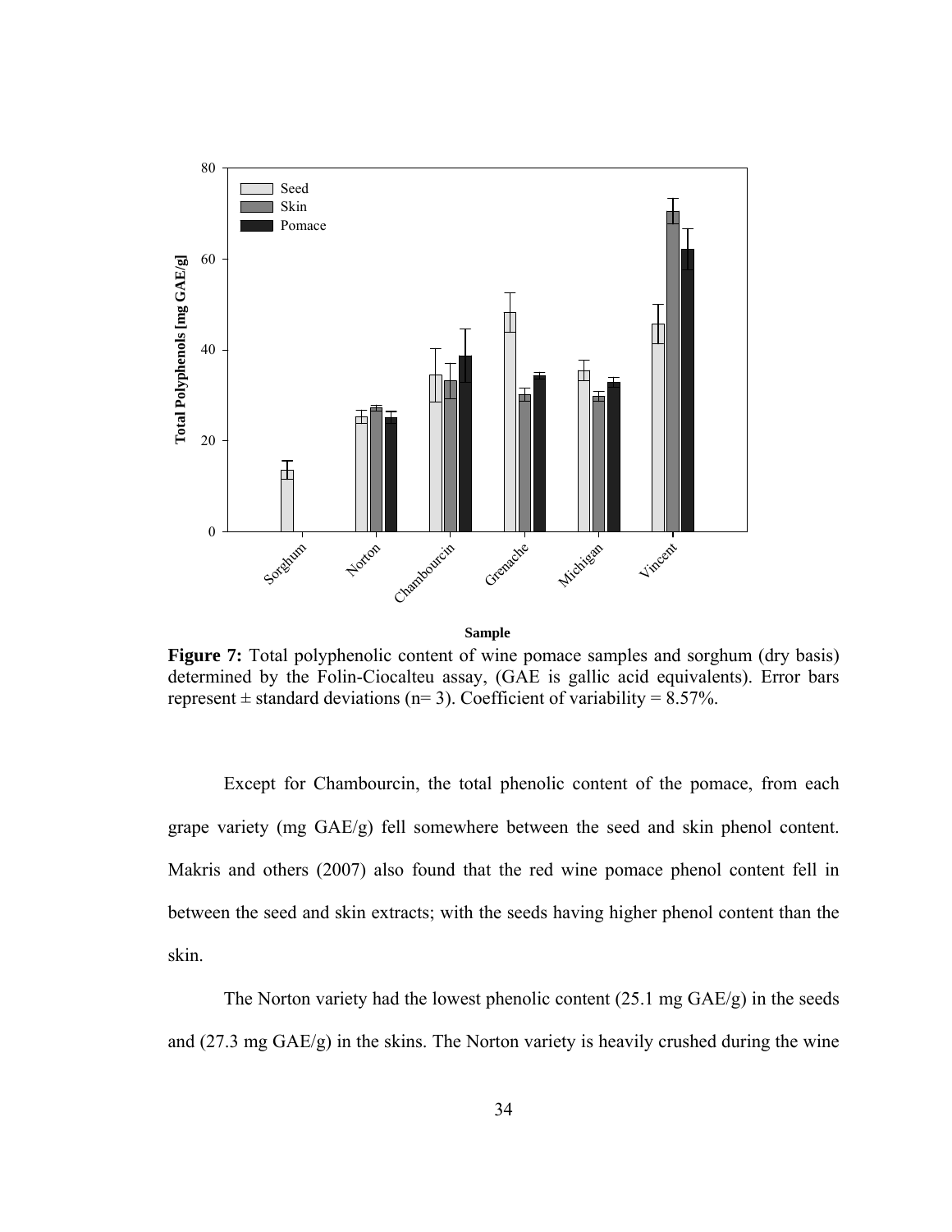**Figure 7:** Total polyphenolic content of wine pomace samples and sorghum (dry basis) determined by the Folin-Ciocalteu assay, (GAE is gallic acid equivalents). Error bars represent ± standard deviations (n= 3). Coefficient of variability = 8.57%.

Except for Chambourcin, the total phenolic content of the pomace, from each grape variety (mg GAE/g) fell somewhere between the seed and skin phenol content. Makris and others (2007) also found that the red wine pomace phenol content fell in between the seed and skin extracts; with the seeds having higher phenol content than the skin.

The Norton variety had the lowest phenolic content (25.1 mg GAE/g) in the seeds and (27.3 mg GAE/g) in the skins. The Norton variety is heavily crushed during the wine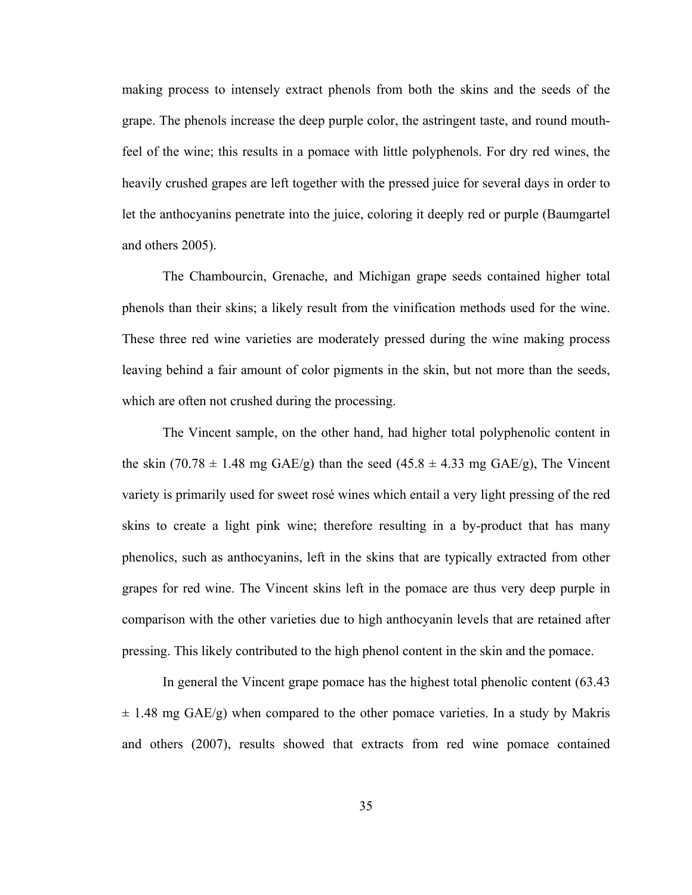making process to intensely extract phenols from both the skins and the seeds of the grape. The phenols increase the deep purple color, the astringent taste, and round mouth-feel of the wine; this results in a pomace with little polyphenols. For dry red wines, the heavily crushed grapes are left together with the pressed juice for several days in order to let the anthocyanins penetrate into the juice, coloring it deeply red or purple (Baumgartel and others 2005).

The Chambourcin, Grenache, and Michigan grape seeds contained higher total phenols than their skins; a likely result from the vinification methods used for the wine. These three red wine varieties are moderately pressed during the wine making process leaving behind a fair amount of color pigments in the skin, but not more than the seeds, which are often not crushed during the processing.

The Vincent sample, on the other hand, had higher total polyphenolic content in the skin (70.78 ± 1.48 mg GAE/g) than the seed (45.8 ± 4.33 mg GAE/g), The Vincent variety is primarily used for sweet rosé wines which entail a very light pressing of the red skins to create a light pink wine; therefore resulting in a by-product that has many phenolics, such as anthocyanins, left in the skins that are typically extracted from other grapes for red wine. The Vincent skins left in the pomace are thus very deep purple in comparison with the other varieties due to high anthocyanin levels that are retained after pressing. This likely contributed to the high phenol content in the skin and the pomace.

In general the Vincent grape pomace has the highest total phenolic content (63.43 ± 1.48 mg GAE/g) when compared to the other pomace varieties. In a study by Makris and others (2007), results showed that extracts from red wine pomace contained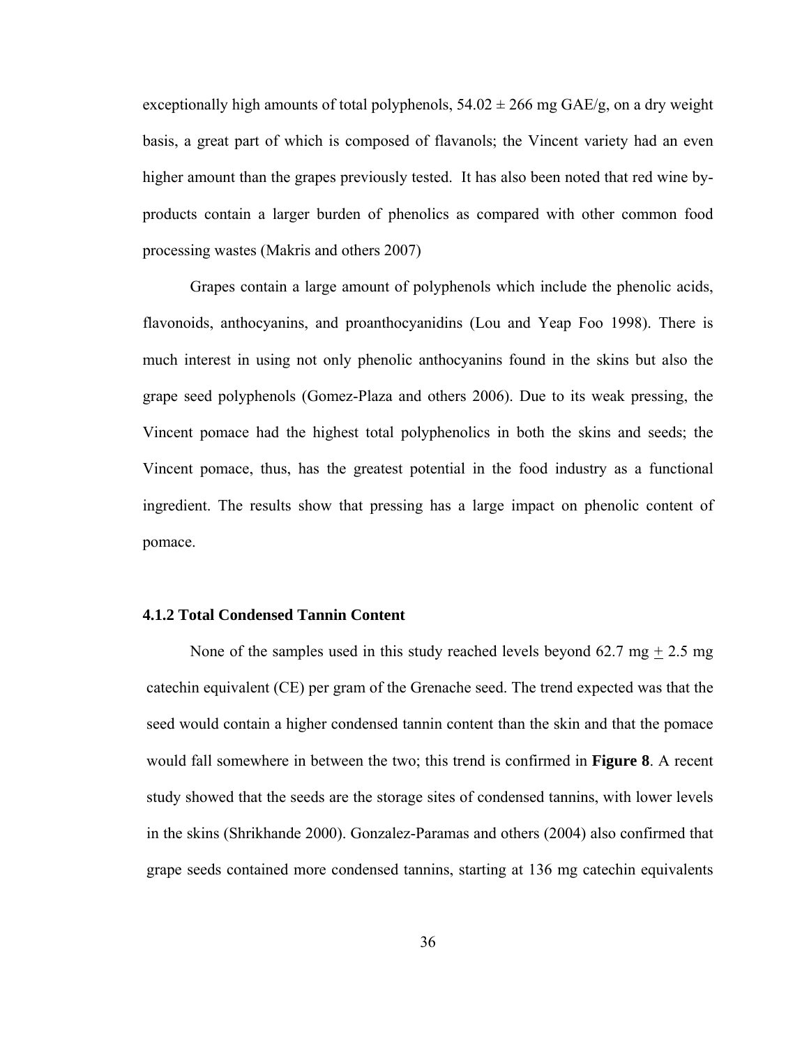exceptionally high amounts of total polyphenols, $54.02 \pm 266$ mg GAE/g, on a dry weight basis, a great part of which is composed of flavanols; the Vincent variety had an even higher amount than the grapes previously tested. It has also been noted that red wine by-products contain a larger burden of phenolics as compared with other common food processing wastes (Makris and others 2007)

Grapes contain a large amount of polyphenols which include the phenolic acids, flavonoids, anthocyanins, and proanthocyanidins (Lou and Yeap Foo 1998). There is much interest in using not only phenolic anthocyanins found in the skins but also the grape seed polyphenols (Gomez-Plaza and others 2006). Due to its weak pressing, the Vincent pomace had the highest total polyphenolics in both the skins and seeds; the Vincent pomace, thus, has the greatest potential in the food industry as a functional ingredient. The results show that pressing has a large impact on phenolic content of pomace.

### 4.1.2 Total Condensed Tannin Content

None of the samples used in this study reached levels beyond 62.7 mg $\pm$ 2.5 mg catechin equivalent (CE) per gram of the Grenache seed. The trend expected was that the seed would contain a higher condensed tannin content than the skin and that the pomace would fall somewhere in between the two; this trend is confirmed in **Figure 8**. A recent study showed that the seeds are the storage sites of condensed tannins, with lower levels in the skins (Shrikhande 2000). Gonzalez-Paramas and others (2004) also confirmed that grape seeds contained more condensed tannins, starting at 136 mg catechin equivalents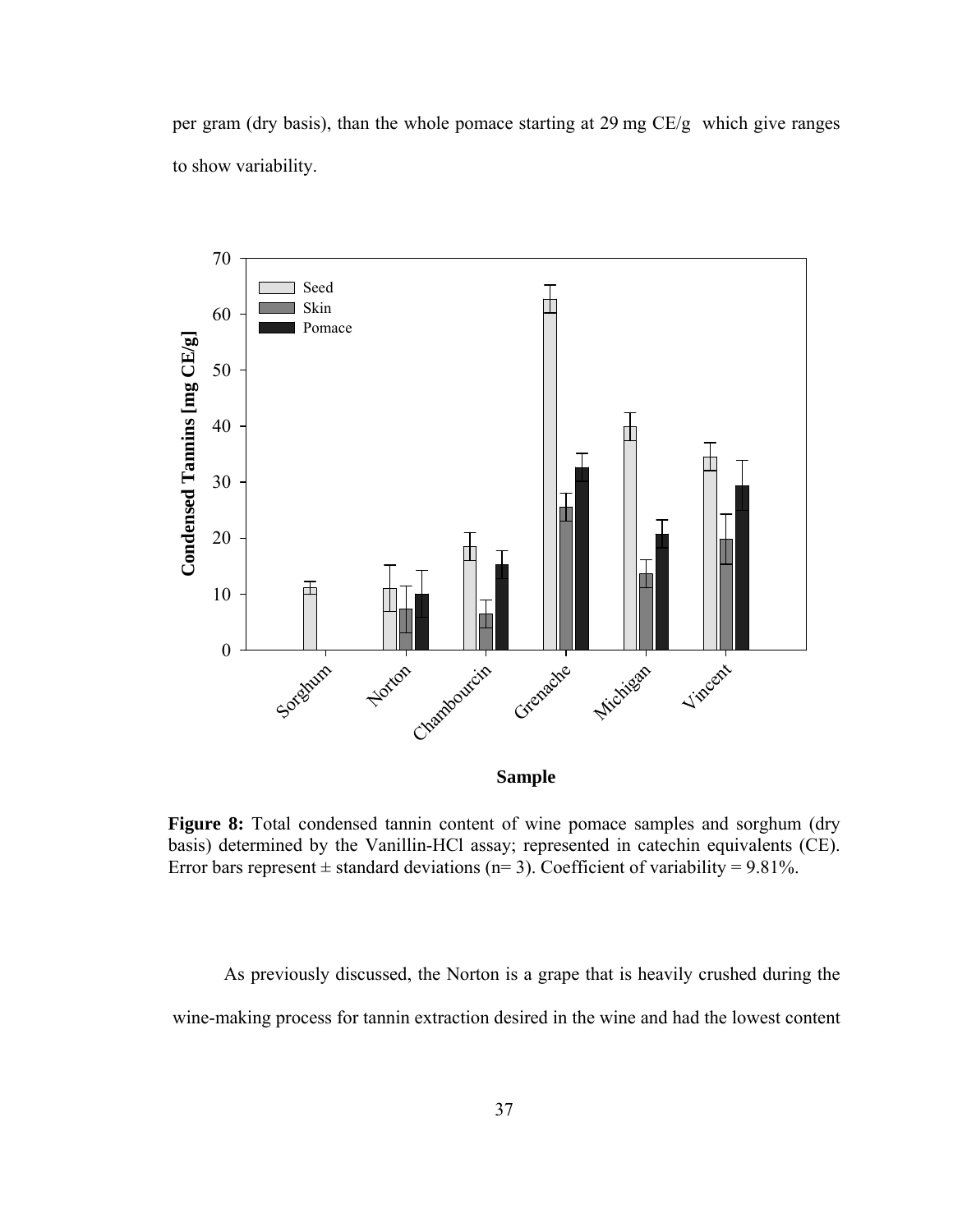per gram (dry basis), than the whole pomace starting at 29 mg CE/g which give ranges to show variability.

**Figure 8:** Total condensed tannin content of wine pomace samples and sorghum (dry basis) determined by the Vanillin-HCl assay; represented in catechin equivalents (CE). Error bars represent ± standard deviations (n= 3). Coefficient of variability = 9.81%.

As previously discussed, the Norton is a grape that is heavily crushed during the wine-making process for tannin extraction desired in the wine and had the lowest content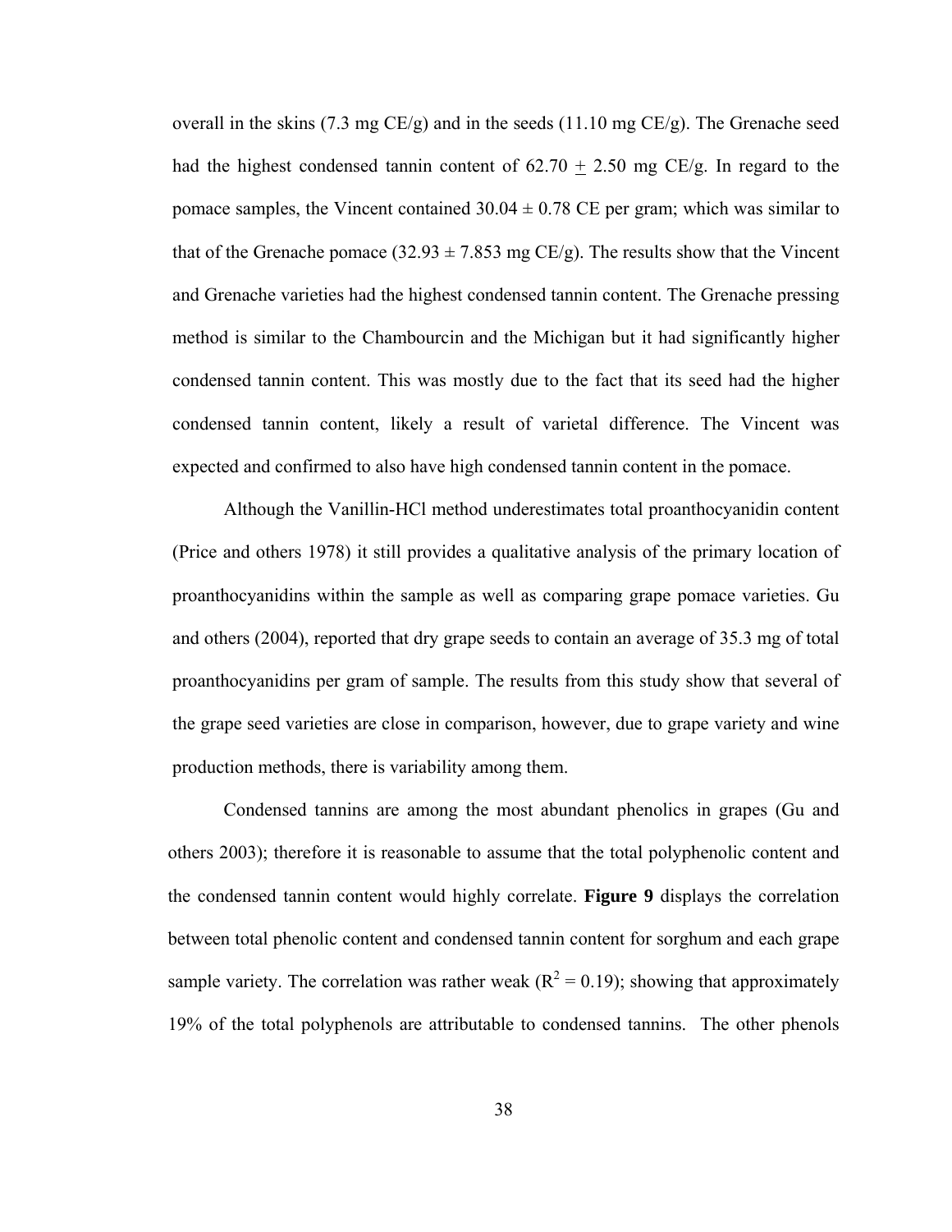overall in the skins (7.3 mg CE/g) and in the seeds (11.10 mg CE/g). The Grenache seed had the highest condensed tannin content of 62.70 $\pm$ 2.50 mg CE/g. In regard to the pomace samples, the Vincent contained 30.04 ± 0.78 CE per gram; which was similar to that of the Grenache pomace (32.93 ± 7.853 mg CE/g). The results show that the Vincent and Grenache varieties had the highest condensed tannin content. The Grenache pressing method is similar to the Chambourcin and the Michigan but it had significantly higher condensed tannin content. This was mostly due to the fact that its seed had the higher condensed tannin content, likely a result of varietal difference. The Vincent was expected and confirmed to also have high condensed tannin content in the pomace.

Although the Vanillin-HCl method underestimates total proanthocyanidin content (Price and others 1978) it still provides a qualitative analysis of the primary location of proanthocyanidins within the sample as well as comparing grape pomace varieties. Gu and others (2004), reported that dry grape seeds to contain an average of 35.3 mg of total proanthocyanidins per gram of sample. The results from this study show that several of the grape seed varieties are close in comparison, however, due to grape variety and wine production methods, there is variability among them.

Condensed tannins are among the most abundant phenolics in grapes (Gu and others 2003); therefore it is reasonable to assume that the total polyphenolic content and the condensed tannin content would highly correlate. **Figure 9** displays the correlation between total phenolic content and condensed tannin content for sorghum and each grape sample variety. The correlation was rather weak ($R^2 = 0.19$); showing that approximately 19% of the total polyphenols are attributable to condensed tannins. The other phenols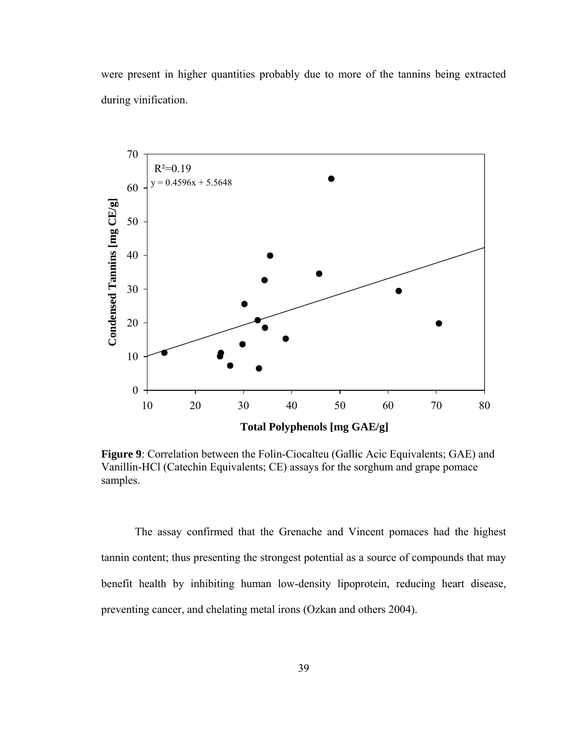were present in higher quantities probably due to more of the tannins being extracted during vinification.

**Figure 9**: Correlation between the Folin-Ciocalteu (Gallic Acic Equivalents; GAE) and Vanillin-HCl (Catechin Equivalents; CE) assays for the sorghum and grape pomace samples.

The assay confirmed that the Grenache and Vincent pomaces had the highest tannin content; thus presenting the strongest potential as a source of compounds that may benefit health by inhibiting human low-density lipoprotein, reducing heart disease, preventing cancer, and chelating metal irons (Ozkan and others 2004).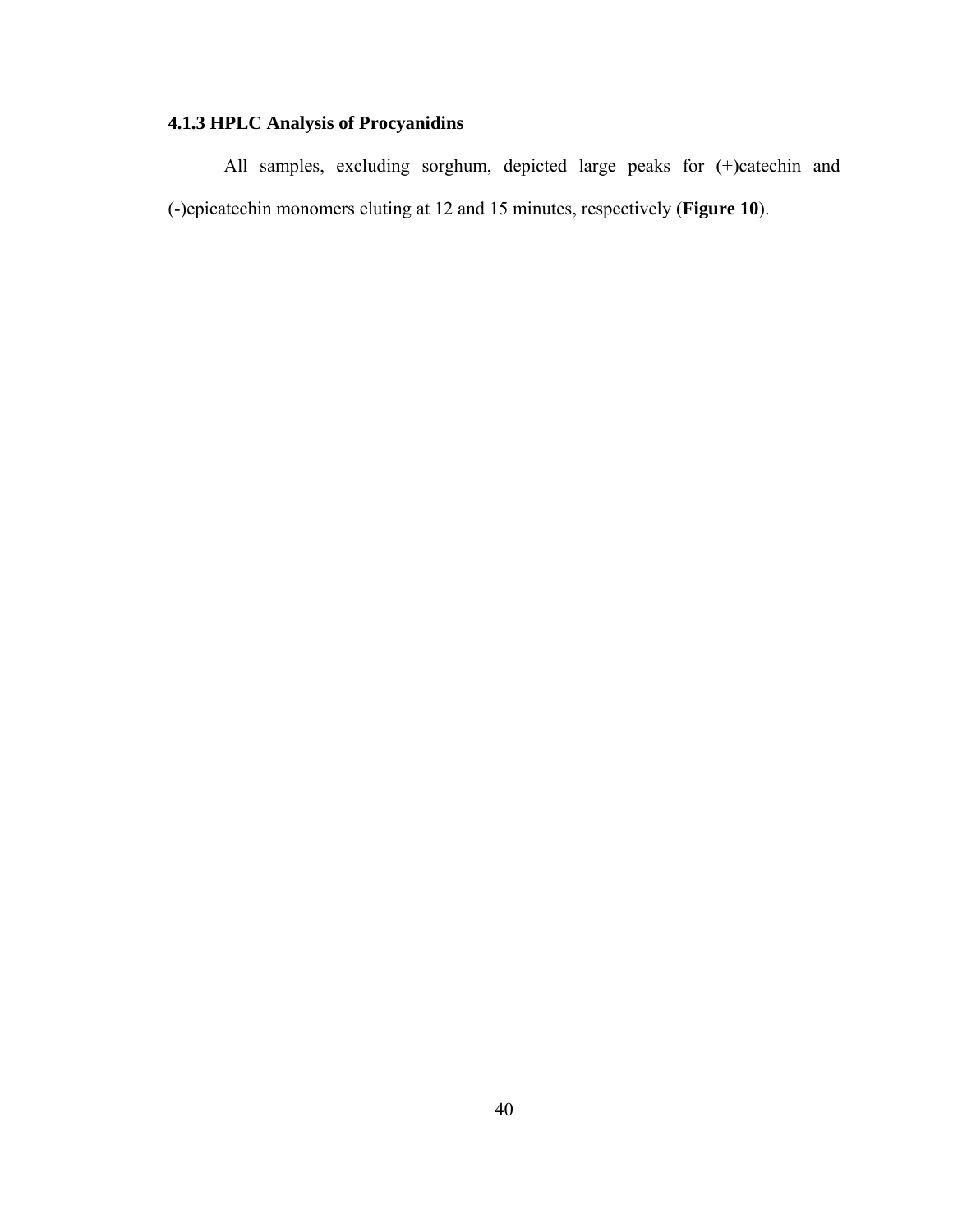### 4.1.3 HPLC Analysis of Procyanidins

All samples, excluding sorghum, depicted large peaks for (+)catechin and (-)epicatechin monomers eluting at 12 and 15 minutes, respectively (**Figure 10**).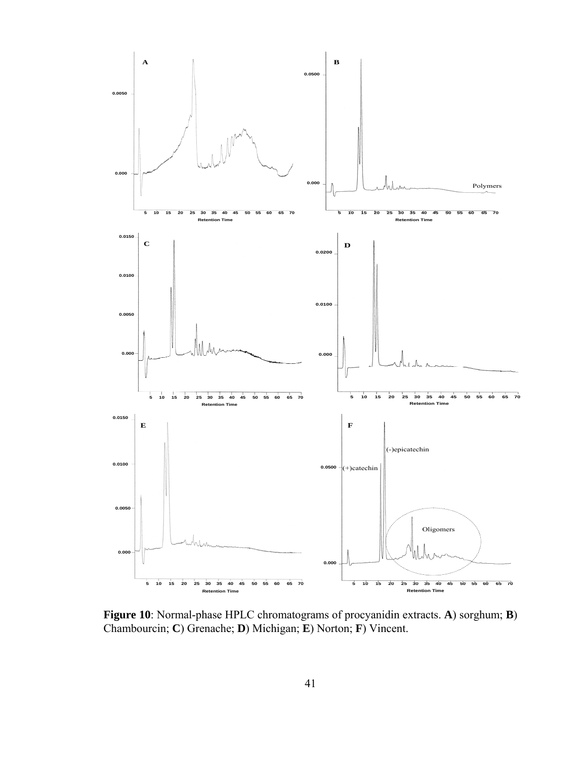**Figure 10**: Normal-phase HPLC chromatograms of procyanidin extracts. **A**) sorghum; **B**) Chambourcin; **C**) Grenache; **D**) Michigan; **E**) Norton; **F**) Vincent.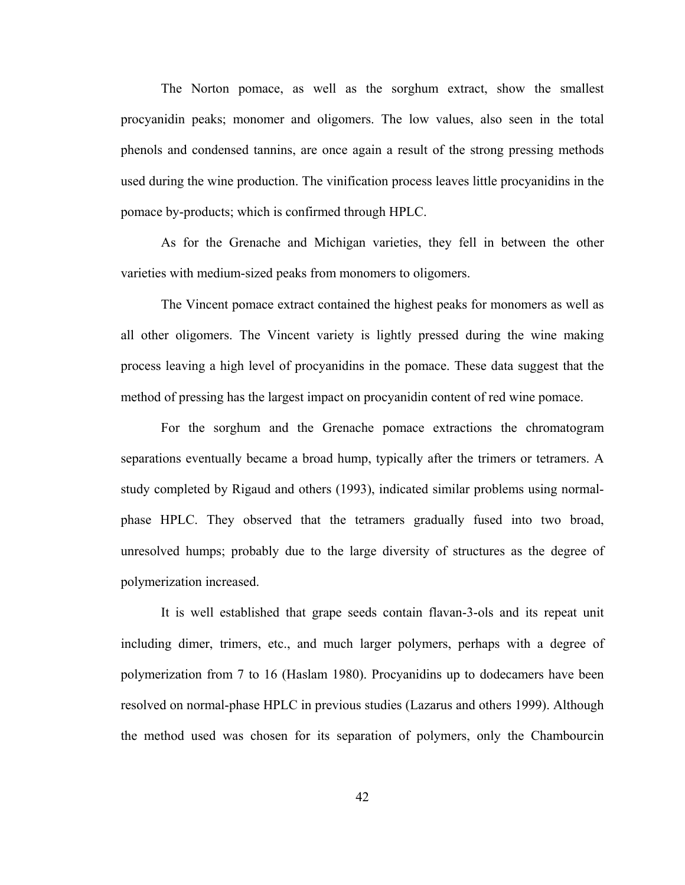The Norton pomace, as well as the sorghum extract, show the smallest procyanidin peaks; monomer and oligomers. The low values, also seen in the total phenols and condensed tannins, are once again a result of the strong pressing methods used during the wine production. The vinification process leaves little procyanidins in the pomace by-products; which is confirmed through HPLC.

As for the Grenache and Michigan varieties, they fell in between the other varieties with medium-sized peaks from monomers to oligomers.

The Vincent pomace extract contained the highest peaks for monomers as well as all other oligomers. The Vincent variety is lightly pressed during the wine making process leaving a high level of procyanidins in the pomace. These data suggest that the method of pressing has the largest impact on procyanidin content of red wine pomace.

For the sorghum and the Grenache pomace extractions the chromatogram separations eventually became a broad hump, typically after the trimers or tetramers. A study completed by Rigaud and others (1993), indicated similar problems using normal-phase HPLC. They observed that the tetramers gradually fused into two broad, unresolved humps; probably due to the large diversity of structures as the degree of polymerization increased.

It is well established that grape seeds contain flavan-3-ols and its repeat unit including dimer, trimers, etc., and much larger polymers, perhaps with a degree of polymerization from 7 to 16 (Haslam 1980). Procyanidins up to dodecamers have been resolved on normal-phase HPLC in previous studies (Lazarus and others 1999). Although the method used was chosen for its separation of polymers, only the Chambourcin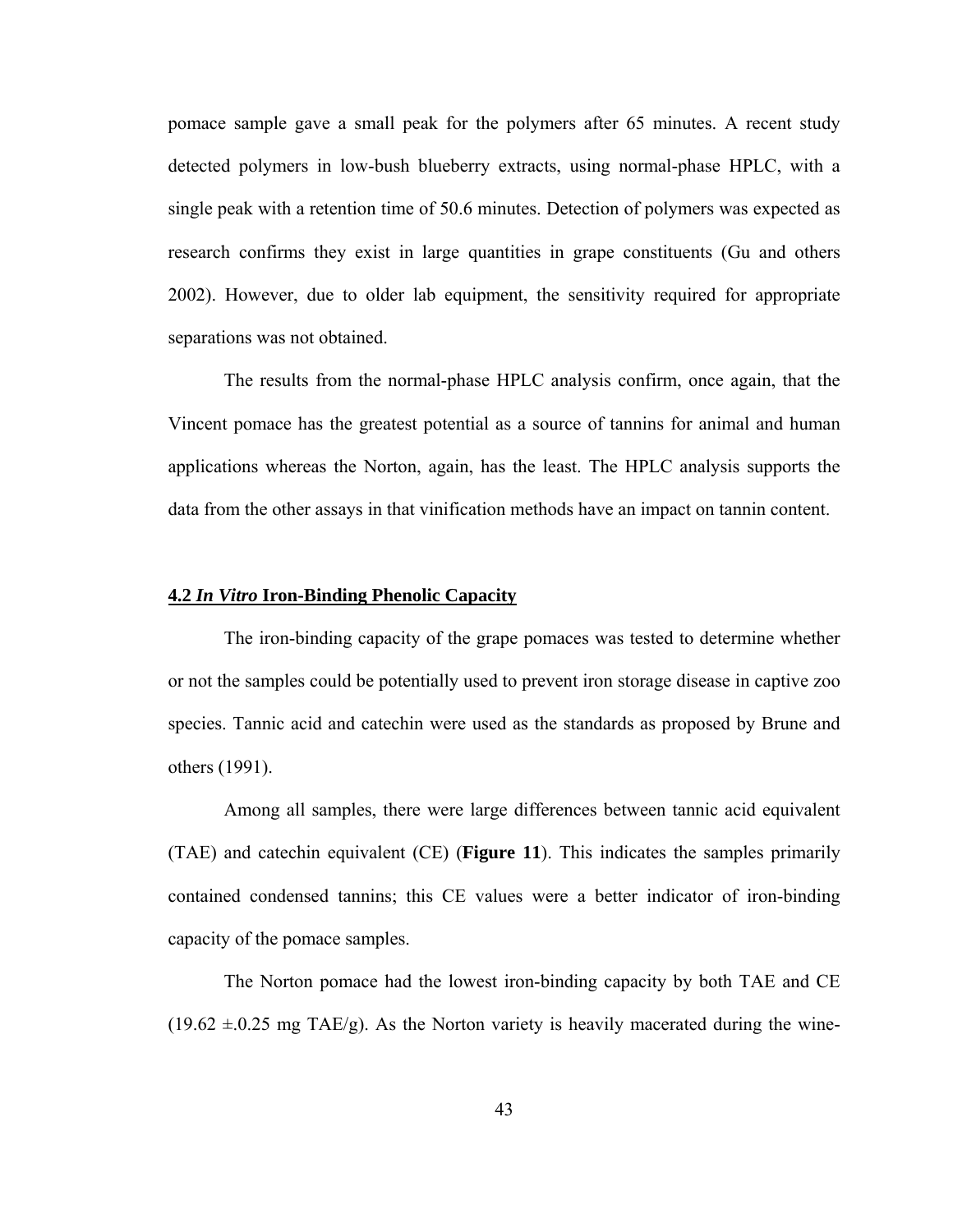pomace sample gave a small peak for the polymers after 65 minutes. A recent study detected polymers in low-bush blueberry extracts, using normal-phase HPLC, with a single peak with a retention time of 50.6 minutes. Detection of polymers was expected as research confirms they exist in large quantities in grape constituents (Gu and others 2002). However, due to older lab equipment, the sensitivity required for appropriate separations was not obtained.

The results from the normal-phase HPLC analysis confirm, once again, that the Vincent pomace has the greatest potential as a source of tannins for animal and human applications whereas the Norton, again, has the least. The HPLC analysis supports the data from the other assays in that vinification methods have an impact on tannin content.

### 4.2 *In Vitro* Iron-Binding Phenolic Capacity

The iron-binding capacity of the grape pomaces was tested to determine whether or not the samples could be potentially used to prevent iron storage disease in captive zoo species. Tannic acid and catechin were used as the standards as proposed by Brune and others (1991).

Among all samples, there were large differences between tannic acid equivalent (TAE) and catechin equivalent (CE) (**Figure 11**). This indicates the samples primarily contained condensed tannins; this CE values were a better indicator of iron-binding capacity of the pomace samples.

The Norton pomace had the lowest iron-binding capacity by both TAE and CE ($19.62 \pm .0.25$ mg TAE/g). As the Norton variety is heavily macerated during the wine-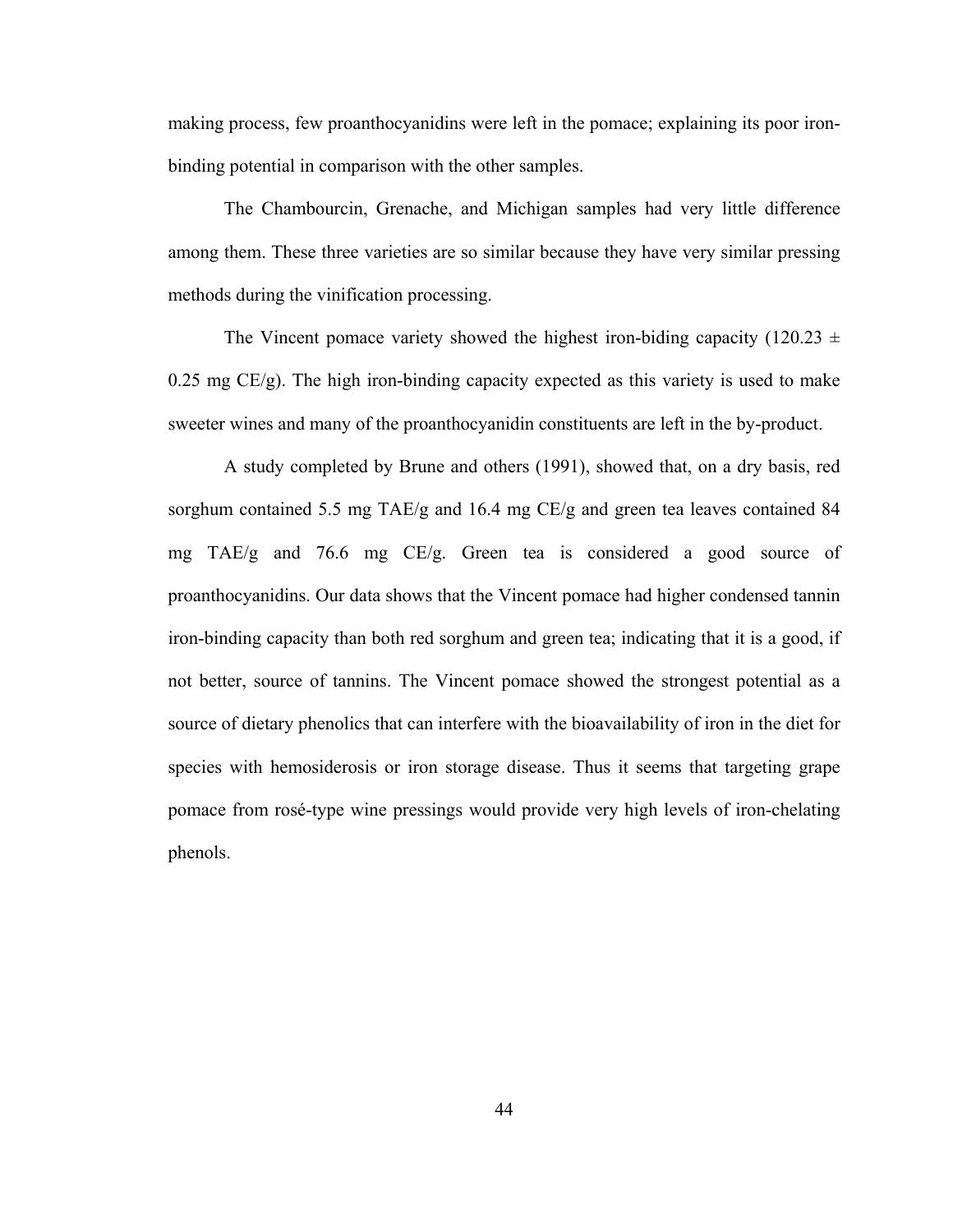making process, few proanthocyanidins were left in the pomace; explaining its poor iron-binding potential in comparison with the other samples.

The Chambourcin, Grenache, and Michigan samples had very little difference among them. These three varieties are so similar because they have very similar pressing methods during the vinification processing.

The Vincent pomace variety showed the highest iron-biding capacity (120.23 ± 0.25 mg CE/g). The high iron-binding capacity expected as this variety is used to make sweeter wines and many of the proanthocyanidin constituents are left in the by-product.

A study completed by Brune and others (1991), showed that, on a dry basis, red sorghum contained 5.5 mg TAE/g and 16.4 mg CE/g and green tea leaves contained 84 mg TAE/g and 76.6 mg CE/g. Green tea is considered a good source of proanthocyanidins. Our data shows that the Vincent pomace had higher condensed tannin iron-binding capacity than both red sorghum and green tea; indicating that it is a good, if not better, source of tannins. The Vincent pomace showed the strongest potential as a source of dietary phenolics that can interfere with the bioavailability of iron in the diet for species with hemosiderosis or iron storage disease. Thus it seems that targeting grape pomace from rosé-type wine pressings would provide very high levels of iron-chelating phenols.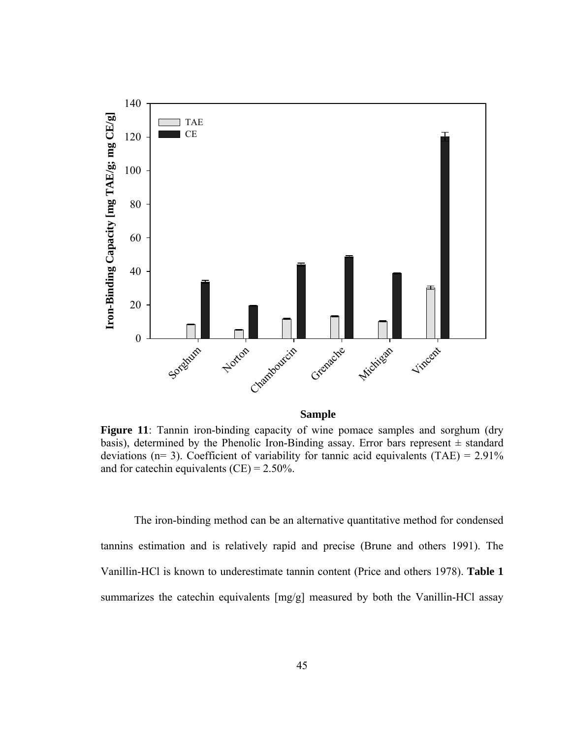**Figure 11**: Tannin iron-binding capacity of wine pomace samples and sorghum (dry basis), determined by the Phenolic Iron-Binding assay. Error bars represent ± standard deviations (n= 3). Coefficient of variability for tannic acid equivalents (TAE) = 2.91% and for catechin equivalents (CE) = 2.50%.

The iron-binding method can be an alternative quantitative method for condensed tannins estimation and is relatively rapid and precise (Brune and others 1991). The Vanillin-HCl is known to underestimate tannin content (Price and others 1978). **Table 1** summarizes the catechin equivalents [mg/g] measured by both the Vanillin-HCl assay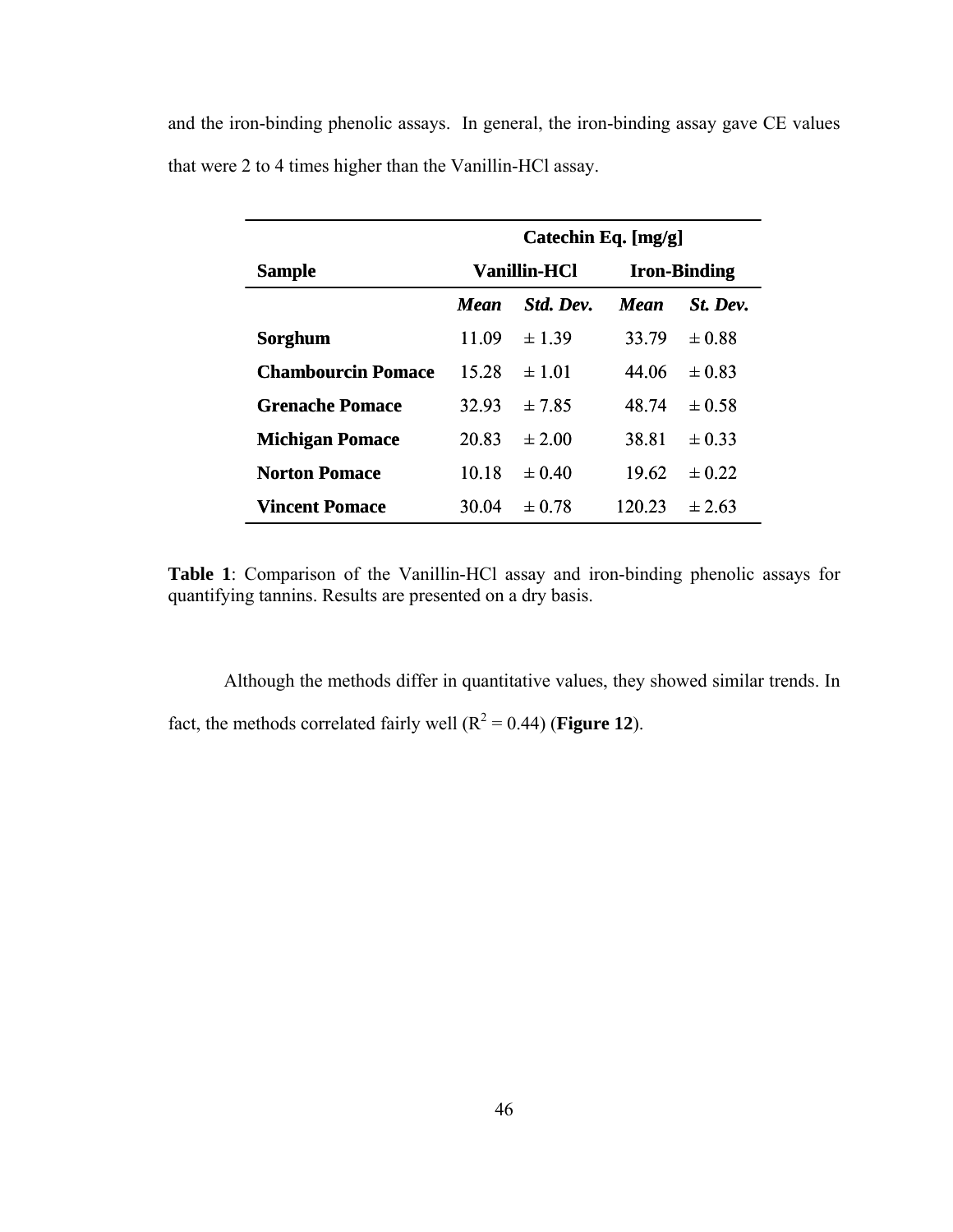and the iron-binding phenolic assays. In general, the iron-binding assay gave CE values that were 2 to 4 times higher than the Vanillin-HCl assay.

| | Catechin Eq. [mg/g] | | | |
|---|---|---|---|---|
| **Sample** | **Vanillin-HCl** | | **Iron-Binding** | |
| | ***Mean*** | ***Std. Dev.*** | ***Mean*** | ***St. Dev.*** |
| **Sorghum** | 11.09 | ± 1.39 | 33.79 | ± 0.88 |
| **Chambourcin Pomace** | 15.28 | ± 1.01 | 44.06 | ± 0.83 |
| **Grenache Pomace** | 32.93 | ± 7.85 | 48.74 | ± 0.58 |
| **Michigan Pomace** | 20.83 | ± 2.00 | 38.81 | ± 0.33 |
| **Norton Pomace** | 10.18 | ± 0.40 | 19.62 | ± 0.22 |
| **Vincent Pomace** | 30.04 | ± 0.78 | 120.23 | ± 2.63 |

**Table 1**: Comparison of the Vanillin-HCl assay and iron-binding phenolic assays for quantifying tannins. Results are presented on a dry basis.

Although the methods differ in quantitative values, they showed similar trends. In fact, the methods correlated fairly well ($R^2 = 0.44$) (**Figure 12**).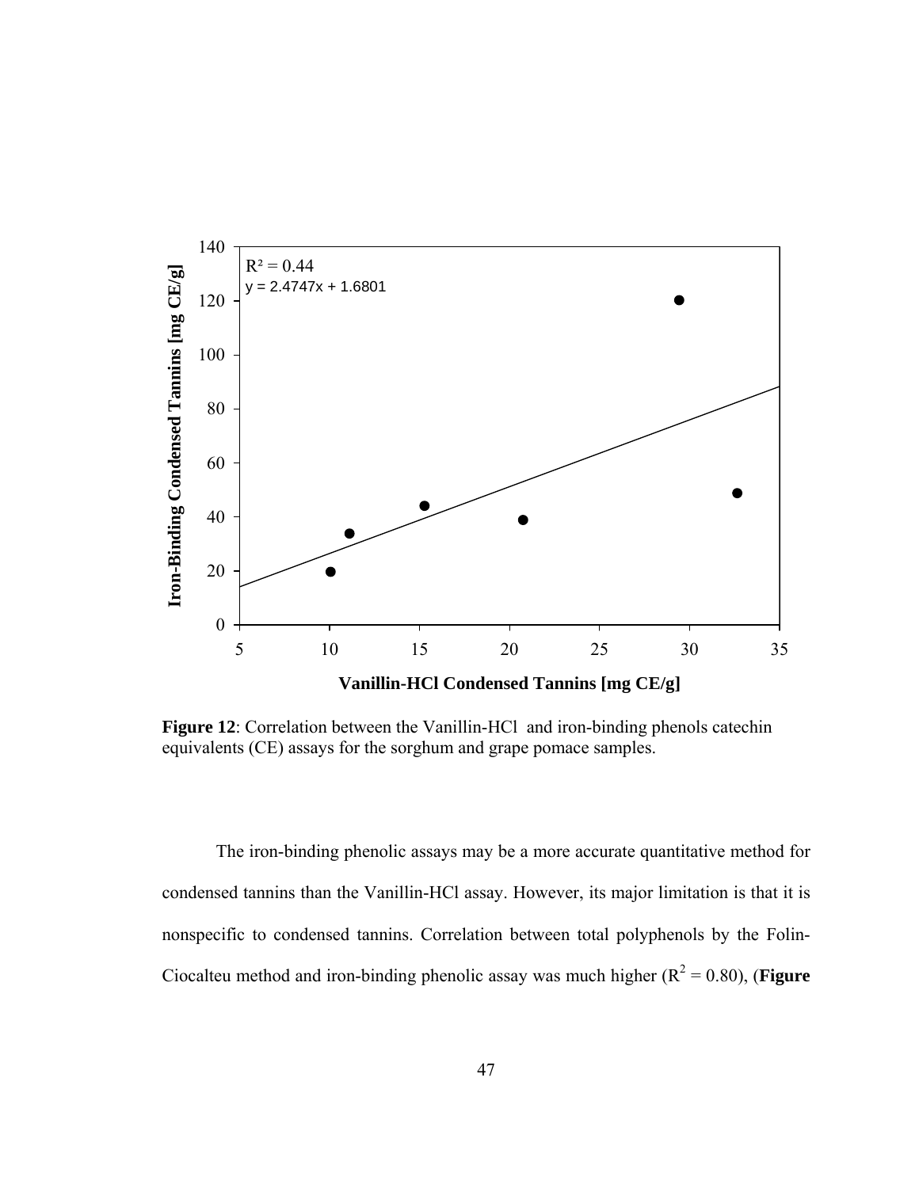**Figure 12**: Correlation between the Vanillin-HCl and iron-binding phenols catechin equivalents (CE) assays for the sorghum and grape pomace samples.

The iron-binding phenolic assays may be a more accurate quantitative method for condensed tannins than the Vanillin-HCl assay. However, its major limitation is that it is nonspecific to condensed tannins. Correlation between total polyphenols by the Folin-Ciocalteu method and iron-binding phenolic assay was much higher ($R^2 = 0.80$), (**Figure**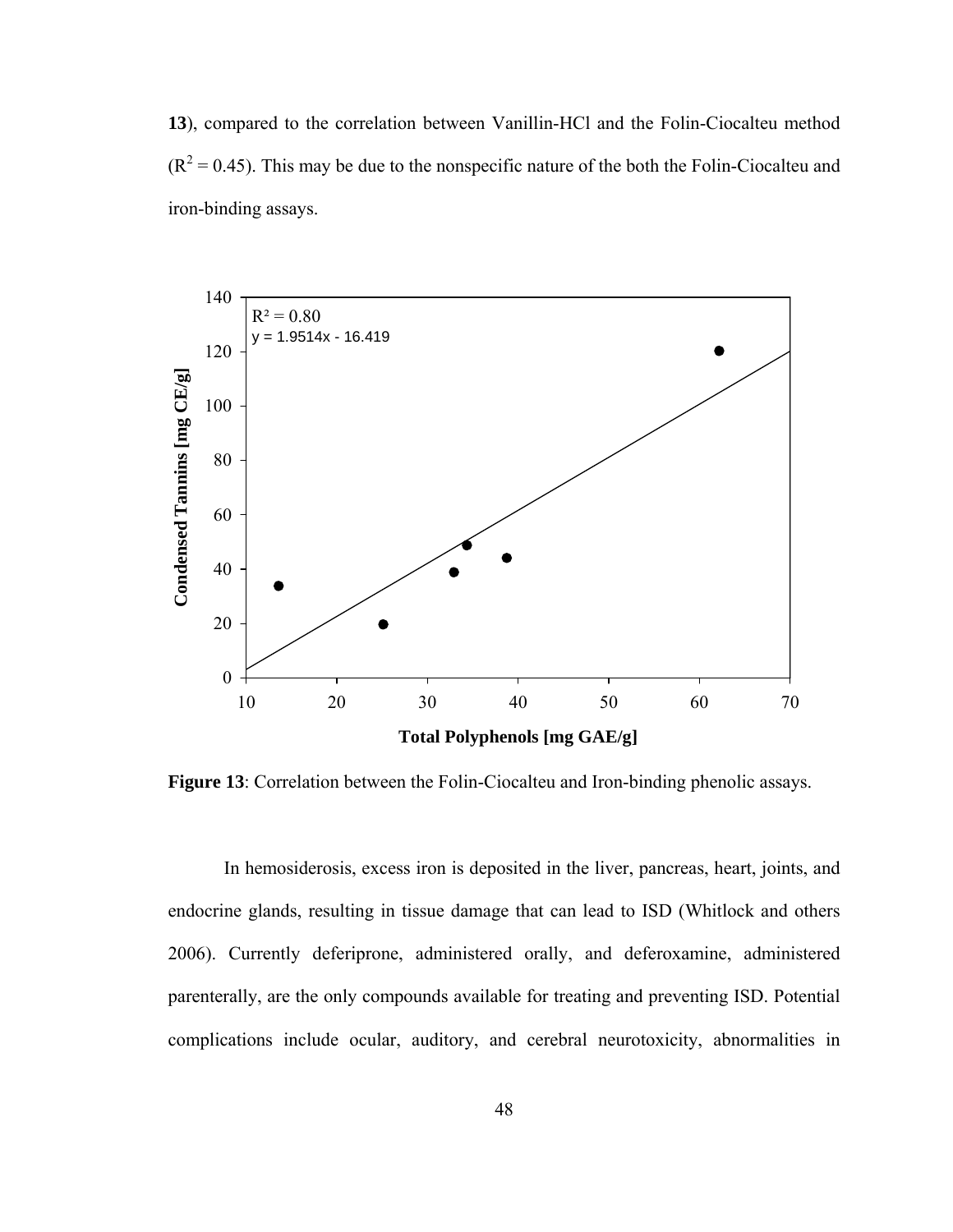**13**), compared to the correlation between Vanillin-HCl and the Folin-Ciocalteu method ($R^2 = 0.45$). This may be due to the nonspecific nature of the both the Folin-Ciocalteu and iron-binding assays.

**Figure 13**: Correlation between the Folin-Ciocalteu and Iron-binding phenolic assays.

In hemosiderosis, excess iron is deposited in the liver, pancreas, heart, joints, and endocrine glands, resulting in tissue damage that can lead to ISD (Whitlock and others 2006). Currently deferiprone, administered orally, and deferoxamine, administered parenterally, are the only compounds available for treating and preventing ISD. Potential complications include ocular, auditory, and cerebral neurotoxicity, abnormalities in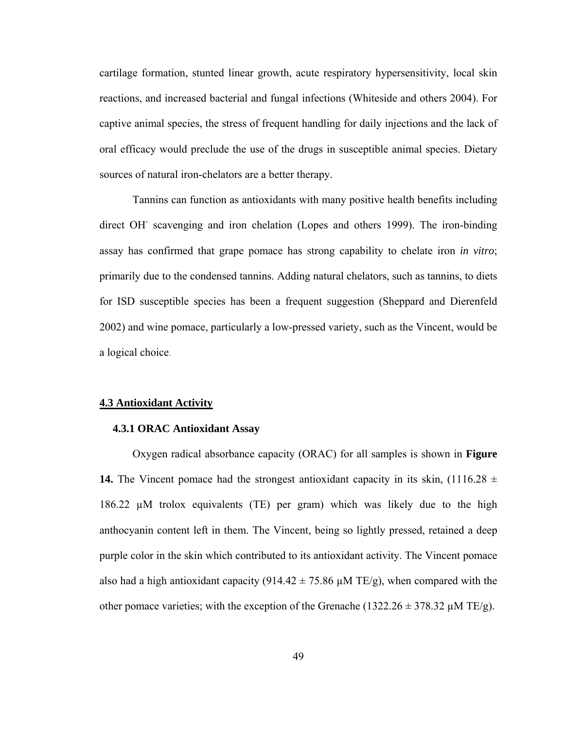cartilage formation, stunted linear growth, acute respiratory hypersensitivity, local skin reactions, and increased bacterial and fungal infections (Whiteside and others 2004). For captive animal species, the stress of frequent handling for daily injections and the lack of oral efficacy would preclude the use of the drugs in susceptible animal species. Dietary sources of natural iron-chelators are a better therapy.

Tannins can function as antioxidants with many positive health benefits including direct $OH^-$ scavenging and iron chelation (Lopes and others 1999). The iron-binding assay has confirmed that grape pomace has strong capability to chelate iron *in vitro*; primarily due to the condensed tannins. Adding natural chelators, such as tannins, to diets for ISD susceptible species has been a frequent suggestion (Sheppard and Dierenfeld 2002) and wine pomace, particularly a low-pressed variety, such as the Vincent, would be a logical choice.

## 4.3 Antioxidant Activity

### 4.3.1 ORAC Antioxidant Assay

Oxygen radical absorbance capacity (ORAC) for all samples is shown in **Figure 14.** The Vincent pomace had the strongest antioxidant capacity in its skin, (1116.28 ± 186.22 μM trolox equivalents (TE) per gram) which was likely due to the high anthocyanin content left in them. The Vincent, being so lightly pressed, retained a deep purple color in the skin which contributed to its antioxidant activity. The Vincent pomace also had a high antioxidant capacity (914.42 ± 75.86 μM TE/g), when compared with the other pomace varieties; with the exception of the Grenache (1322.26 ± 378.32 μM TE/g).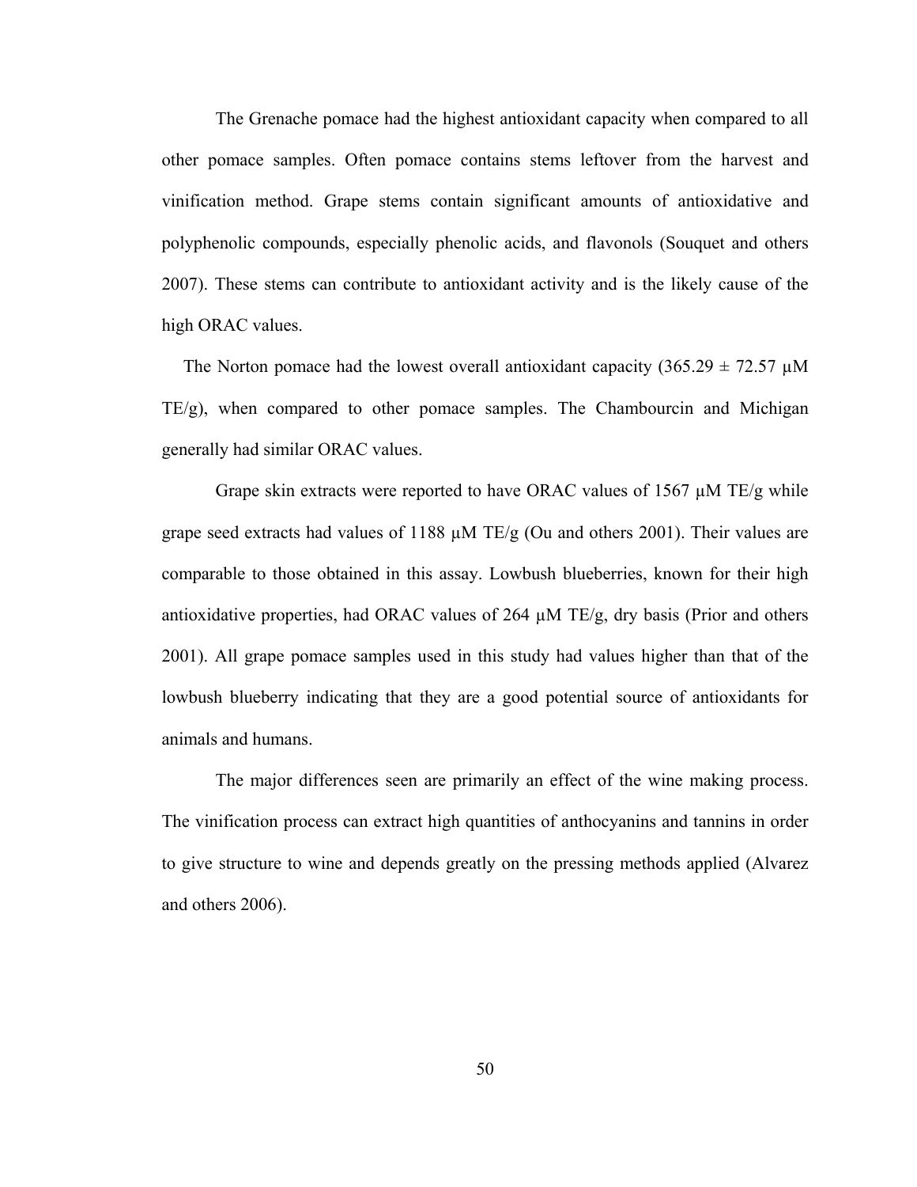The Grenache pomace had the highest antioxidant capacity when compared to all other pomace samples. Often pomace contains stems leftover from the harvest and vinification method. Grape stems contain significant amounts of antioxidative and polyphenolic compounds, especially phenolic acids, and flavonols (Souquet and others 2007). These stems can contribute to antioxidant activity and is the likely cause of the high ORAC values.

The Norton pomace had the lowest overall antioxidant capacity ($365.29 \pm 72.57$ μM TE/g), when compared to other pomace samples. The Chambourcin and Michigan generally had similar ORAC values.

Grape skin extracts were reported to have ORAC values of 1567 μM TE/g while grape seed extracts had values of 1188 μM TE/g (Ou and others 2001). Their values are comparable to those obtained in this assay. Lowbush blueberries, known for their high antioxidative properties, had ORAC values of 264 μM TE/g, dry basis (Prior and others 2001). All grape pomace samples used in this study had values higher than that of the lowbush blueberry indicating that they are a good potential source of antioxidants for animals and humans.

The major differences seen are primarily an effect of the wine making process. The vinification process can extract high quantities of anthocyanins and tannins in order to give structure to wine and depends greatly on the pressing methods applied (Alvarez and others 2006).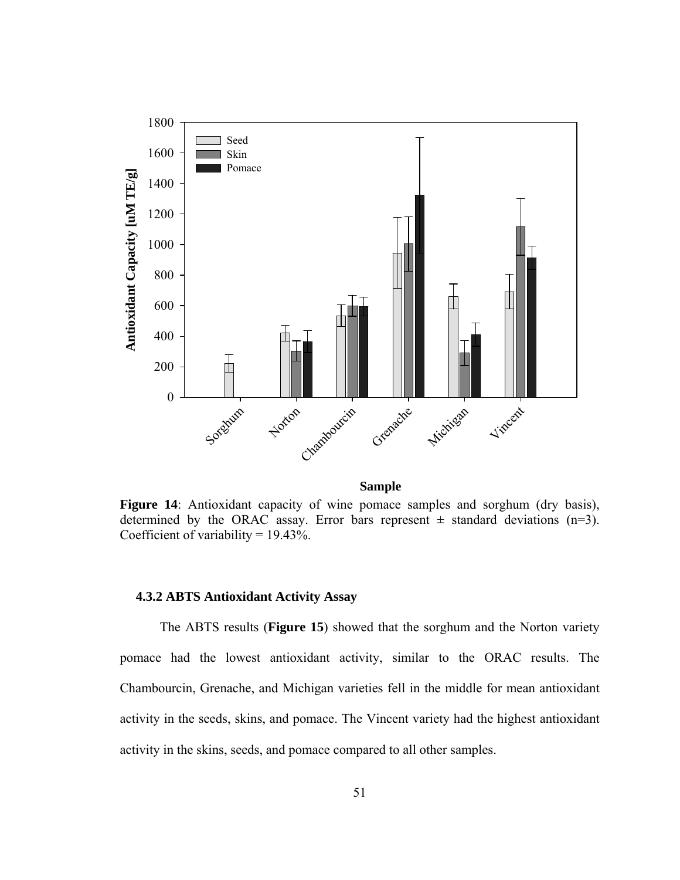**Figure 14**: Antioxidant capacity of wine pomace samples and sorghum (dry basis), determined by the ORAC assay. Error bars represent ± standard deviations (n=3). Coefficient of variability = 19.43%.

### 4.3.2 ABTS Antioxidant Activity Assay

The ABTS results (**Figure 15**) showed that the sorghum and the Norton variety pomace had the lowest antioxidant activity, similar to the ORAC results. The Chambourcin, Grenache, and Michigan varieties fell in the middle for mean antioxidant activity in the seeds, skins, and pomace. The Vincent variety had the highest antioxidant activity in the skins, seeds, and pomace compared to all other samples.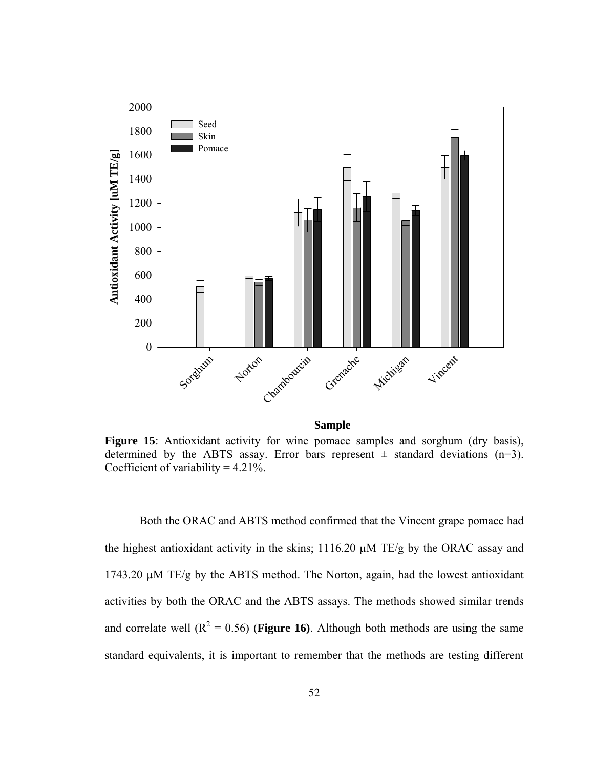**Figure 15**: Antioxidant activity for wine pomace samples and sorghum (dry basis), determined by the ABTS assay. Error bars represent ± standard deviations (n=3). Coefficient of variability = 4.21%.

Both the ORAC and ABTS method confirmed that the Vincent grape pomace had the highest antioxidant activity in the skins; 1116.20 μM TE/g by the ORAC assay and 1743.20 μM TE/g by the ABTS method. The Norton, again, had the lowest antioxidant activities by both the ORAC and the ABTS assays. The methods showed similar trends and correlate well ($R^2$ = 0.56) (**Figure 16)**. Although both methods are using the same standard equivalents, it is important to remember that the methods are testing different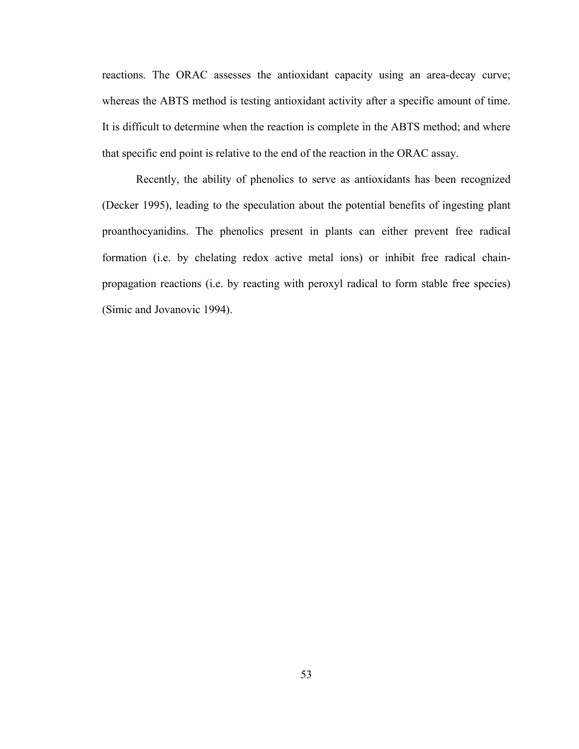reactions. The ORAC assesses the antioxidant capacity using an area-decay curve; whereas the ABTS method is testing antioxidant activity after a specific amount of time. It is difficult to determine when the reaction is complete in the ABTS method; and where that specific end point is relative to the end of the reaction in the ORAC assay.

Recently, the ability of phenolics to serve as antioxidants has been recognized (Decker 1995), leading to the speculation about the potential benefits of ingesting plant proanthocyanidins. The phenolics present in plants can either prevent free radical formation (i.e. by chelating redox active metal ions) or inhibit free radical chain-propagation reactions (i.e. by reacting with peroxyl radical to form stable free species) (Simic and Jovanovic 1994).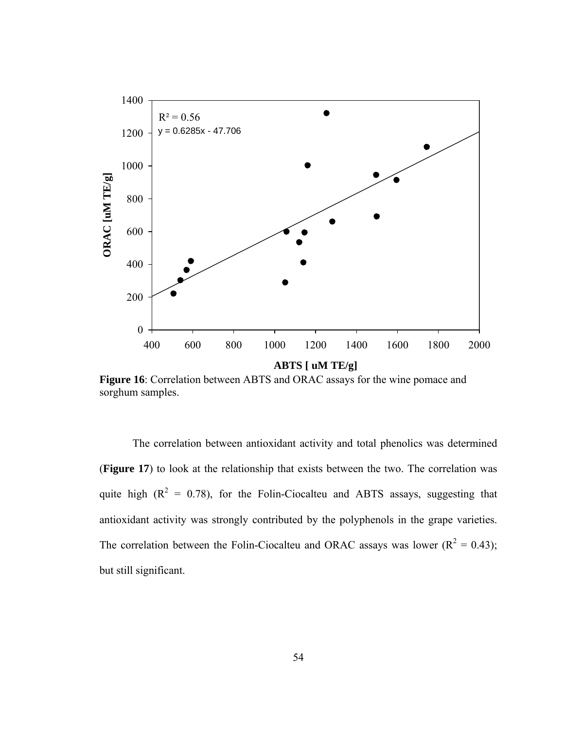**Figure 16**: Correlation between ABTS and ORAC assays for the wine pomace and sorghum samples.

The correlation between antioxidant activity and total phenolics was determined (**Figure 17**) to look at the relationship that exists between the two. The correlation was quite high ($R^2$ = 0.78), for the Folin-Ciocalteu and ABTS assays, suggesting that antioxidant activity was strongly contributed by the polyphenols in the grape varieties. The correlation between the Folin-Ciocalteu and ORAC assays was lower ($R^2$ = 0.43); but still significant.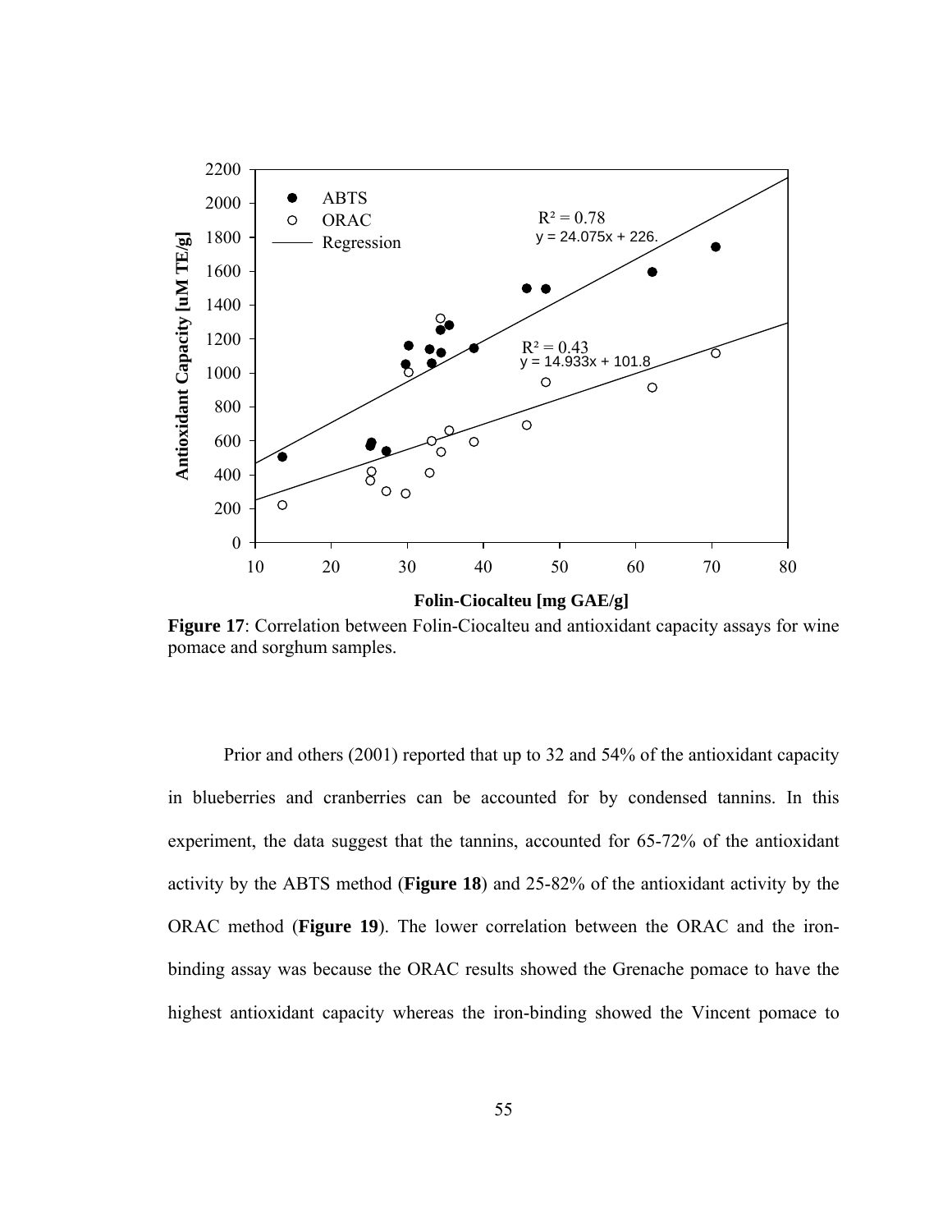**Figure 17**: Correlation between Folin-Ciocalteu and antioxidant capacity assays for wine pomace and sorghum samples.

Prior and others (2001) reported that up to 32 and 54% of the antioxidant capacity in blueberries and cranberries can be accounted for by condensed tannins. In this experiment, the data suggest that the tannins, accounted for 65-72% of the antioxidant activity by the ABTS method (**Figure 18**) and 25-82% of the antioxidant activity by the ORAC method (**Figure 19**). The lower correlation between the ORAC and the iron-binding assay was because the ORAC results showed the Grenache pomace to have the highest antioxidant capacity whereas the iron-binding showed the Vincent pomace to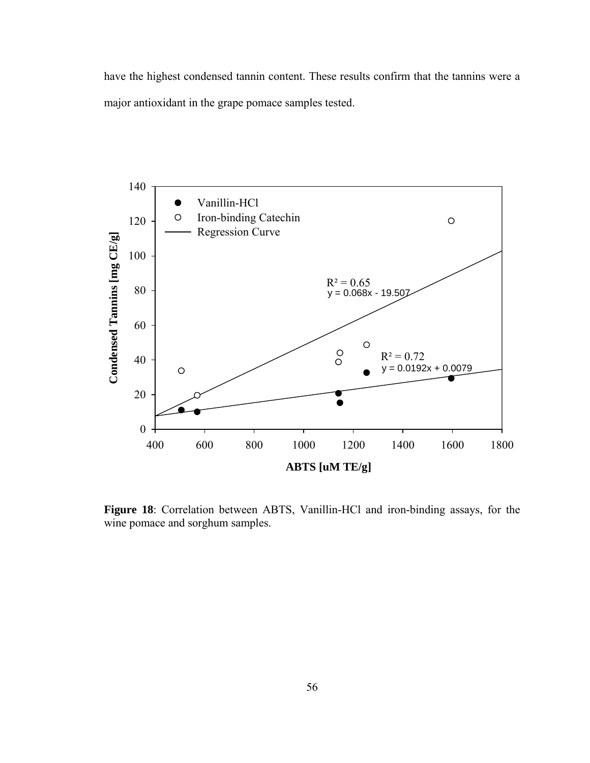have the highest condensed tannin content. These results confirm that the tannins were a major antioxidant in the grape pomace samples tested.

**Figure 18**: Correlation between ABTS, Vanillin-HCl and iron-binding assays, for the wine pomace and sorghum samples.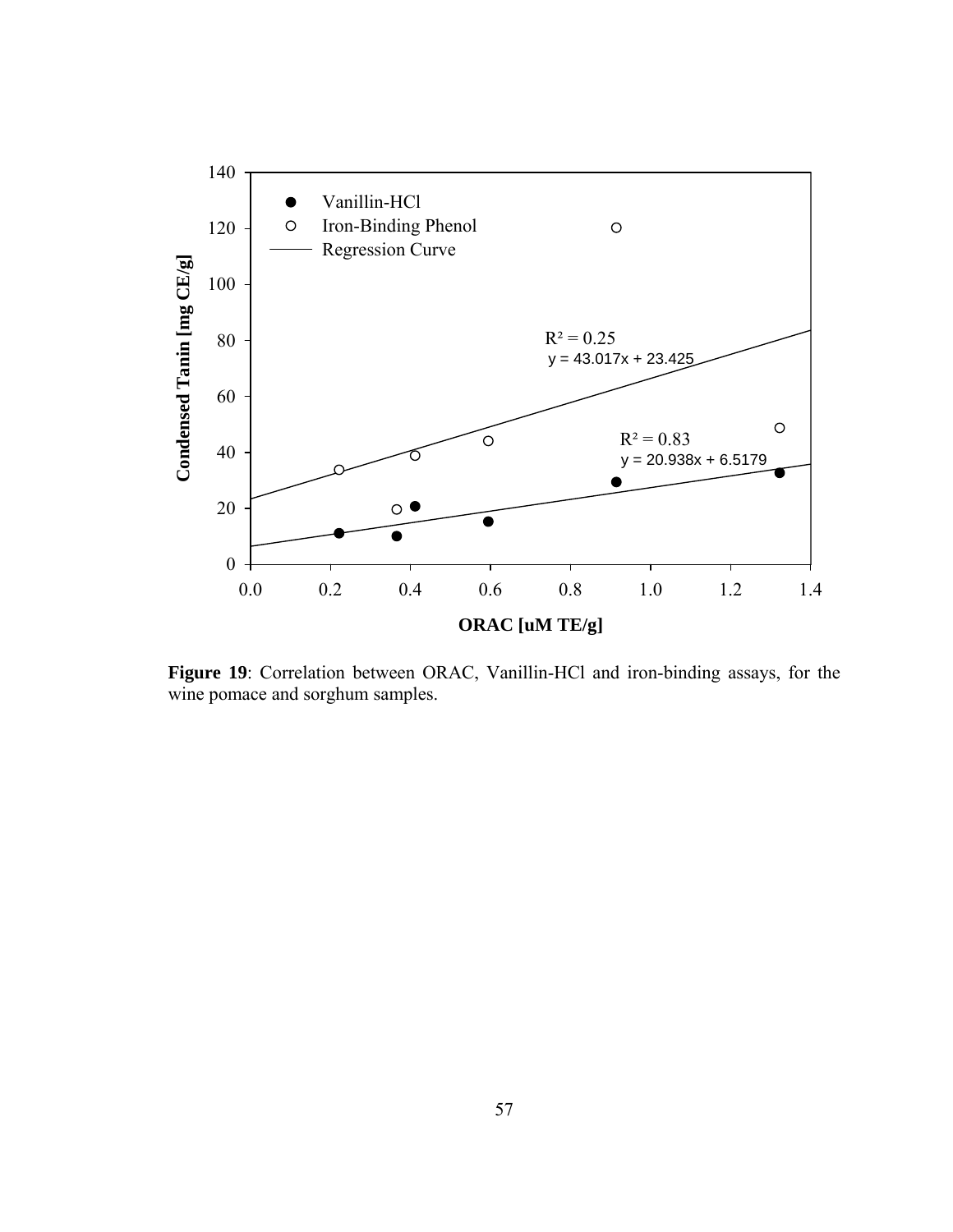**Figure 19**: Correlation between ORAC, Vanillin-HCl and iron-binding assays, for the wine pomace and sorghum samples.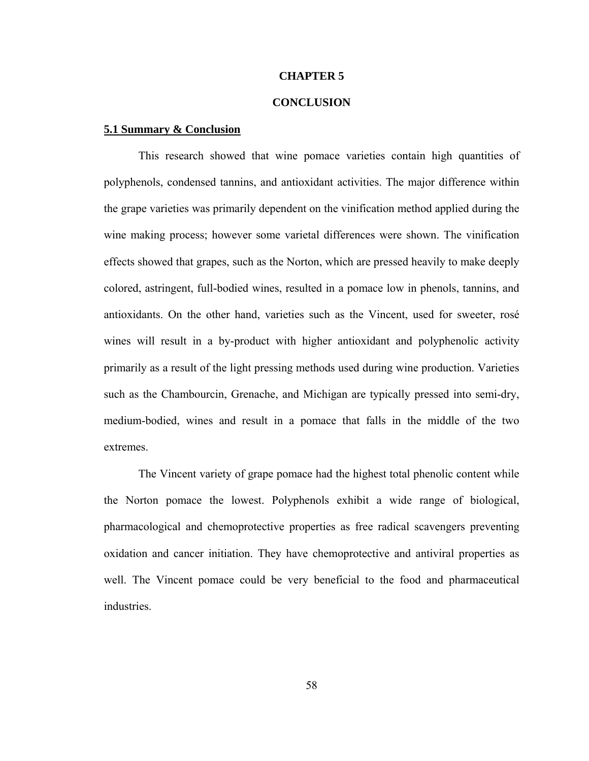# CHAPTER 5

# CONCLUSION

## 5.1 Summary & Conclusion

This research showed that wine pomace varieties contain high quantities of polyphenols, condensed tannins, and antioxidant activities. The major difference within the grape varieties was primarily dependent on the vinification method applied during the wine making process; however some varietal differences were shown. The vinification effects showed that grapes, such as the Norton, which are pressed heavily to make deeply colored, astringent, full-bodied wines, resulted in a pomace low in phenols, tannins, and antioxidants. On the other hand, varieties such as the Vincent, used for sweeter, rosé wines will result in a by-product with higher antioxidant and polyphenolic activity primarily as a result of the light pressing methods used during wine production. Varieties such as the Chambourcin, Grenache, and Michigan are typically pressed into semi-dry, medium-bodied, wines and result in a pomace that falls in the middle of the two extremes.

The Vincent variety of grape pomace had the highest total phenolic content while the Norton pomace the lowest. Polyphenols exhibit a wide range of biological, pharmacological and chemoprotective properties as free radical scavengers preventing oxidation and cancer initiation. They have chemoprotective and antiviral properties as well. The Vincent pomace could be very beneficial to the food and pharmaceutical industries.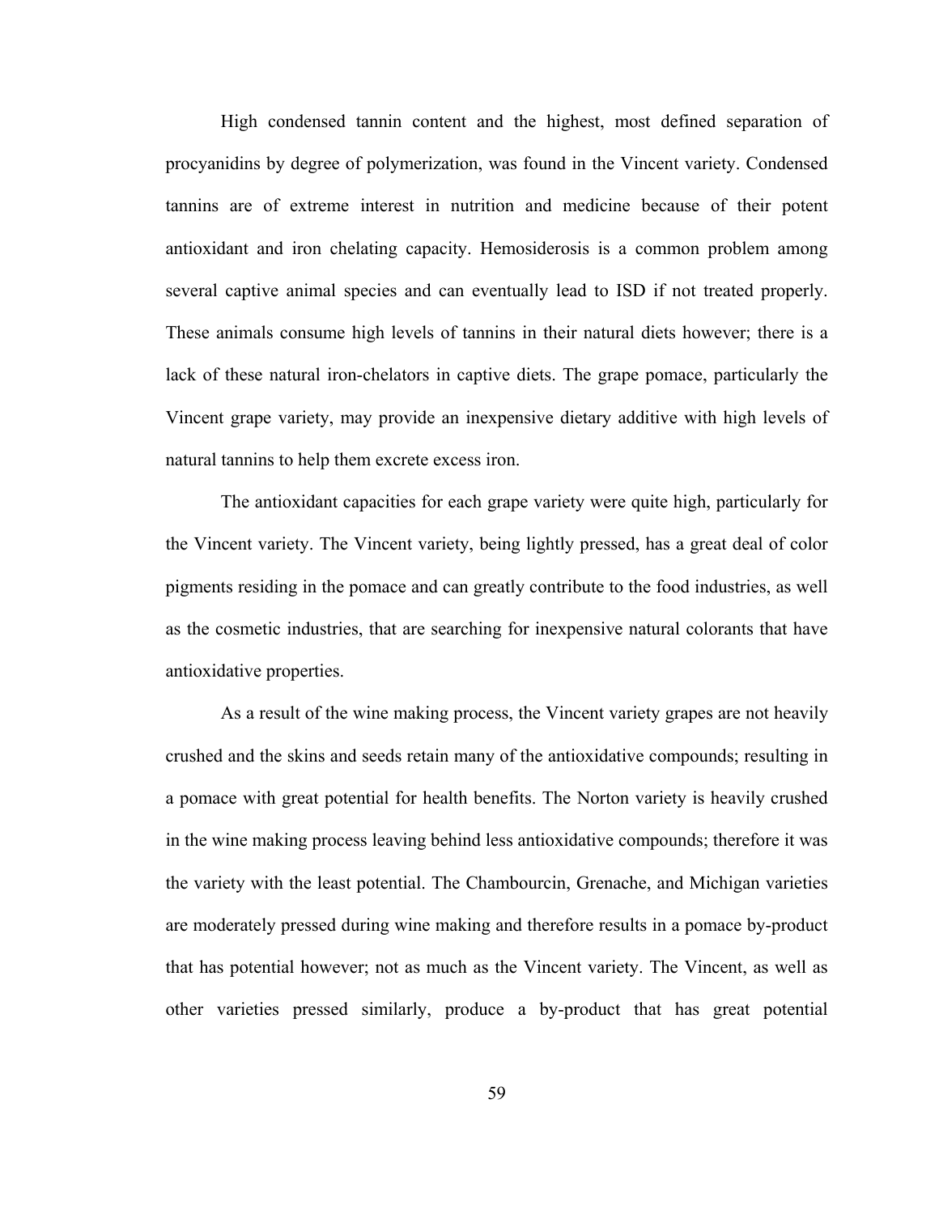High condensed tannin content and the highest, most defined separation of procyanidins by degree of polymerization, was found in the Vincent variety. Condensed tannins are of extreme interest in nutrition and medicine because of their potent antioxidant and iron chelating capacity. Hemosiderosis is a common problem among several captive animal species and can eventually lead to ISD if not treated properly. These animals consume high levels of tannins in their natural diets however; there is a lack of these natural iron-chelators in captive diets. The grape pomace, particularly the Vincent grape variety, may provide an inexpensive dietary additive with high levels of natural tannins to help them excrete excess iron.

The antioxidant capacities for each grape variety were quite high, particularly for the Vincent variety. The Vincent variety, being lightly pressed, has a great deal of color pigments residing in the pomace and can greatly contribute to the food industries, as well as the cosmetic industries, that are searching for inexpensive natural colorants that have antioxidative properties.

As a result of the wine making process, the Vincent variety grapes are not heavily crushed and the skins and seeds retain many of the antioxidative compounds; resulting in a pomace with great potential for health benefits. The Norton variety is heavily crushed in the wine making process leaving behind less antioxidative compounds; therefore it was the variety with the least potential. The Chambourcin, Grenache, and Michigan varieties are moderately pressed during wine making and therefore results in a pomace by-product that has potential however; not as much as the Vincent variety. The Vincent, as well as other varieties pressed similarly, produce a by-product that has great potential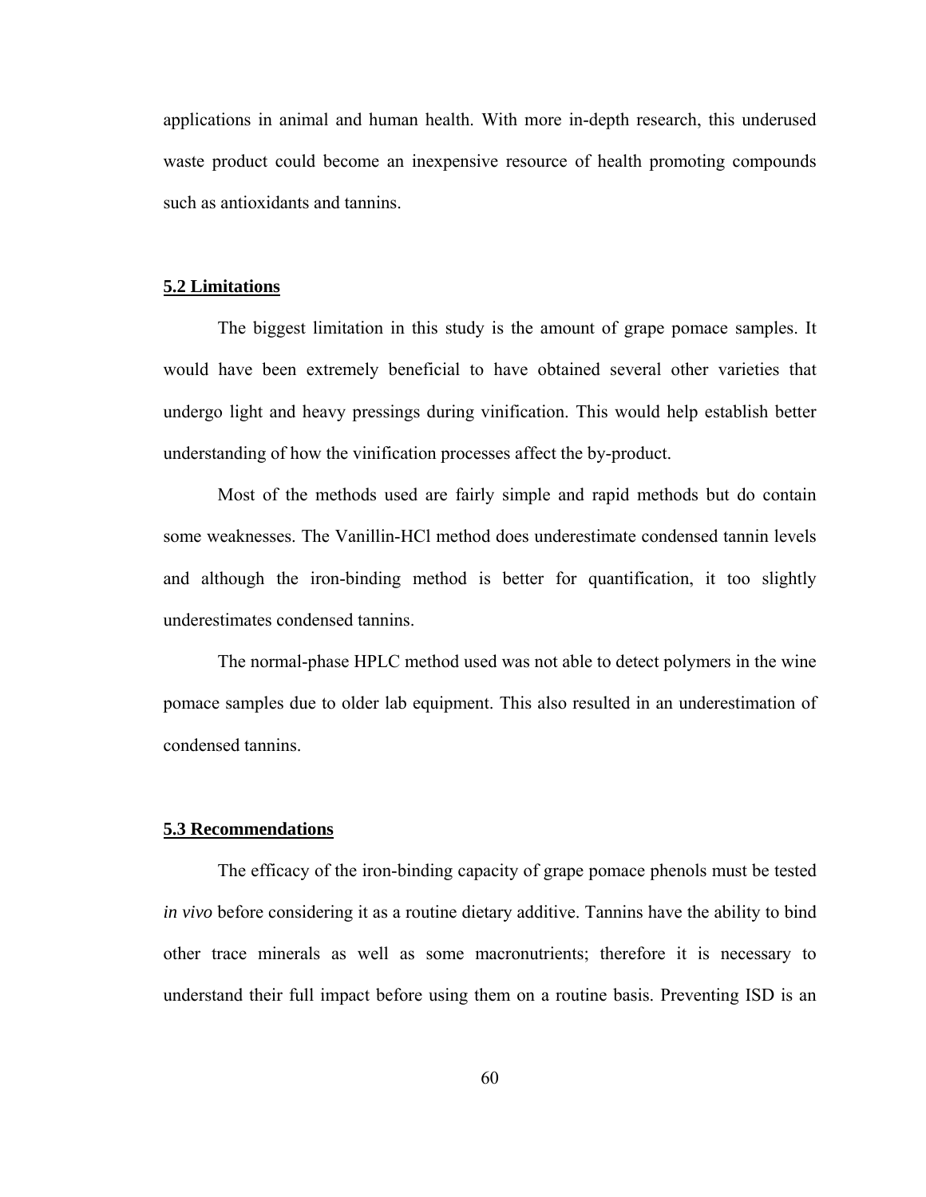applications in animal and human health. With more in-depth research, this underused waste product could become an inexpensive resource of health promoting compounds such as antioxidants and tannins.

## 5.2 Limitations

The biggest limitation in this study is the amount of grape pomace samples. It would have been extremely beneficial to have obtained several other varieties that undergo light and heavy pressings during vinification. This would help establish better understanding of how the vinification processes affect the by-product.

Most of the methods used are fairly simple and rapid methods but do contain some weaknesses. The Vanillin-HCl method does underestimate condensed tannin levels and although the iron-binding method is better for quantification, it too slightly underestimates condensed tannins.

The normal-phase HPLC method used was not able to detect polymers in the wine pomace samples due to older lab equipment. This also resulted in an underestimation of condensed tannins.

## 5.3 Recommendations

The efficacy of the iron-binding capacity of grape pomace phenols must be tested *in vivo* before considering it as a routine dietary additive. Tannins have the ability to bind other trace minerals as well as some macronutrients; therefore it is necessary to understand their full impact before using them on a routine basis. Preventing ISD is an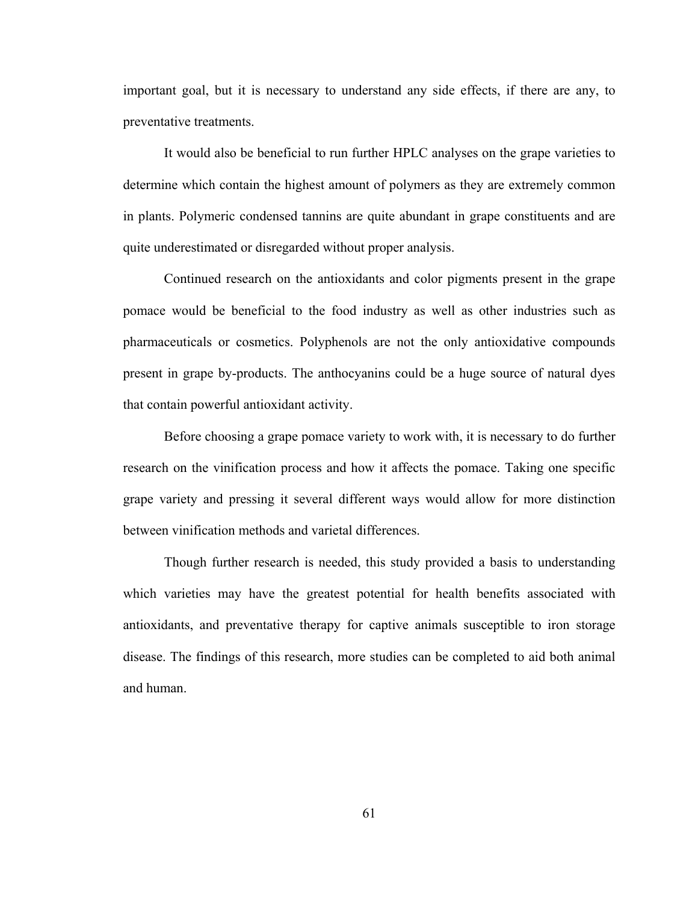important goal, but it is necessary to understand any side effects, if there are any, to preventative treatments.

It would also be beneficial to run further HPLC analyses on the grape varieties to determine which contain the highest amount of polymers as they are extremely common in plants. Polymeric condensed tannins are quite abundant in grape constituents and are quite underestimated or disregarded without proper analysis.

Continued research on the antioxidants and color pigments present in the grape pomace would be beneficial to the food industry as well as other industries such as pharmaceuticals or cosmetics. Polyphenols are not the only antioxidative compounds present in grape by-products. The anthocyanins could be a huge source of natural dyes that contain powerful antioxidant activity.

Before choosing a grape pomace variety to work with, it is necessary to do further research on the vinification process and how it affects the pomace. Taking one specific grape variety and pressing it several different ways would allow for more distinction between vinification methods and varietal differences.

Though further research is needed, this study provided a basis to understanding which varieties may have the greatest potential for health benefits associated with antioxidants, and preventative therapy for captive animals susceptible to iron storage disease. The findings of this research, more studies can be completed to aid both animal and human.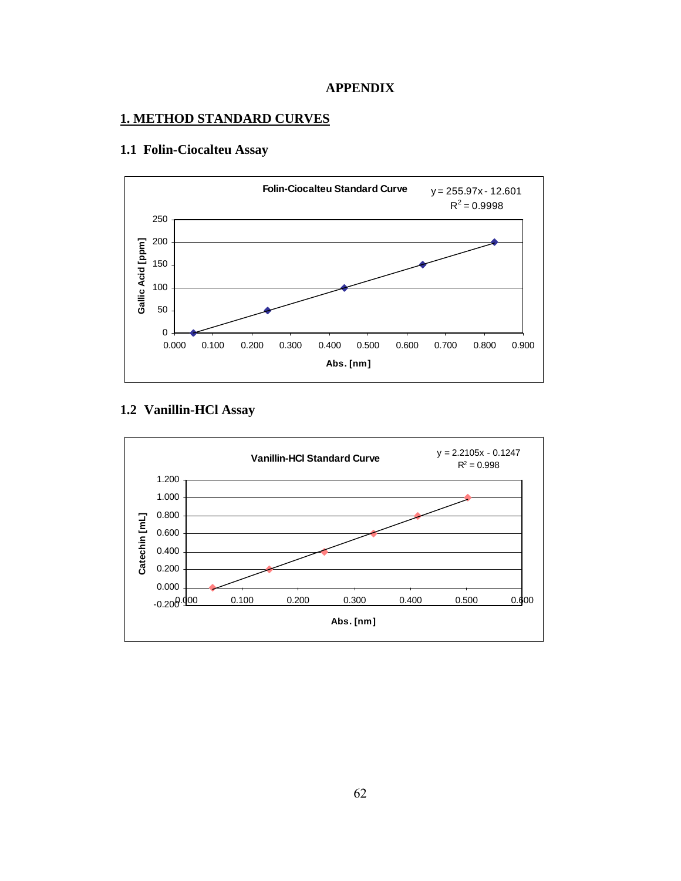# APPENDIX

## 1. METHOD STANDARD CURVES

### 1.1 Folin-Ciocalteu Assay

**Folin-Ciocalteu Standard Curve**

$y = 255.97x - 12.601$
$R^2 = 0.9998$

### 1.2 Vanillin-HCl Assay

**Vanillin-HCl Standard Curve**

$y = 2.2105x - 0.1247$
$R^2 = 0.998$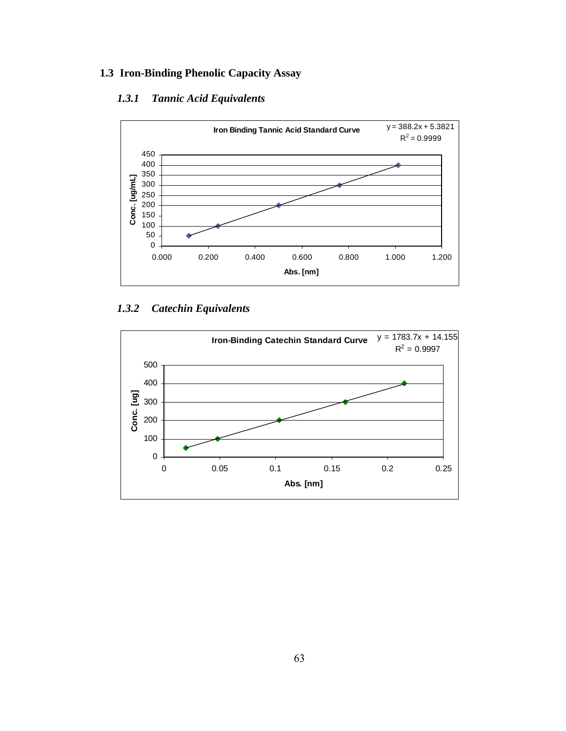## 1.3 Iron-Binding Phenolic Capacity Assay

### *1.3.1 Tannic Acid Equivalents*

**Iron Binding Tannic Acid Standard Curve**

$y = 388.2x + 5.3821$

$R^2 = 0.9999$

### *1.3.2 Catechin Equivalents*

**Iron-Binding Catechin Standard Curve**

$y = 1783.7x + 14.155$

$R^2 = 0.9997$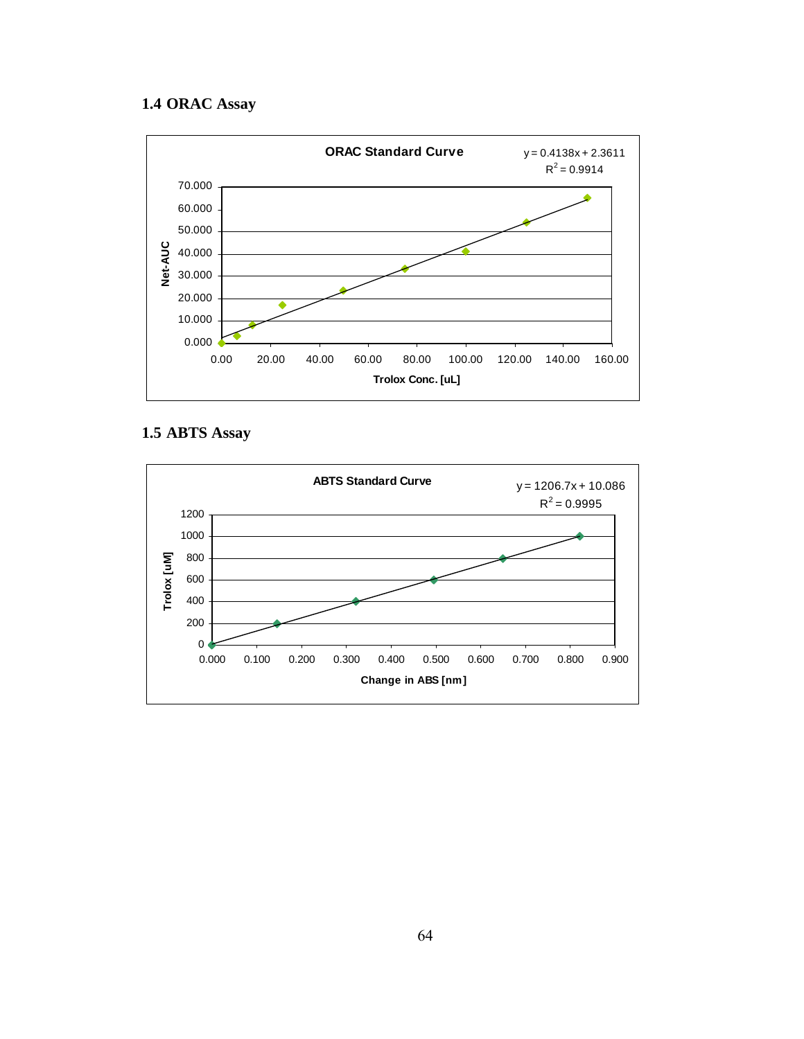### 1.4 ORAC Assay

**ORAC Standard Curve**

$y = 0.4138x + 2.3611$
$R^2 = 0.9914$

Net-AUC vs. Trolox Conc. [uL]

### 1.5 ABTS Assay

**ABTS Standard Curve**

$y = 1206.7x + 10.086$
$R^2 = 0.9995$

Trolox [uM] vs. Change in ABS [nm]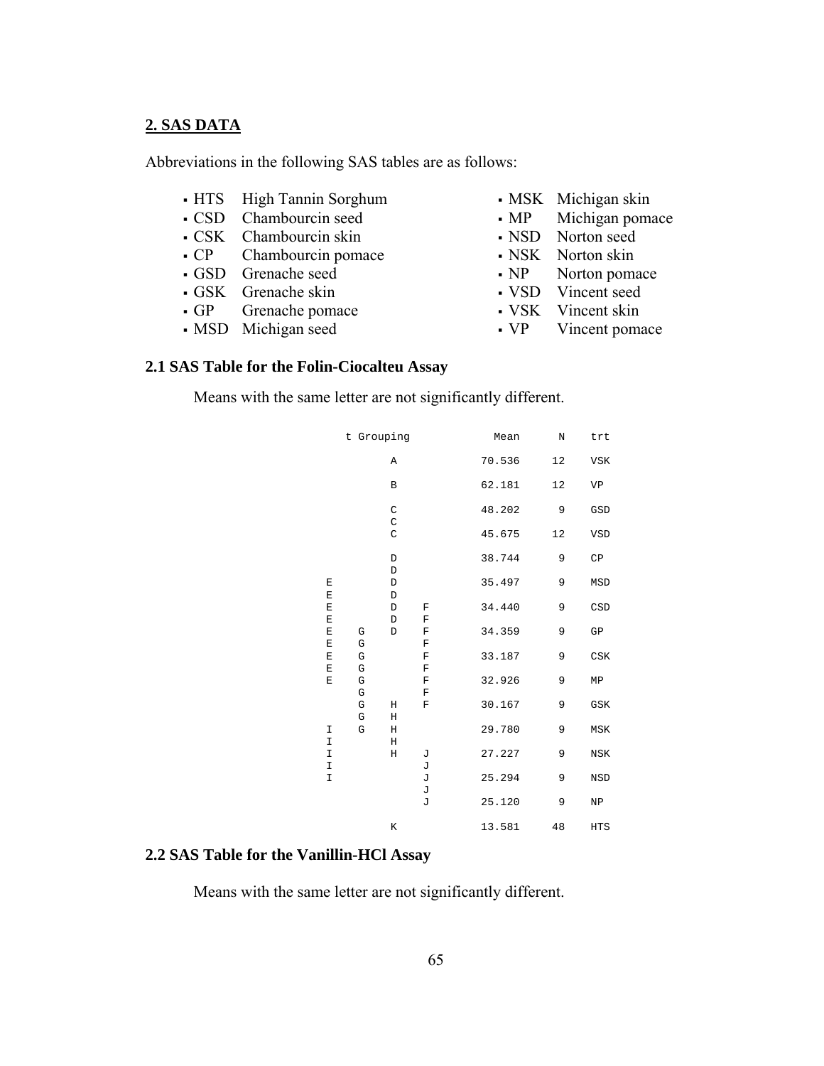## 2. SAS DATA

Abbreviations in the following SAS tables are as follows:

- HTS High Tannin Sorghum
- CSD Chambourcin seed
- CSK Chambourcin skin
- CP Chambourcin pomace
- GSD Grenache seed
- GSK Grenache skin
- GP Grenache pomace
- MSD Michigan seed
- MSK Michigan skin
- MP Michigan pomace
- NSD Norton seed
- NSK Norton skin
- NP Norton pomace
- VSD Vincent seed
- VSK Vincent skin
- VP Vincent pomace

### 2.1 SAS Table for the Folin-Ciocalteu Assay

Means with the same letter are not significantly different.

```
      t Grouping              Mean      N    trt

           A                70.536     12    VSK

           B                62.181     12    VP

           C                48.202      9    GSD
           C
           C                45.675     12    VSD

           D                38.744      9    CP
           D
 E         D                35.497      9    MSD
 E         D
 E         D    F           34.440      9    CSD
 E         D    F
 E    G    D    F           34.359      9    GP
 E    G         F
 E    G         F           33.187      9    CSK
 E    G         F
 E    G         F           32.926      9    MP
      G         F
      G    H    F           30.167      9    GSK
      G    H
 I    G    H                29.780      9    MSK
 I         H
 I         H    J           27.227      9    NSK
 I              J
 I              J           25.294      9    NSD
                J
                J           25.120      9    NP

           K                13.581     48    HTS
```

### 2.2 SAS Table for the Vanillin-HCl Assay

Means with the same letter are not significantly different.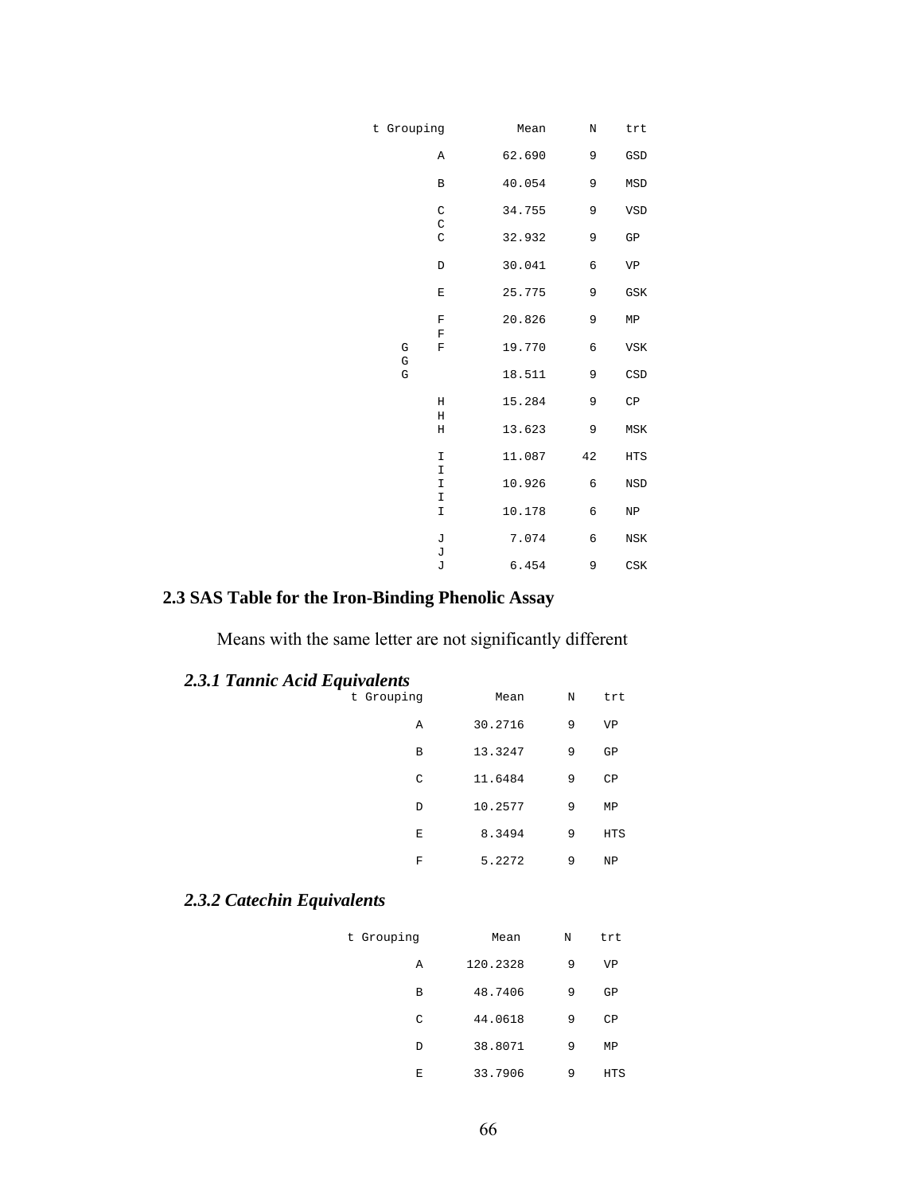| t Grouping | | Mean | N | trt |
|---|---|---|---|---|
| | A | 62.690 | 9 | GSD |
| | B | 40.054 | 9 | MSD |
| | C | 34.755 | 9 | VSD |
| | C | | | |
| | C | 32.932 | 9 | GP |
| | D | 30.041 | 6 | VP |
| | E | 25.775 | 9 | GSK |
| | F | 20.826 | 9 | MP |
| | F | | | |
| G | F | 19.770 | 6 | VSK |
| G | | | | |
| G | | 18.511 | 9 | CSD |
| | H | 15.284 | 9 | CP |
| | H | | | |
| | H | 13.623 | 9 | MSK |
| | I | 11.087 | 42 | HTS |
| | I | | | |
| | I | 10.926 | 6 | NSD |
| | I | | | |
| | I | 10.178 | 6 | NP |
| | J | 7.074 | 6 | NSK |
| | J | | | |
| | J | 6.454 | 9 | CSK |

## 2.3 SAS Table for the Iron-Binding Phenolic Assay

Means with the same letter are not significantly different

### *2.3.1 Tannic Acid Equivalents*

| t Grouping | Mean | N | trt |
|---|---|---|---|
| A | 30.2716 | 9 | VP |
| B | 13.3247 | 9 | GP |
| C | 11.6484 | 9 | CP |
| D | 10.2577 | 9 | MP |
| E | 8.3494 | 9 | HTS |
| F | 5.2272 | 9 | NP |

### *2.3.2 Catechin Equivalents*

| t Grouping | Mean | N | trt |
|---|---|---|---|
| A | 120.2328 | 9 | VP |
| B | 48.7406 | 9 | GP |
| C | 44.0618 | 9 | CP |
| D | 38.8071 | 9 | MP |
| E | 33.7906 | 9 | HTS |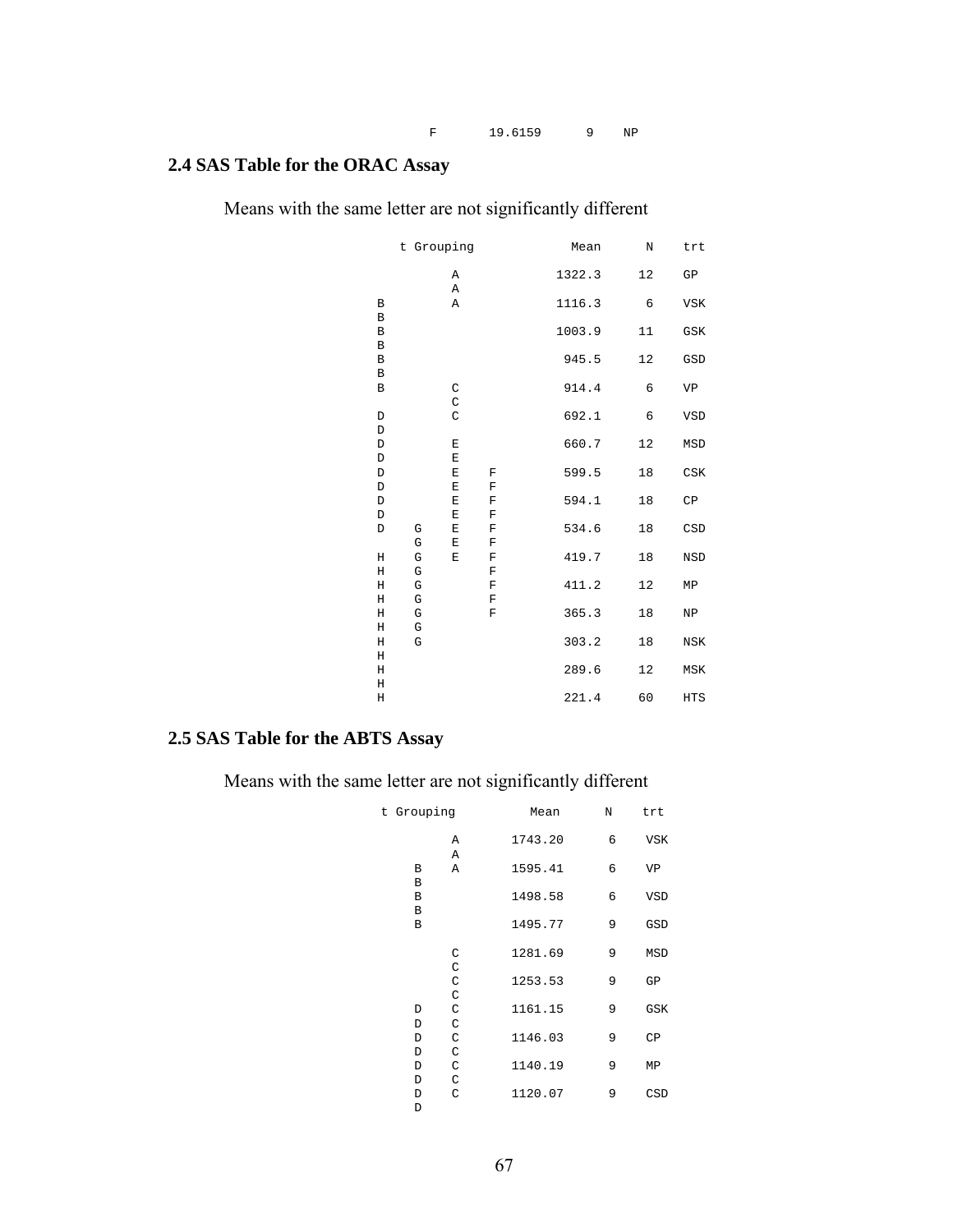```
                  F       19.6159      9    NP
```

## 2.4 SAS Table for the ORAC Assay

Means with the same letter are not significantly different

```
         t Grouping            Mean      N    trt

                 A           1322.3     12    GP
                 A
       B         A           1116.3      6    VSK
       B
       B                     1003.9     11    GSK
       B
       B                      945.5     12    GSD
       B
       B         C            914.4      6    VP
                 C
       D         C            692.1      6    VSD
       D
       D         E            660.7     12    MSD
       D         E
       D         E    F       599.5     18    CSK
       D         E    F
       D         E    F       594.1     18    CP
       D         E    F
       D    G    E    F       534.6     18    CSD
            G    E    F
       H    G    E    F       419.7     18    NSD
       H    G         F
       H    G         F       411.2     12    MP
       H    G         F
       H    G         F       365.3     18    NP
       H    G
       H    G                 303.2     18    NSK
       H
       H                      289.6     12    MSK
       H
       H                      221.4     60    HTS
```

## 2.5 SAS Table for the ABTS Assay

Means with the same letter are not significantly different

```
    t Grouping          Mean      N    trt

              A      1743.20      6    VSK
              A
         B    A      1595.41      6    VP
         B
         B           1498.58      6    VSD
         B
         B           1495.77      9    GSD

              C      1281.69      9    MSD
              C
              C      1253.53      9    GP
              C
         D    C      1161.15      9    GSK
         D    C
         D    C      1146.03      9    CP
         D    C
         D    C      1140.19      9    MP
         D    C
         D    C      1120.07      9    CSD
         D
```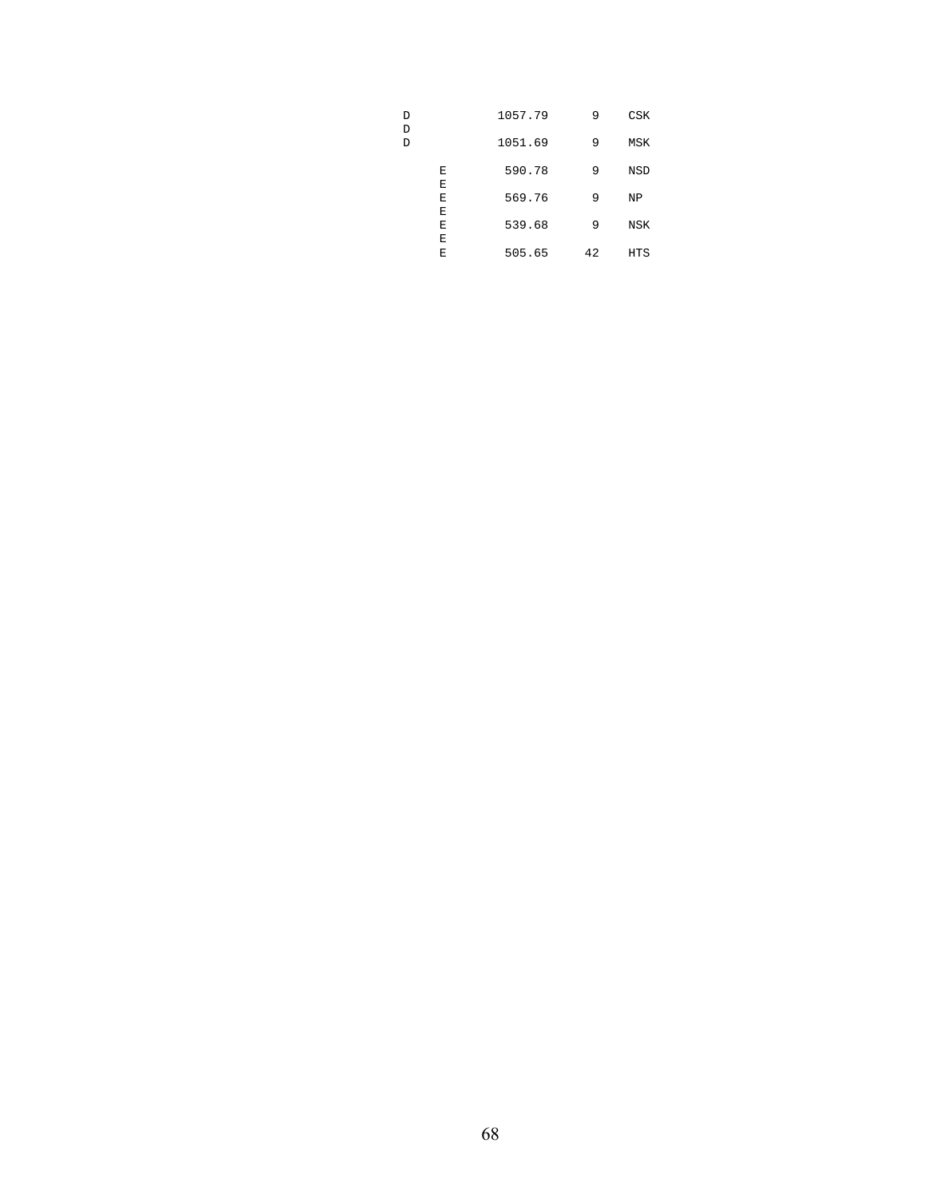```
D             1057.79      9    CSK
D
D             1051.69      9    MSK

      E        590.78      9    NSD
      E
      E        569.76      9    NP
      E
      E        539.68      9    NSK
      E
      E        505.65     42    HTS
```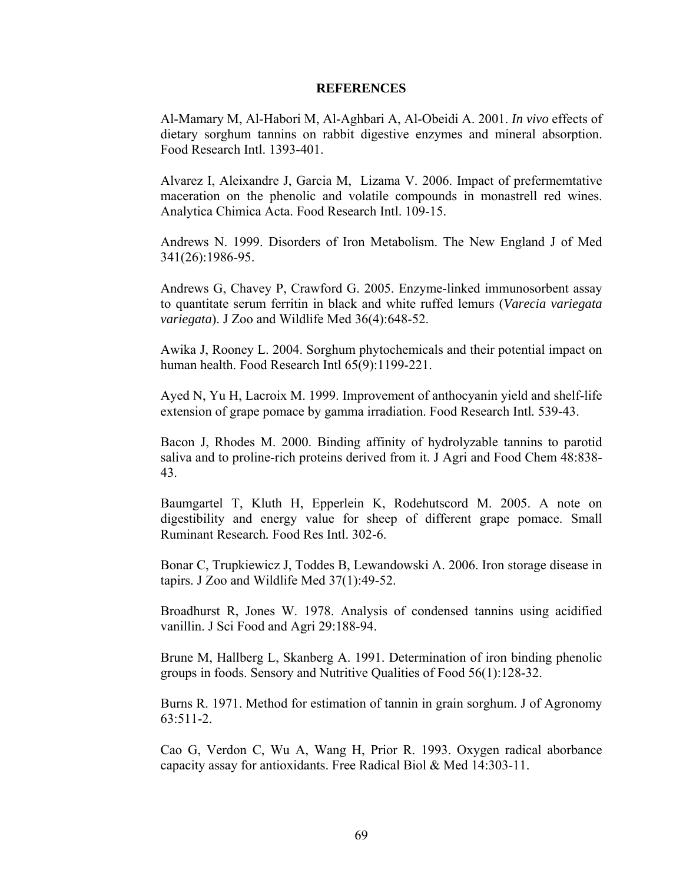## REFERENCES

Al-Mamary M, Al-Habori M, Al-Aghbari A, Al-Obeidi A. 2001. *In vivo* effects of dietary sorghum tannins on rabbit digestive enzymes and mineral absorption. Food Research Intl. 1393-401.

Alvarez I, Aleixandre J, Garcia M, Lizama V. 2006. Impact of prefermemtative maceration on the phenolic and volatile compounds in monastrell red wines. Analytica Chimica Acta. Food Research Intl. 109-15.

Andrews N. 1999. Disorders of Iron Metabolism. The New England J of Med 341(26):1986-95.

Andrews G, Chavey P, Crawford G. 2005. Enzyme-linked immunosorbent assay to quantitate serum ferritin in black and white ruffed lemurs (*Varecia variegata variegata*). J Zoo and Wildlife Med 36(4):648-52.

Awika J, Rooney L. 2004. Sorghum phytochemicals and their potential impact on human health. Food Research Intl 65(9):1199-221.

Ayed N, Yu H, Lacroix M. 1999. Improvement of anthocyanin yield and shelf-life extension of grape pomace by gamma irradiation. Food Research Intl. 539-43.

Bacon J, Rhodes M. 2000. Binding affinity of hydrolyzable tannins to parotid saliva and to proline-rich proteins derived from it. J Agri and Food Chem 48:838-43.

Baumgartel T, Kluth H, Epperlein K, Rodehutscord M. 2005. A note on digestibility and energy value for sheep of different grape pomace. Small Ruminant Research. Food Res Intl. 302-6.

Bonar C, Trupkiewicz J, Toddes B, Lewandowski A. 2006. Iron storage disease in tapirs. J Zoo and Wildlife Med 37(1):49-52.

Broadhurst R, Jones W. 1978. Analysis of condensed tannins using acidified vanillin. J Sci Food and Agri 29:188-94.

Brune M, Hallberg L, Skanberg A. 1991. Determination of iron binding phenolic groups in foods. Sensory and Nutritive Qualities of Food 56(1):128-32.

Burns R. 1971. Method for estimation of tannin in grain sorghum. J of Agronomy 63:511-2.

Cao G, Verdon C, Wu A, Wang H, Prior R. 1993. Oxygen radical aborbance capacity assay for antioxidants. Free Radical Biol & Med 14:303-11.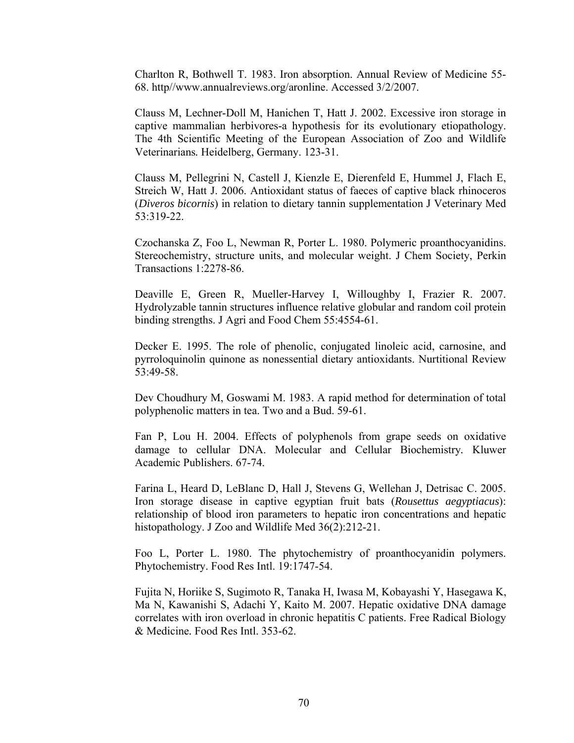Charlton R, Bothwell T. 1983. Iron absorption. Annual Review of Medicine 55-68. http//www.annualreviews.org/aronline. Accessed 3/2/2007.

Clauss M, Lechner-Doll M, Hanichen T, Hatt J. 2002. Excessive iron storage in captive mammalian herbivores-a hypothesis for its evolutionary etiopathology. The 4th Scientific Meeting of the European Association of Zoo and Wildlife Veterinarians. Heidelberg, Germany. 123-31.

Clauss M, Pellegrini N, Castell J, Kienzle E, Dierenfeld E, Hummel J, Flach E, Streich W, Hatt J. 2006. Antioxidant status of faeces of captive black rhinoceros (*Diveros bicornis*) in relation to dietary tannin supplementation J Veterinary Med 53:319-22.

Czochanska Z, Foo L, Newman R, Porter L. 1980. Polymeric proanthocyanidins. Stereochemistry, structure units, and molecular weight. J Chem Society, Perkin Transactions 1:2278-86.

Deaville E, Green R, Mueller-Harvey I, Willoughby I, Frazier R. 2007. Hydrolyzable tannin structures influence relative globular and random coil protein binding strengths. J Agri and Food Chem 55:4554-61.

Decker E. 1995. The role of phenolic, conjugated linoleic acid, carnosine, and pyrroloquinolin quinone as nonessential dietary antioxidants. Nurtitional Review 53:49-58.

Dev Choudhury M, Goswami M. 1983. A rapid method for determination of total polyphenolic matters in tea. Two and a Bud. 59-61.

Fan P, Lou H. 2004. Effects of polyphenols from grape seeds on oxidative damage to cellular DNA. Molecular and Cellular Biochemistry. Kluwer Academic Publishers. 67-74.

Farina L, Heard D, LeBlanc D, Hall J, Stevens G, Wellehan J, Detrisac C. 2005. Iron storage disease in captive egyptian fruit bats (*Rousettus aegyptiacus*): relationship of blood iron parameters to hepatic iron concentrations and hepatic histopathology. J Zoo and Wildlife Med 36(2):212-21.

Foo L, Porter L. 1980. The phytochemistry of proanthocyanidin polymers. Phytochemistry. Food Res Intl. 19:1747-54.

Fujita N, Horiike S, Sugimoto R, Tanaka H, Iwasa M, Kobayashi Y, Hasegawa K, Ma N, Kawanishi S, Adachi Y, Kaito M. 2007. Hepatic oxidative DNA damage correlates with iron overload in chronic hepatitis C patients. Free Radical Biology & Medicine. Food Res Intl. 353-62.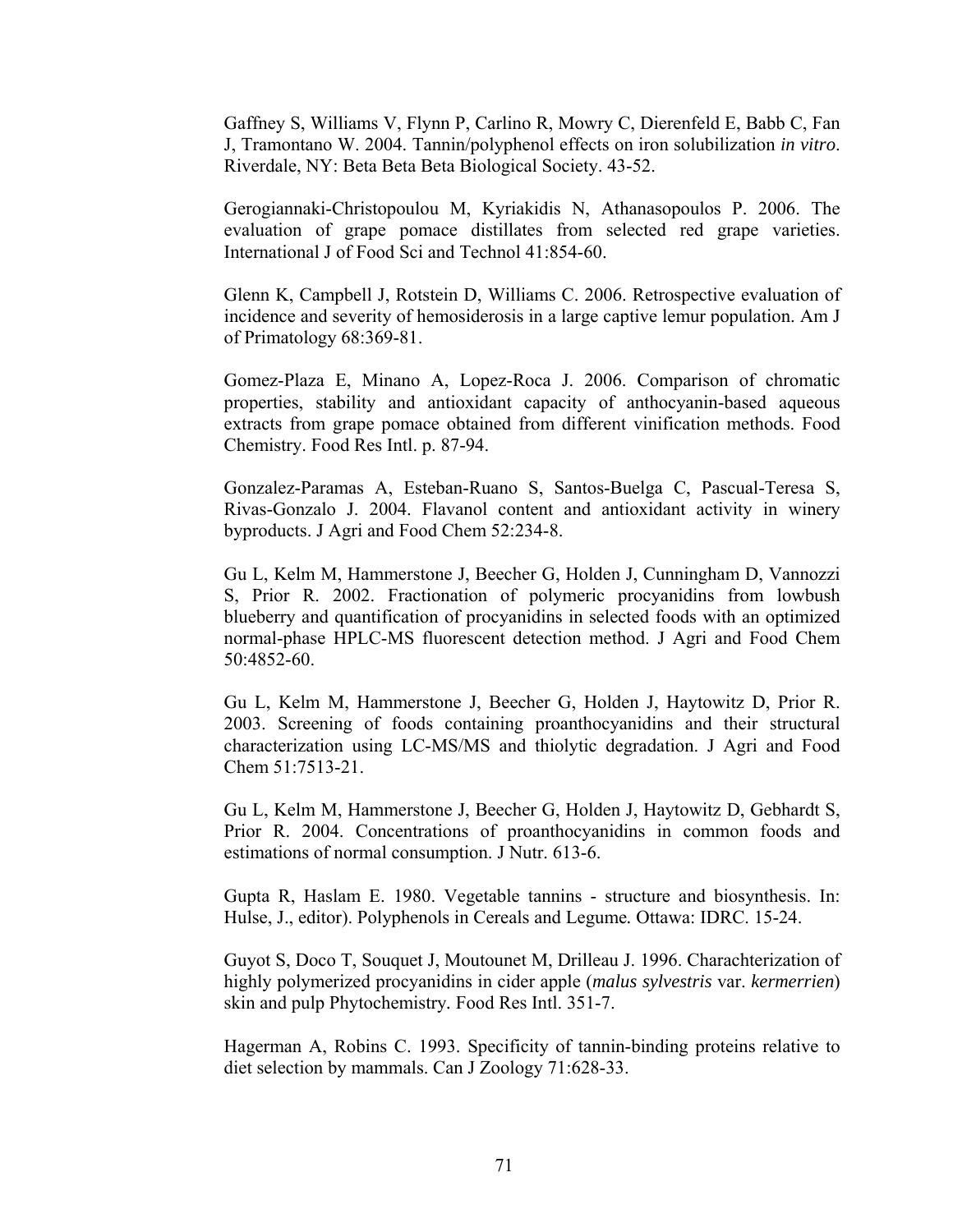Gaffney S, Williams V, Flynn P, Carlino R, Mowry C, Dierenfeld E, Babb C, Fan J, Tramontano W. 2004. Tannin/polyphenol effects on iron solubilization *in vitro*. Riverdale, NY: Beta Beta Beta Biological Society. 43-52.

Gerogiannaki-Christopoulou M, Kyriakidis N, Athanasopoulos P. 2006. The evaluation of grape pomace distillates from selected red grape varieties. International J of Food Sci and Technol 41:854-60.

Glenn K, Campbell J, Rotstein D, Williams C. 2006. Retrospective evaluation of incidence and severity of hemosiderosis in a large captive lemur population. Am J of Primatology 68:369-81.

Gomez-Plaza E, Minano A, Lopez-Roca J. 2006. Comparison of chromatic properties, stability and antioxidant capacity of anthocyanin-based aqueous extracts from grape pomace obtained from different vinification methods. Food Chemistry. Food Res Intl. p. 87-94.

Gonzalez-Paramas A, Esteban-Ruano S, Santos-Buelga C, Pascual-Teresa S, Rivas-Gonzalo J. 2004. Flavanol content and antioxidant activity in winery byproducts. J Agri and Food Chem 52:234-8.

Gu L, Kelm M, Hammerstone J, Beecher G, Holden J, Cunningham D, Vannozzi S, Prior R. 2002. Fractionation of polymeric procyanidins from lowbush blueberry and quantification of procyanidins in selected foods with an optimized normal-phase HPLC-MS fluorescent detection method. J Agri and Food Chem 50:4852-60.

Gu L, Kelm M, Hammerstone J, Beecher G, Holden J, Haytowitz D, Prior R. 2003. Screening of foods containing proanthocyanidins and their structural characterization using LC-MS/MS and thiolytic degradation. J Agri and Food Chem 51:7513-21.

Gu L, Kelm M, Hammerstone J, Beecher G, Holden J, Haytowitz D, Gebhardt S, Prior R. 2004. Concentrations of proanthocyanidins in common foods and estimations of normal consumption. J Nutr. 613-6.

Gupta R, Haslam E. 1980. Vegetable tannins - structure and biosynthesis. In: Hulse, J., editor). Polyphenols in Cereals and Legume. Ottawa: IDRC. 15-24.

Guyot S, Doco T, Souquet J, Moutounet M, Drilleau J. 1996. Charachterization of highly polymerized procyanidins in cider apple (*malus sylvestris* var. *kermerrien*) skin and pulp Phytochemistry. Food Res Intl. 351-7.

Hagerman A, Robins C. 1993. Specificity of tannin-binding proteins relative to diet selection by mammals. Can J Zoology 71:628-33.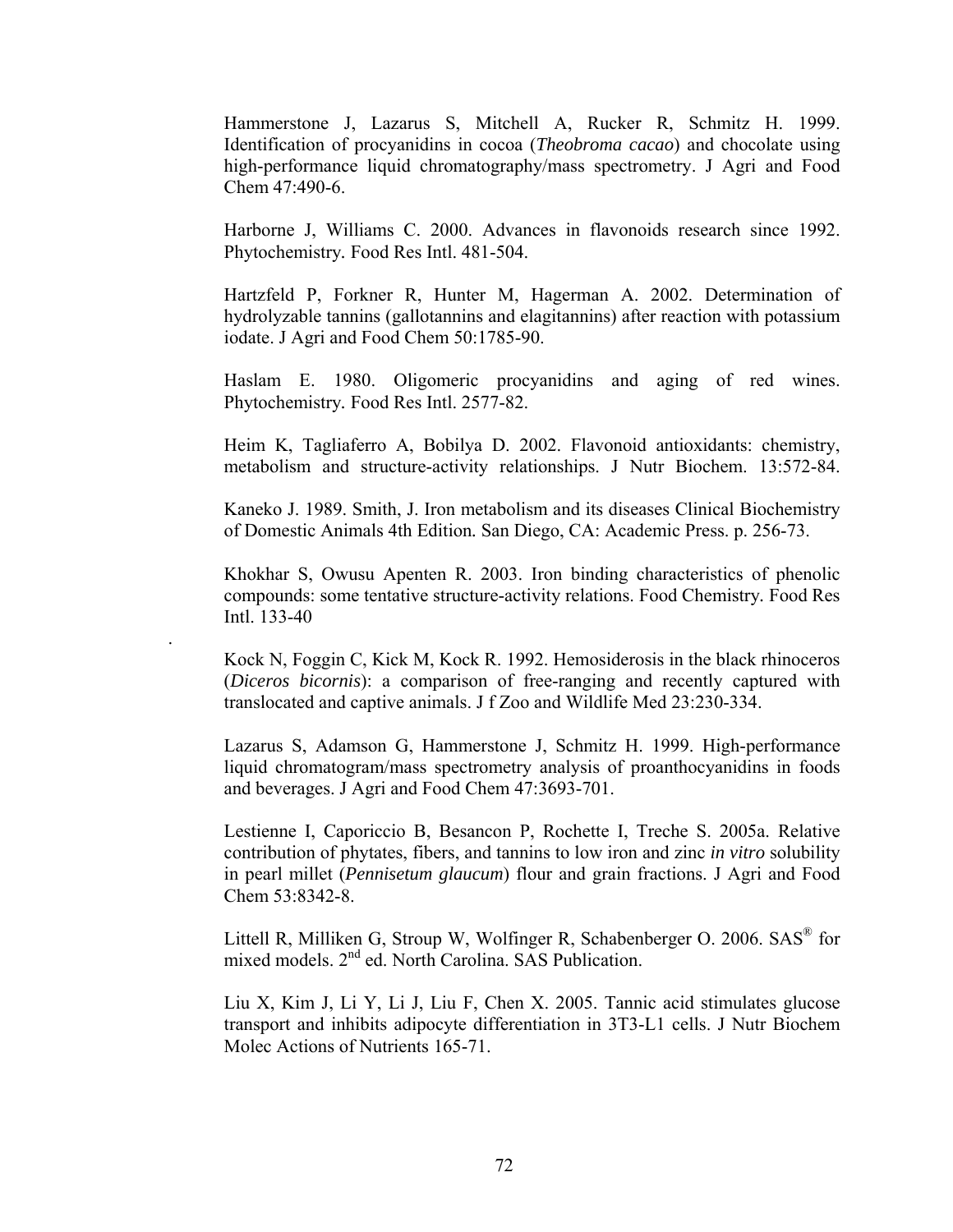Hammerstone J, Lazarus S, Mitchell A, Rucker R, Schmitz H. 1999. Identification of procyanidins in cocoa (*Theobroma cacao*) and chocolate using high-performance liquid chromatography/mass spectrometry. J Agri and Food Chem 47:490-6.

Harborne J, Williams C. 2000. Advances in flavonoids research since 1992. Phytochemistry. Food Res Intl. 481-504.

Hartzfeld P, Forkner R, Hunter M, Hagerman A. 2002. Determination of hydrolyzable tannins (gallotannins and elagitannins) after reaction with potassium iodate. J Agri and Food Chem 50:1785-90.

Haslam E. 1980. Oligomeric procyanidins and aging of red wines. Phytochemistry. Food Res Intl. 2577-82.

Heim K, Tagliaferro A, Bobilya D. 2002. Flavonoid antioxidants: chemistry, metabolism and structure-activity relationships. J Nutr Biochem. 13:572-84.

Kaneko J. 1989. Smith, J. Iron metabolism and its diseases Clinical Biochemistry of Domestic Animals 4th Edition. San Diego, CA: Academic Press. p. 256-73.

Khokhar S, Owusu Apenten R. 2003. Iron binding characteristics of phenolic compounds: some tentative structure-activity relations. Food Chemistry. Food Res Intl. 133-40

.

Kock N, Foggin C, Kick M, Kock R. 1992. Hemosiderosis in the black rhinoceros (*Diceros bicornis*): a comparison of free-ranging and recently captured with translocated and captive animals. J f Zoo and Wildlife Med 23:230-334.

Lazarus S, Adamson G, Hammerstone J, Schmitz H. 1999. High-performance liquid chromatogram/mass spectrometry analysis of proanthocyanidins in foods and beverages. J Agri and Food Chem 47:3693-701.

Lestienne I, Caporiccio B, Besancon P, Rochette I, Treche S. 2005a. Relative contribution of phytates, fibers, and tannins to low iron and zinc *in vitro* solubility in pearl millet (*Pennisetum glaucum*) flour and grain fractions. J Agri and Food Chem 53:8342-8.

Littell R, Milliken G, Stroup W, Wolfinger R, Schabenberger O. 2006. SAS® for mixed models. 2nd ed. North Carolina. SAS Publication.

Liu X, Kim J, Li Y, Li J, Liu F, Chen X. 2005. Tannic acid stimulates glucose transport and inhibits adipocyte differentiation in 3T3-L1 cells. J Nutr Biochem Molec Actions of Nutrients 165-71.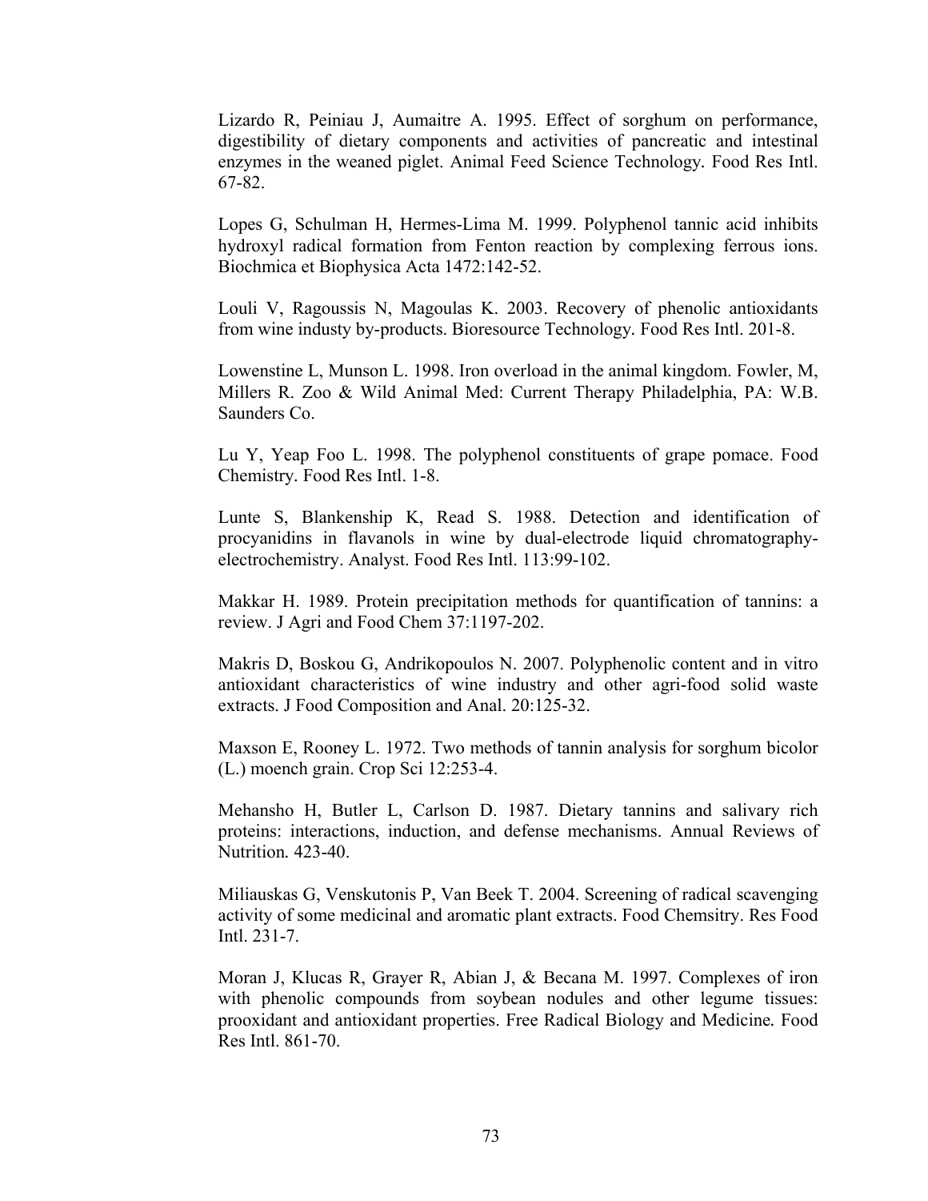Lizardo R, Peiniau J, Aumaitre A. 1995. Effect of sorghum on performance, digestibility of dietary components and activities of pancreatic and intestinal enzymes in the weaned piglet. Animal Feed Science Technology. Food Res Intl. 67-82.

Lopes G, Schulman H, Hermes-Lima M. 1999. Polyphenol tannic acid inhibits hydroxyl radical formation from Fenton reaction by complexing ferrous ions. Biochmica et Biophysica Acta 1472:142-52.

Louli V, Ragoussis N, Magoulas K. 2003. Recovery of phenolic antioxidants from wine industy by-products. Bioresource Technology. Food Res Intl. 201-8.

Lowenstine L, Munson L. 1998. Iron overload in the animal kingdom. Fowler, M, Millers R. Zoo & Wild Animal Med: Current Therapy Philadelphia, PA: W.B. Saunders Co.

Lu Y, Yeap Foo L. 1998. The polyphenol constituents of grape pomace. Food Chemistry. Food Res Intl. 1-8.

Lunte S, Blankenship K, Read S. 1988. Detection and identification of procyanidins in flavanols in wine by dual-electrode liquid chromatography-electrochemistry. Analyst. Food Res Intl. 113:99-102.

Makkar H. 1989. Protein precipitation methods for quantification of tannins: a review. J Agri and Food Chem 37:1197-202.

Makris D, Boskou G, Andrikopoulos N. 2007. Polyphenolic content and in vitro antioxidant characteristics of wine industry and other agri-food solid waste extracts. J Food Composition and Anal. 20:125-32.

Maxson E, Rooney L. 1972. Two methods of tannin analysis for sorghum bicolor (L.) moench grain. Crop Sci 12:253-4.

Mehansho H, Butler L, Carlson D. 1987. Dietary tannins and salivary rich proteins: interactions, induction, and defense mechanisms. Annual Reviews of Nutrition. 423-40.

Miliauskas G, Venskutonis P, Van Beek T. 2004. Screening of radical scavenging activity of some medicinal and aromatic plant extracts. Food Chemsitry. Res Food Intl. 231-7.

Moran J, Klucas R, Grayer R, Abian J, & Becana M. 1997. Complexes of iron with phenolic compounds from soybean nodules and other legume tissues: prooxidant and antioxidant properties. Free Radical Biology and Medicine. Food Res Intl. 861-70.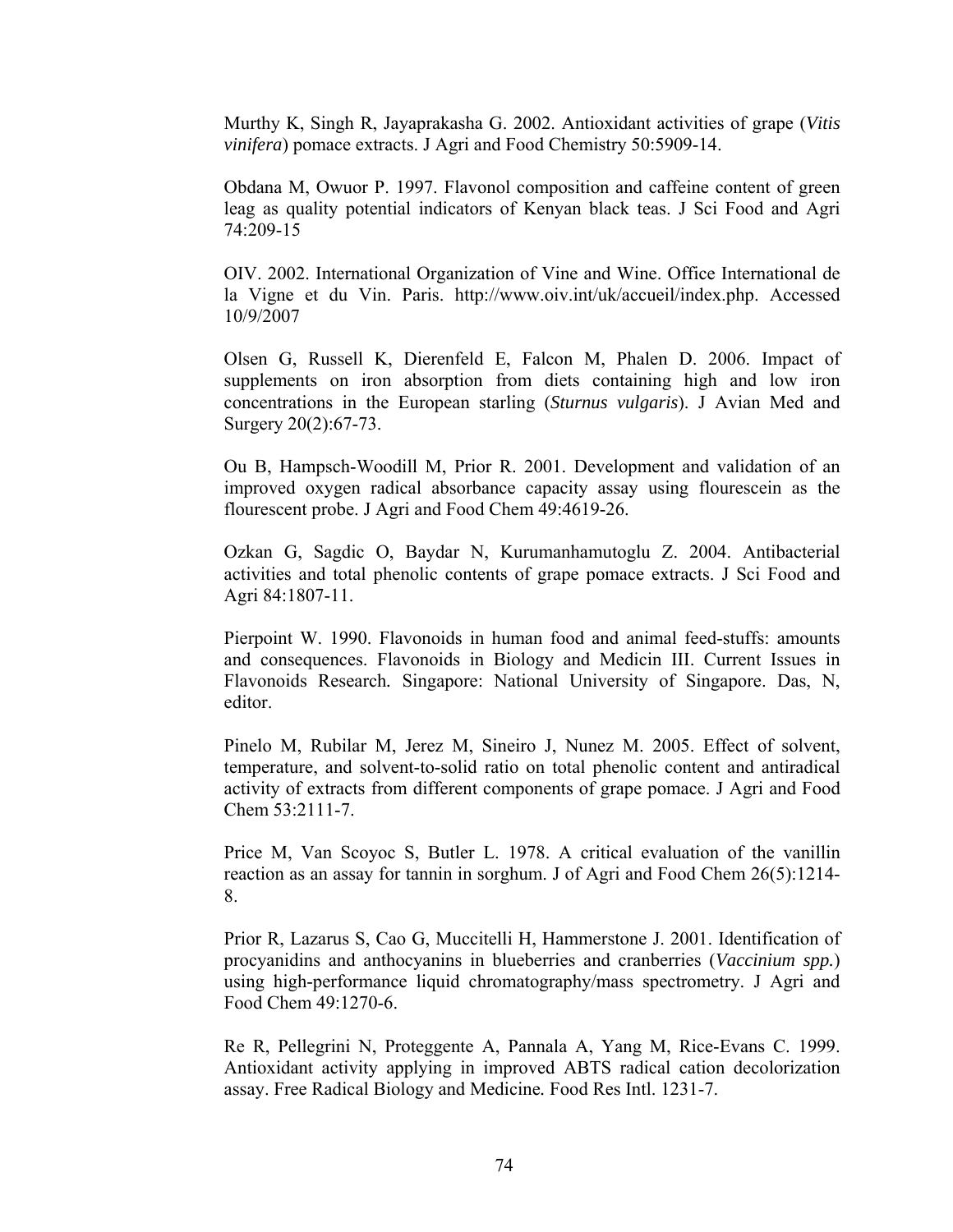Murthy K, Singh R, Jayaprakasha G. 2002. Antioxidant activities of grape (*Vitis vinifera*) pomace extracts. J Agri and Food Chemistry 50:5909-14.

Obdana M, Owuor P. 1997. Flavonol composition and caffeine content of green leag as quality potential indicators of Kenyan black teas. J Sci Food and Agri 74:209-15

OIV. 2002. International Organization of Vine and Wine. Office International de la Vigne et du Vin. Paris. http://www.oiv.int/uk/accueil/index.php. Accessed 10/9/2007

Olsen G, Russell K, Dierenfeld E, Falcon M, Phalen D. 2006. Impact of supplements on iron absorption from diets containing high and low iron concentrations in the European starling (*Sturnus vulgaris*). J Avian Med and Surgery 20(2):67-73.

Ou B, Hampsch-Woodill M, Prior R. 2001. Development and validation of an improved oxygen radical absorbance capacity assay using flourescein as the flourescent probe. J Agri and Food Chem 49:4619-26.

Ozkan G, Sagdic O, Baydar N, Kurumanhamutoglu Z. 2004. Antibacterial activities and total phenolic contents of grape pomace extracts. J Sci Food and Agri 84:1807-11.

Pierpoint W. 1990. Flavonoids in human food and animal feed-stuffs: amounts and consequences. Flavonoids in Biology and Medicin III. Current Issues in Flavonoids Research. Singapore: National University of Singapore. Das, N, editor.

Pinelo M, Rubilar M, Jerez M, Sineiro J, Nunez M. 2005. Effect of solvent, temperature, and solvent-to-solid ratio on total phenolic content and antiradical activity of extracts from different components of grape pomace. J Agri and Food Chem 53:2111-7.

Price M, Van Scoyoc S, Butler L. 1978. A critical evaluation of the vanillin reaction as an assay for tannin in sorghum. J of Agri and Food Chem 26(5):1214-8.

Prior R, Lazarus S, Cao G, Muccitelli H, Hammerstone J. 2001. Identification of procyanidins and anthocyanins in blueberries and cranberries (*Vaccinium spp.*) using high-performance liquid chromatography/mass spectrometry. J Agri and Food Chem 49:1270-6.

Re R, Pellegrini N, Proteggente A, Pannala A, Yang M, Rice-Evans C. 1999. Antioxidant activity applying in improved ABTS radical cation decolorization assay. Free Radical Biology and Medicine. Food Res Intl. 1231-7.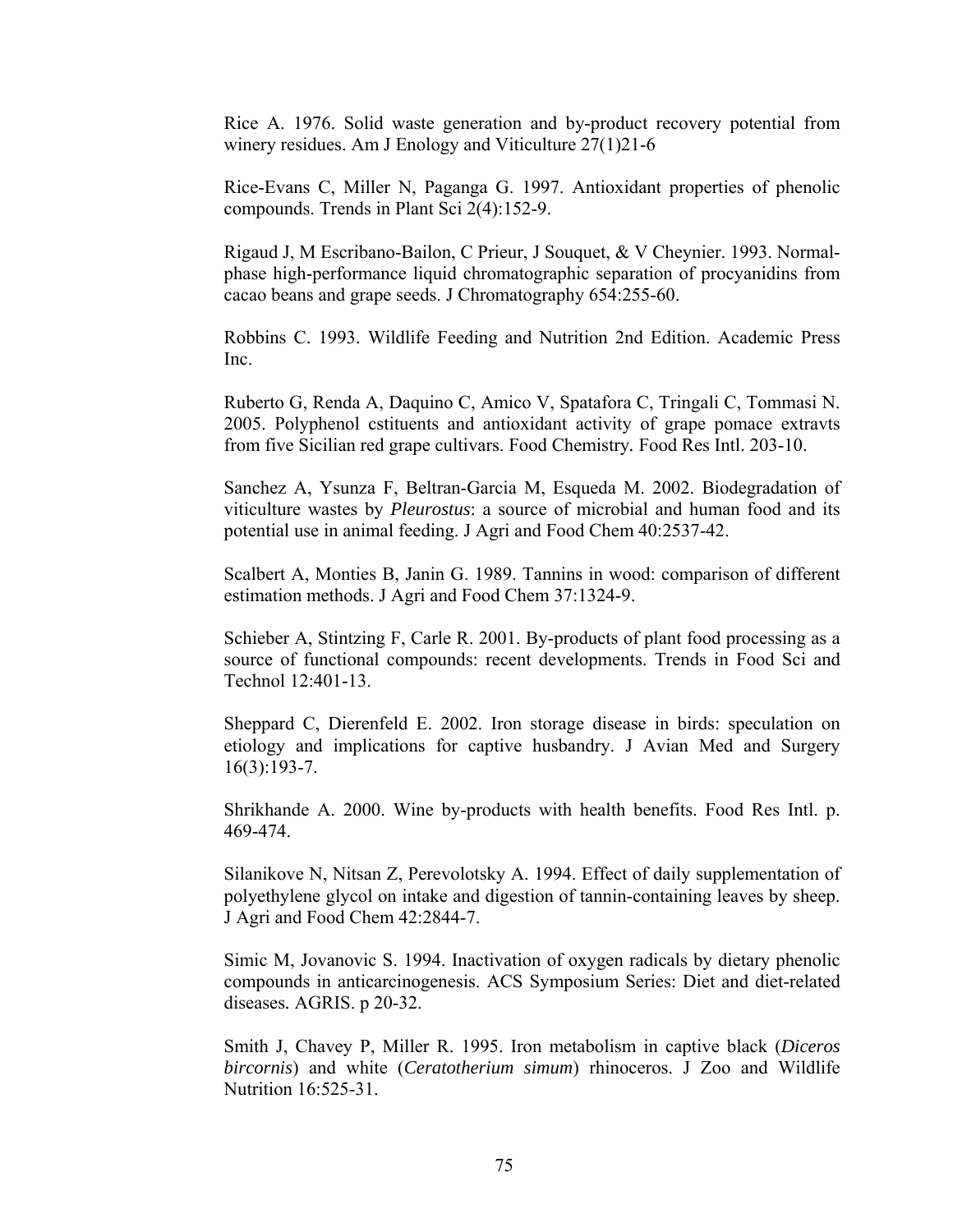Rice A. 1976. Solid waste generation and by-product recovery potential from winery residues. Am J Enology and Viticulture 27(1)21-6

Rice-Evans C, Miller N, Paganga G. 1997. Antioxidant properties of phenolic compounds. Trends in Plant Sci 2(4):152-9.

Rigaud J, M Escribano-Bailon, C Prieur, J Souquet, & V Cheynier. 1993. Normal-phase high-performance liquid chromatographic separation of procyanidins from cacao beans and grape seeds. J Chromatography 654:255-60.

Robbins C. 1993. Wildlife Feeding and Nutrition 2nd Edition. Academic Press Inc.

Ruberto G, Renda A, Daquino C, Amico V, Spatafora C, Tringali C, Tommasi N. 2005. Polyphenol cstituents and antioxidant activity of grape pomace extravts from five Sicilian red grape cultivars. Food Chemistry. Food Res Intl. 203-10.

Sanchez A, Ysunza F, Beltran-Garcia M, Esqueda M. 2002. Biodegradation of viticulture wastes by *Pleurostus*: a source of microbial and human food and its potential use in animal feeding. J Agri and Food Chem 40:2537-42.

Scalbert A, Monties B, Janin G. 1989. Tannins in wood: comparison of different estimation methods. J Agri and Food Chem 37:1324-9.

Schieber A, Stintzing F, Carle R. 2001. By-products of plant food processing as a source of functional compounds: recent developments. Trends in Food Sci and Technol 12:401-13.

Sheppard C, Dierenfeld E. 2002. Iron storage disease in birds: speculation on etiology and implications for captive husbandry. J Avian Med and Surgery 16(3):193-7.

Shrikhande A. 2000. Wine by-products with health benefits. Food Res Intl. p. 469-474.

Silanikove N, Nitsan Z, Perevolotsky A. 1994. Effect of daily supplementation of polyethylene glycol on intake and digestion of tannin-containing leaves by sheep. J Agri and Food Chem 42:2844-7.

Simic M, Jovanovic S. 1994. Inactivation of oxygen radicals by dietary phenolic compounds in anticarcinogenesis. ACS Symposium Series: Diet and diet-related diseases. AGRIS. p 20-32.

Smith J, Chavey P, Miller R. 1995. Iron metabolism in captive black (*Diceros bircornis*) and white (*Ceratotherium simum*) rhinoceros. J Zoo and Wildlife Nutrition 16:525-31.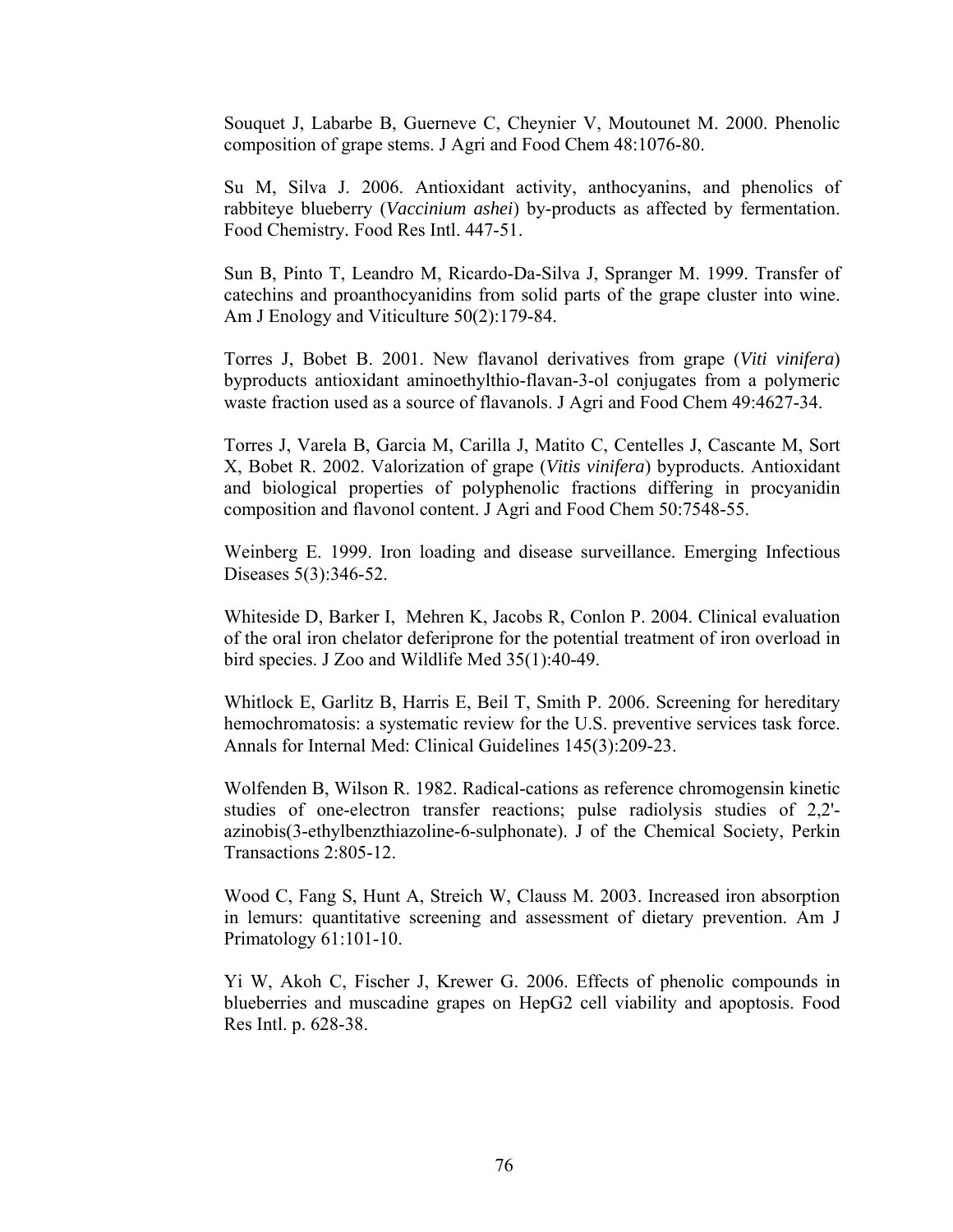Souquet J, Labarbe B, Guerneve C, Cheynier V, Moutounet M. 2000. Phenolic composition of grape stems. J Agri and Food Chem 48:1076-80.

Su M, Silva J. 2006. Antioxidant activity, anthocyanins, and phenolics of rabbiteye blueberry (*Vaccinium ashei*) by-products as affected by fermentation. Food Chemistry. Food Res Intl. 447-51.

Sun B, Pinto T, Leandro M, Ricardo-Da-Silva J, Spranger M. 1999. Transfer of catechins and proanthocyanidins from solid parts of the grape cluster into wine. Am J Enology and Viticulture 50(2):179-84.

Torres J, Bobet B. 2001. New flavanol derivatives from grape (*Viti vinifera*) byproducts antioxidant aminoethylthio-flavan-3-ol conjugates from a polymeric waste fraction used as a source of flavanols. J Agri and Food Chem 49:4627-34.

Torres J, Varela B, Garcia M, Carilla J, Matito C, Centelles J, Cascante M, Sort X, Bobet R. 2002. Valorization of grape (*Vitis vinifera*) byproducts. Antioxidant and biological properties of polyphenolic fractions differing in procyanidin composition and flavonol content. J Agri and Food Chem 50:7548-55.

Weinberg E. 1999. Iron loading and disease surveillance. Emerging Infectious Diseases 5(3):346-52.

Whiteside D, Barker I, Mehren K, Jacobs R, Conlon P. 2004. Clinical evaluation of the oral iron chelator deferiprone for the potential treatment of iron overload in bird species. J Zoo and Wildlife Med 35(1):40-49.

Whitlock E, Garlitz B, Harris E, Beil T, Smith P. 2006. Screening for hereditary hemochromatosis: a systematic review for the U.S. preventive services task force. Annals for Internal Med: Clinical Guidelines 145(3):209-23.

Wolfenden B, Wilson R. 1982. Radical-cations as reference chromogensin kinetic studies of one-electron transfer reactions; pulse radiolysis studies of 2,2'-azinobis(3-ethylbenzthiazoline-6-sulphonate). J of the Chemical Society, Perkin Transactions 2:805-12.

Wood C, Fang S, Hunt A, Streich W, Clauss M. 2003. Increased iron absorption in lemurs: quantitative screening and assessment of dietary prevention. Am J Primatology 61:101-10.

Yi W, Akoh C, Fischer J, Krewer G. 2006. Effects of phenolic compounds in blueberries and muscadine grapes on HepG2 cell viability and apoptosis. Food Res Intl. p. 628-38.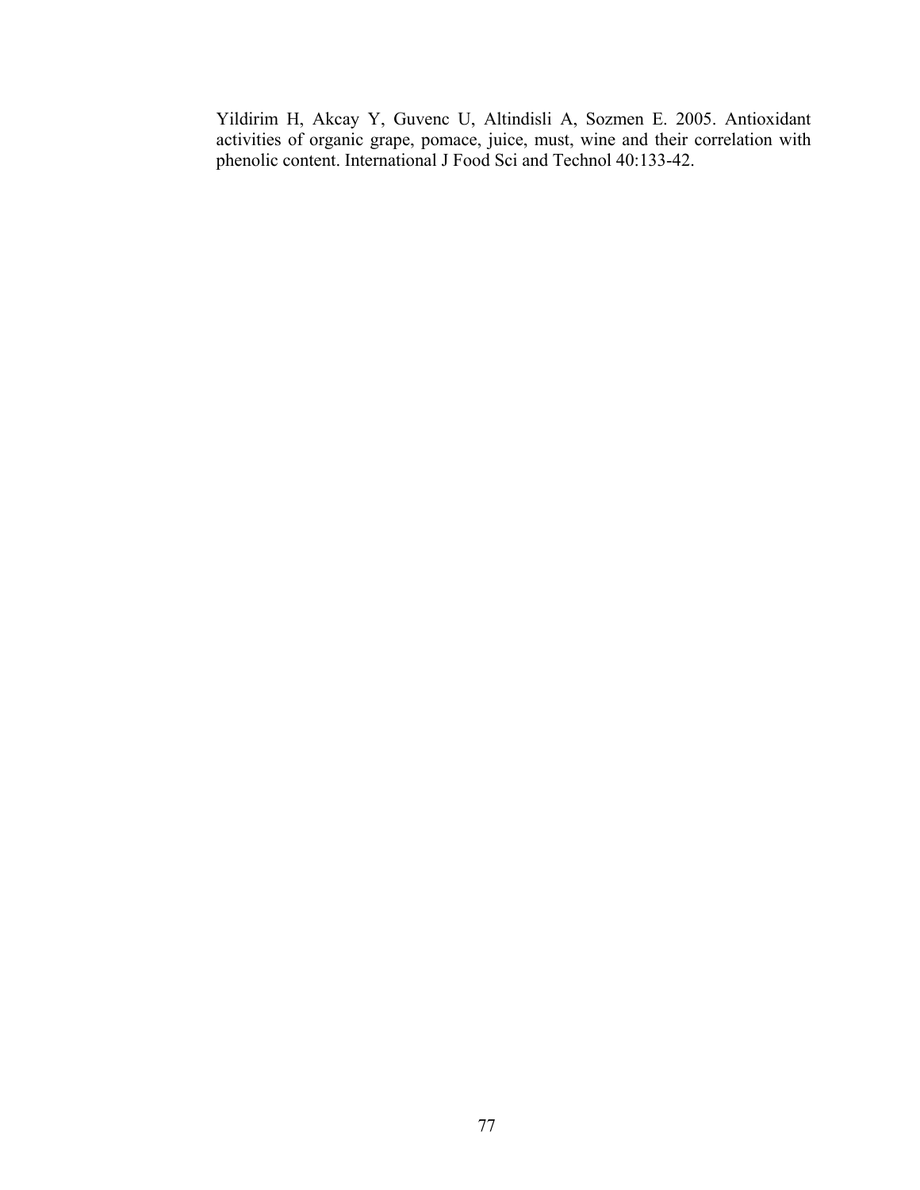Yildirim H, Akcay Y, Guvenc U, Altindisli A, Sozmen E. 2005. Antioxidant activities of organic grape, pomace, juice, must, wine and their correlation with phenolic content. International J Food Sci and Technol 40:133-42.